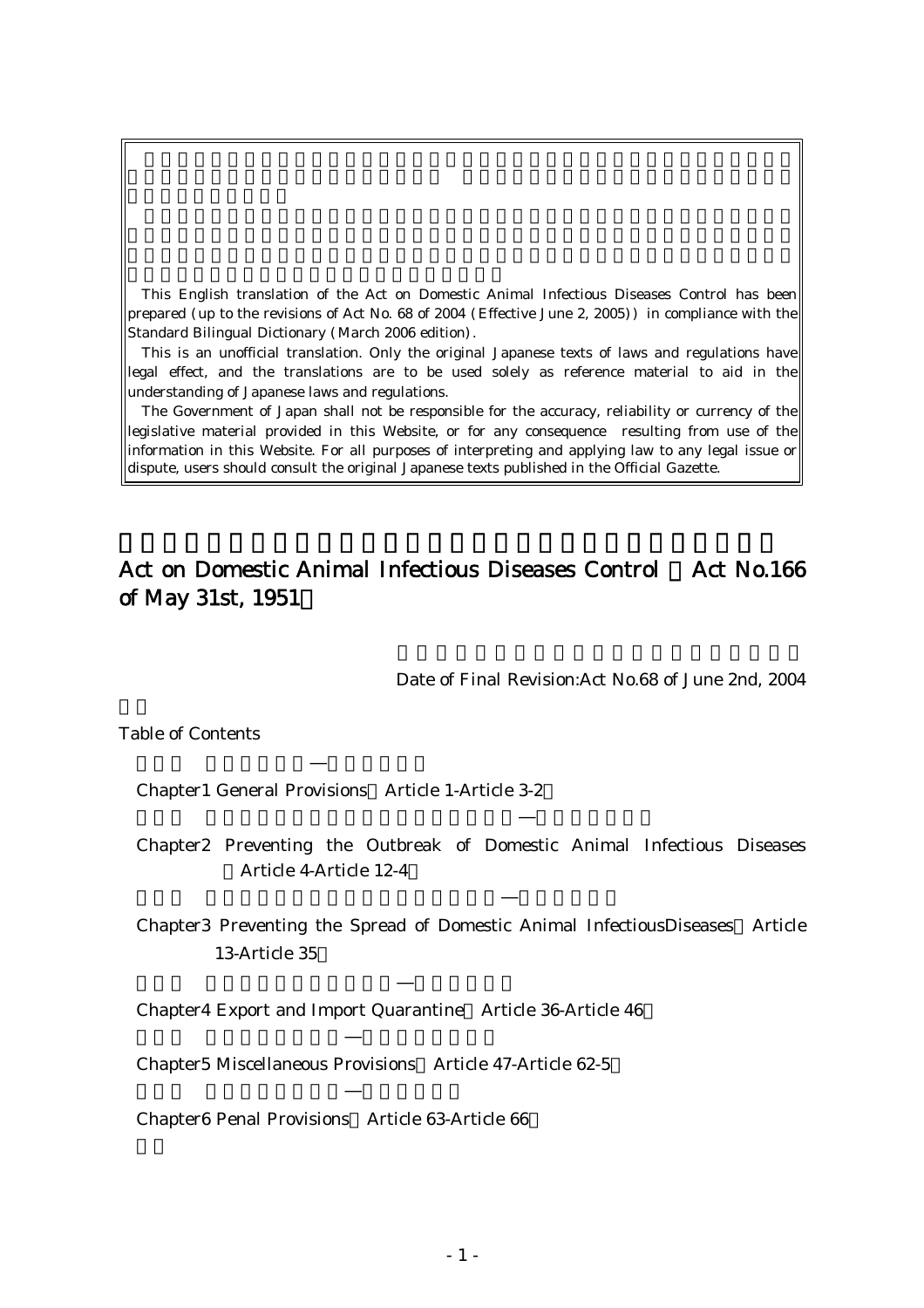This English translation of the Act on Domestic Animal Infectious Diseases Control has been prepared (up to the revisions of Act No. 68 of 2004 (Effective June 2, 2005)) in compliance with the Standard Bilingual Dictionary (March 2006 edition).

This is an unofficial translation. Only the original Japanese texts of laws and regulations have legal effect, and the translations are to be used solely as reference material to aid in the understanding of Japanese laws and regulations.

The Government of Japan shall not be responsible for the accuracy, reliability or currency of the legislative material provided in this Website, or for any consequence resulting from use of the information in this Website. For all purposes of interpreting and applying law to any legal issue or dispute, users should consult the original Japanese texts published in the Official Gazette.

# Act on Domestic Animal Infectious Diseases Control (Act No.166 of May 31st, 1951)

Date of Final Revision:Act No.68 of June 2nd, 2004

Table of Contents

Chapter1 General Provisions (Article 1-Article 3-2)

Chapter2 Preventing the Outbreak of Domestic Animal Infectious Diseases (Article 4-Article 12-4)

Chapter3 Preventing the Spread of Domestic Animal InfectiousDiseases (Article 13-Article 35)

Chapter4 Export and Import Quarantine (Article 36-Article 46)

Chapter5 Miscellaneous Provisions (Article 47-Article 62-5)

Chapter6 Penal Provisions (Article 63-Article 66)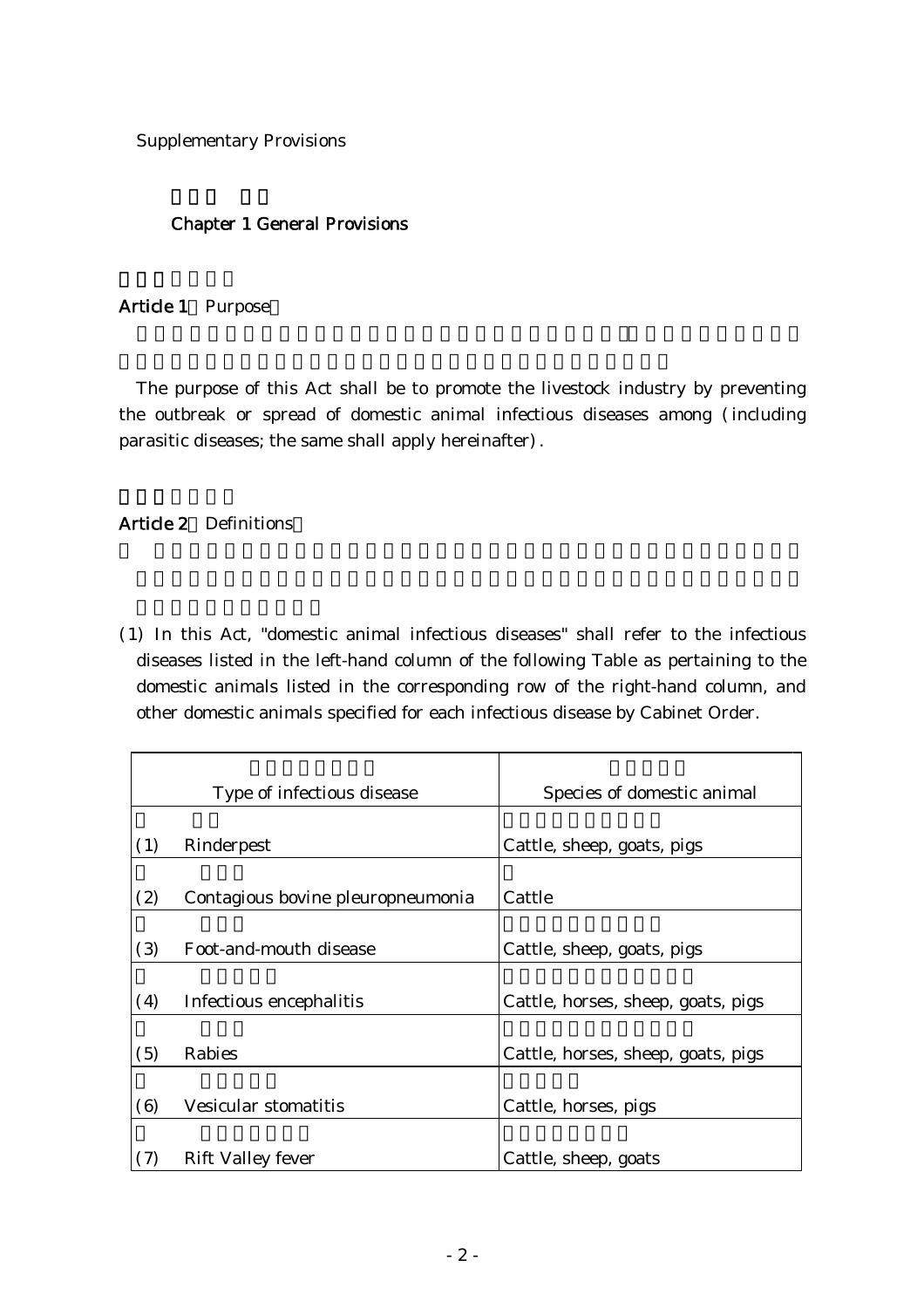Supplementary Provisions

## Chapter 1 General Provisions

### Article 1 Purpose

The purpose of this Act shall be to promote the livestock industry by preventing the outbreak or spread of domestic animal infectious diseases among (including parasitic diseases; the same shall apply hereinafter).

### Article 2 Definitions

(1) In this Act, "domestic animal infectious diseases" shall refer to the infectious diseases listed in the left-hand column of the following Table as pertaining to the domestic animals listed in the corresponding row of the right-hand column, and other domestic animals specified for each infectious disease by Cabinet Order.

| Type of infectious disease | Species of domestic animal |
| --- | --- |
| (1) Rinderpest | Cattle, sheep, goats, pigs |
| (2) Contagious bovine pleuropneumonia | Cattle |
| (3) Foot-and-mouth disease | Cattle, sheep, goats, pigs |
| (4) Infectious encephalitis | Cattle, horses, sheep, goats, pigs |
| (5) Rabies | Cattle, horses, sheep, goats, pigs |
| (6) Vesicular stomatitis | Cattle, horses, pigs |
| (7) Rift Valley fever | Cattle, sheep, goats |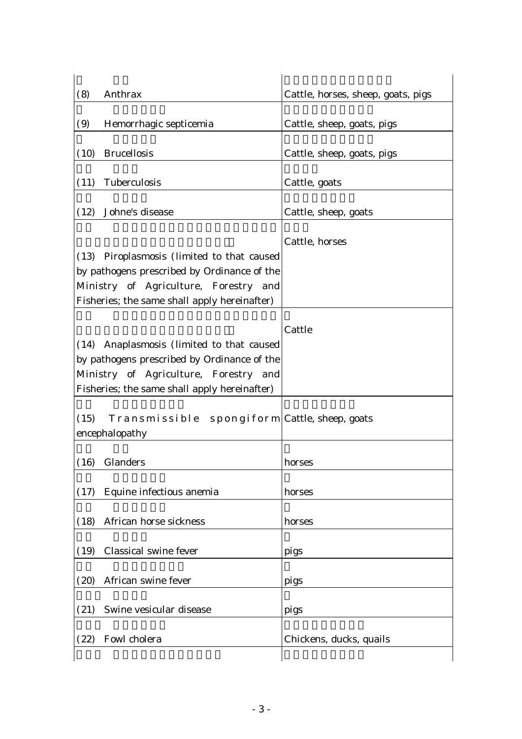| | |
|---|---|
| (8) Anthrax | Cattle, horses, sheep, goats, pigs |
| (9) Hemorrhagic septicemia | Cattle, sheep, goats, pigs |
| (10) Brucellosis | Cattle, sheep, goats, pigs |
| (11) Tuberculosis | Cattle, goats |
| (12) Johne's disease | Cattle, sheep, goats |
| (13) Piroplasmosis (limited to that caused by pathogens prescribed by Ordinance of the Ministry of Agriculture, Forestry and Fisheries; the same shall apply hereinafter) | Cattle, horses |
| (14) Anaplasmosis (limited to that caused by pathogens prescribed by Ordinance of the Ministry of Agriculture, Forestry and Fisheries; the same shall apply hereinafter) | Cattle |
| (15) Transmissible spongiform encephalopathy | Cattle, sheep, goats |
| (16) Glanders | horses |
| (17) Equine infectious anemia | horses |
| (18) African horse sickness | horses |
| (19) Classical swine fever | pigs |
| (20) African swine fever | pigs |
| (21) Swine vesicular disease | pigs |
| (22) Fowl cholera | Chickens, ducks, quails |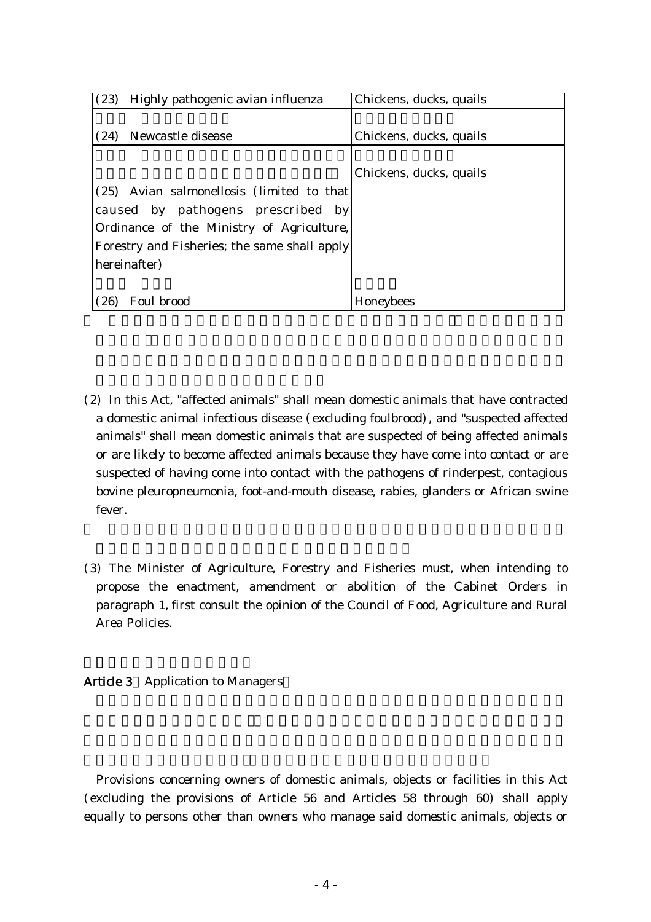| (23) Highly pathogenic avian influenza | Chickens, ducks, quails |
| --- | --- |
| (24) Newcastle disease | Chickens, ducks, quails |
| (25) Avian salmonellosis (limited to that caused by pathogens prescribed by Ordinance of the Ministry of Agriculture, Forestry and Fisheries; the same shall apply hereinafter) | Chickens, ducks, quails |
| (26) Foul brood | Honeybees |

(2) In this Act, "affected animals" shall mean domestic animals that have contracted a domestic animal infectious disease (excluding foulbrood), and "suspected affected animals" shall mean domestic animals that are suspected of being affected animals or are likely to become affected animals because they have come into contact or are suspected of having come into contact with the pathogens of rinderpest, contagious bovine pleuropneumonia, foot-and-mouth disease, rabies, glanders or African swine fever.

(3) The Minister of Agriculture, Forestry and Fisheries must, when intending to propose the enactment, amendment or abolition of the Cabinet Orders in paragraph 1, first consult the opinion of the Council of Food, Agriculture and Rural Area Policies.

**Article 3** Application to Managers

Provisions concerning owners of domestic animals, objects or facilities in this Act (excluding the provisions of Article 56 and Articles 58 through 60) shall apply equally to persons other than owners who manage said domestic animals, objects or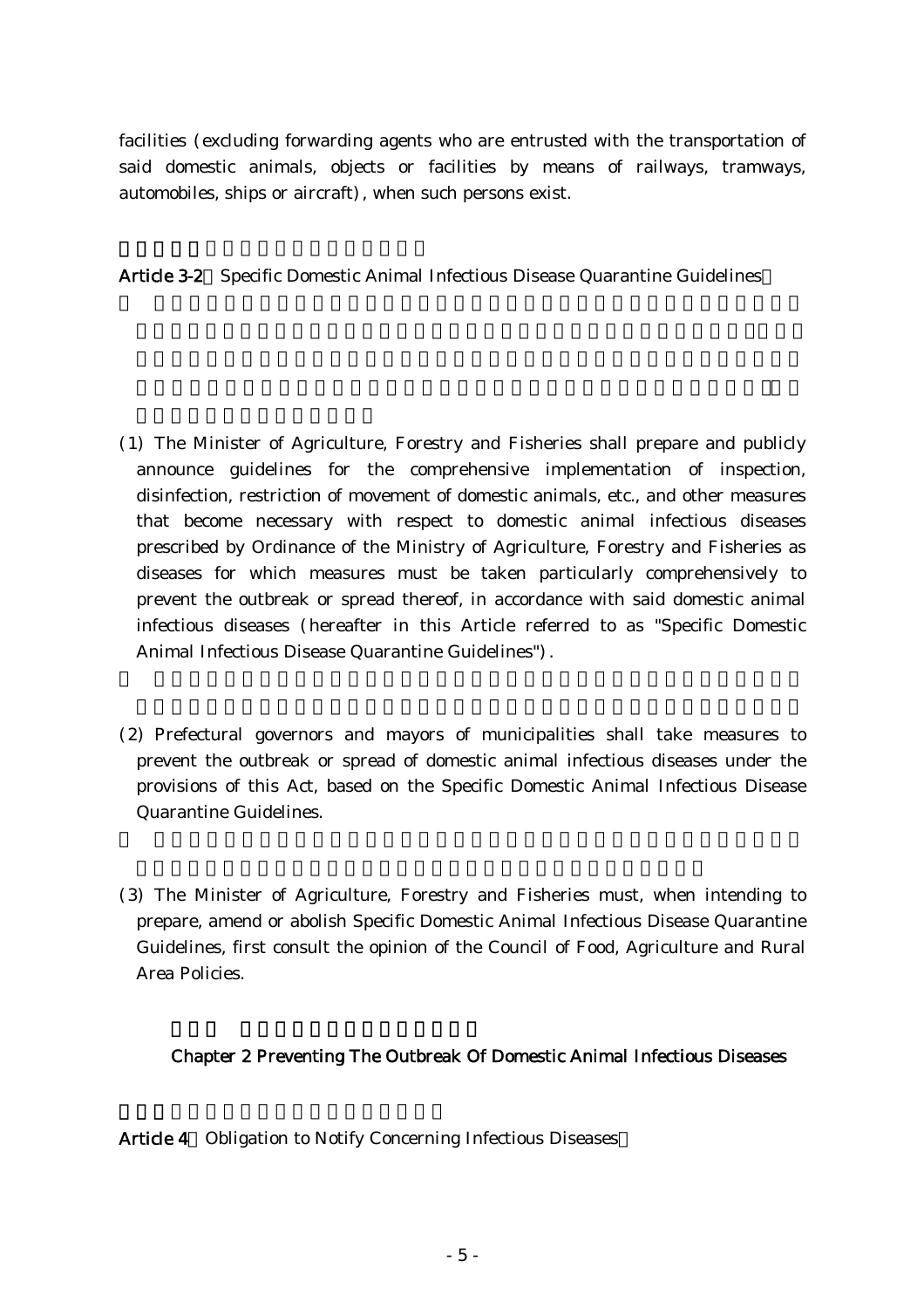facilities (excluding forwarding agents who are entrusted with the transportation of said domestic animals, objects or facilities by means of railways, tramways, automobiles, ships or aircraft), when such persons exist.

**Article 3-2** Specific Domestic Animal Infectious Disease Quarantine Guidelines

(1) The Minister of Agriculture, Forestry and Fisheries shall prepare and publicly announce guidelines for the comprehensive implementation of inspection, disinfection, restriction of movement of domestic animals, etc., and other measures that become necessary with respect to domestic animal infectious diseases prescribed by Ordinance of the Ministry of Agriculture, Forestry and Fisheries as diseases for which measures must be taken particularly comprehensively to prevent the outbreak or spread thereof, in accordance with said domestic animal infectious diseases (hereafter in this Article referred to as "Specific Domestic Animal Infectious Disease Quarantine Guidelines").

(2) Prefectural governors and mayors of municipalities shall take measures to prevent the outbreak or spread of domestic animal infectious diseases under the provisions of this Act, based on the Specific Domestic Animal Infectious Disease Quarantine Guidelines.

(3) The Minister of Agriculture, Forestry and Fisheries must, when intending to prepare, amend or abolish Specific Domestic Animal Infectious Disease Quarantine Guidelines, first consult the opinion of the Council of Food, Agriculture and Rural Area Policies.

## Chapter 2 Preventing The Outbreak Of Domestic Animal Infectious Diseases

**Article 4** Obligation to Notify Concerning Infectious Diseases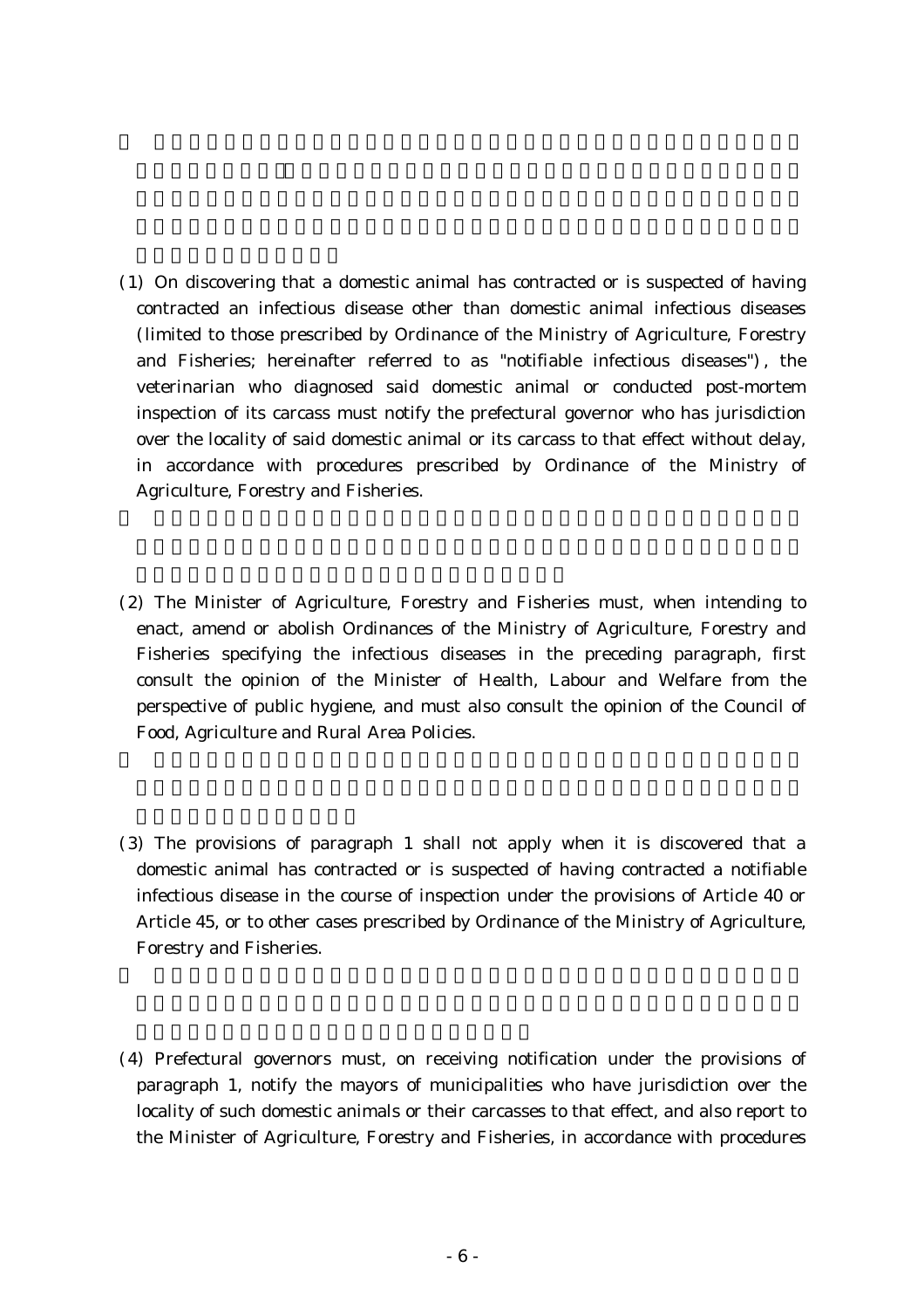(1) On discovering that a domestic animal has contracted or is suspected of having contracted an infectious disease other than domestic animal infectious diseases (limited to those prescribed by Ordinance of the Ministry of Agriculture, Forestry and Fisheries; hereinafter referred to as "notifiable infectious diseases"), the veterinarian who diagnosed said domestic animal or conducted post-mortem inspection of its carcass must notify the prefectural governor who has jurisdiction over the locality of said domestic animal or its carcass to that effect without delay, in accordance with procedures prescribed by Ordinance of the Ministry of Agriculture, Forestry and Fisheries.

(2) The Minister of Agriculture, Forestry and Fisheries must, when intending to enact, amend or abolish Ordinances of the Ministry of Agriculture, Forestry and Fisheries specifying the infectious diseases in the preceding paragraph, first consult the opinion of the Minister of Health, Labour and Welfare from the perspective of public hygiene, and must also consult the opinion of the Council of Food, Agriculture and Rural Area Policies.

(3) The provisions of paragraph 1 shall not apply when it is discovered that a domestic animal has contracted or is suspected of having contracted a notifiable infectious disease in the course of inspection under the provisions of Article 40 or Article 45, or to other cases prescribed by Ordinance of the Ministry of Agriculture, Forestry and Fisheries.

(4) Prefectural governors must, on receiving notification under the provisions of paragraph 1, notify the mayors of municipalities who have jurisdiction over the locality of such domestic animals or their carcasses to that effect, and also report to the Minister of Agriculture, Forestry and Fisheries, in accordance with procedures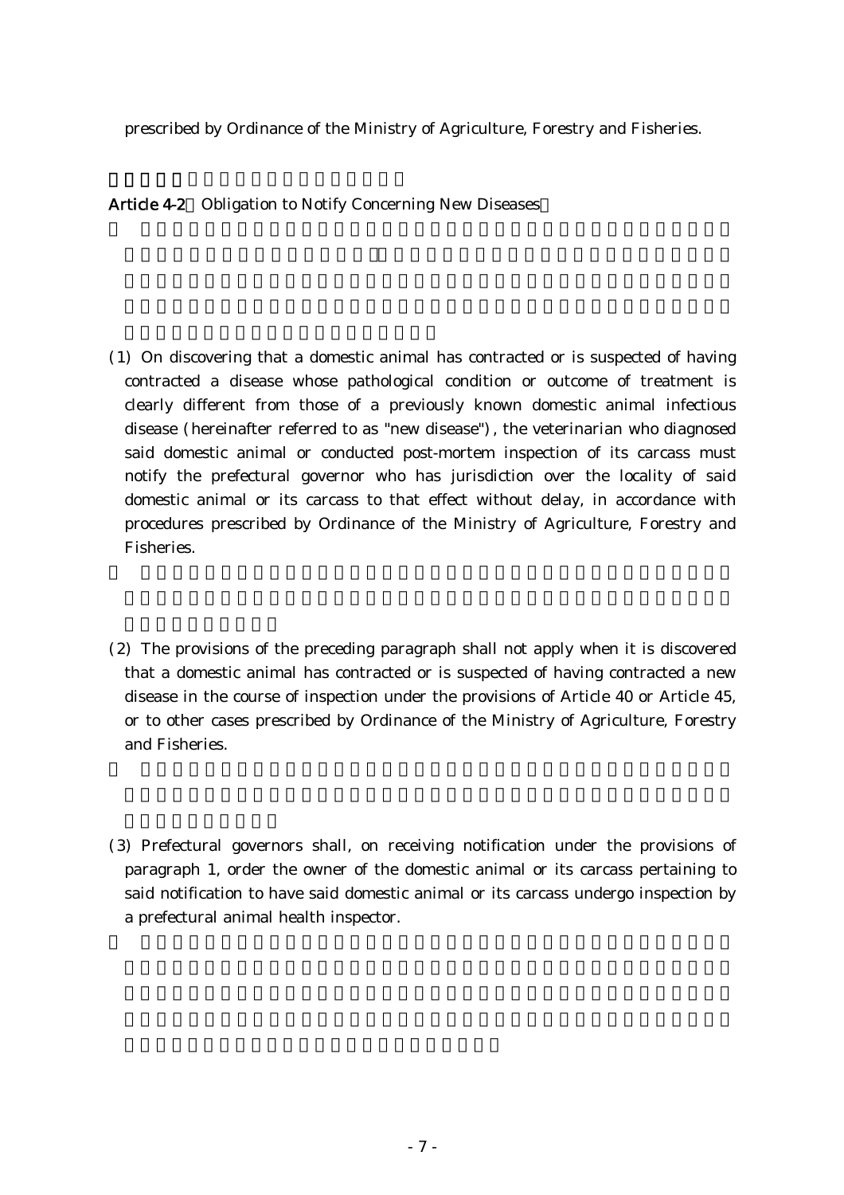prescribed by Ordinance of the Ministry of Agriculture, Forestry and Fisheries.

**Article 4-2** Obligation to Notify Concerning New Diseases

(1) On discovering that a domestic animal has contracted or is suspected of having contracted a disease whose pathological condition or outcome of treatment is clearly different from those of a previously known domestic animal infectious disease (hereinafter referred to as "new disease"), the veterinarian who diagnosed said domestic animal or conducted post-mortem inspection of its carcass must notify the prefectural governor who has jurisdiction over the locality of said domestic animal or its carcass to that effect without delay, in accordance with procedures prescribed by Ordinance of the Ministry of Agriculture, Forestry and Fisheries.

(2) The provisions of the preceding paragraph shall not apply when it is discovered that a domestic animal has contracted or is suspected of having contracted a new disease in the course of inspection under the provisions of Article 40 or Article 45, or to other cases prescribed by Ordinance of the Ministry of Agriculture, Forestry and Fisheries.

(3) Prefectural governors shall, on receiving notification under the provisions of paragraph 1, order the owner of the domestic animal or its carcass pertaining to said notification to have said domestic animal or its carcass undergo inspection by a prefectural animal health inspector.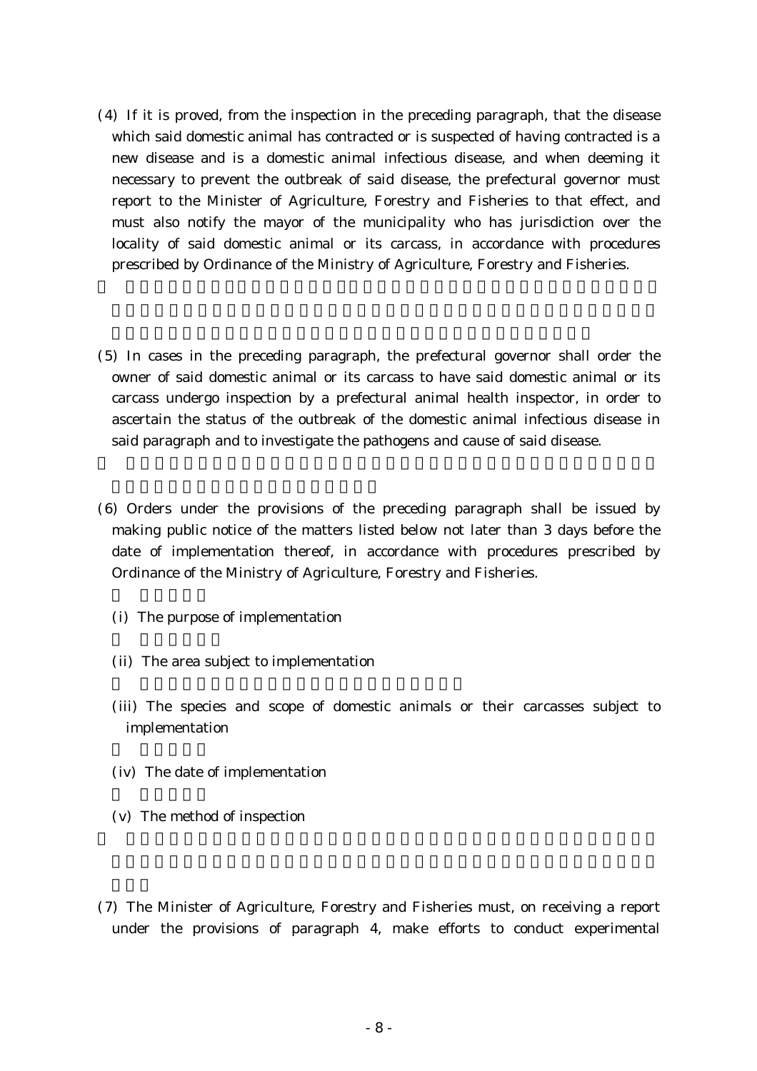(4) If it is proved, from the inspection in the preceding paragraph, that the disease which said domestic animal has contracted or is suspected of having contracted is a new disease and is a domestic animal infectious disease, and when deeming it necessary to prevent the outbreak of said disease, the prefectural governor must report to the Minister of Agriculture, Forestry and Fisheries to that effect, and must also notify the mayor of the municipality who has jurisdiction over the locality of said domestic animal or its carcass, in accordance with procedures prescribed by Ordinance of the Ministry of Agriculture, Forestry and Fisheries.

(5) In cases in the preceding paragraph, the prefectural governor shall order the owner of said domestic animal or its carcass to have said domestic animal or its carcass undergo inspection by a prefectural animal health inspector, in order to ascertain the status of the outbreak of the domestic animal infectious disease in said paragraph and to investigate the pathogens and cause of said disease.

(6) Orders under the provisions of the preceding paragraph shall be issued by making public notice of the matters listed below not later than 3 days before the date of implementation thereof, in accordance with procedures prescribed by Ordinance of the Ministry of Agriculture, Forestry and Fisheries.

(i) The purpose of implementation

(ii) The area subject to implementation

(iii) The species and scope of domestic animals or their carcasses subject to implementation

(iv) The date of implementation

(v) The method of inspection

(7) The Minister of Agriculture, Forestry and Fisheries must, on receiving a report under the provisions of paragraph 4, make efforts to conduct experimental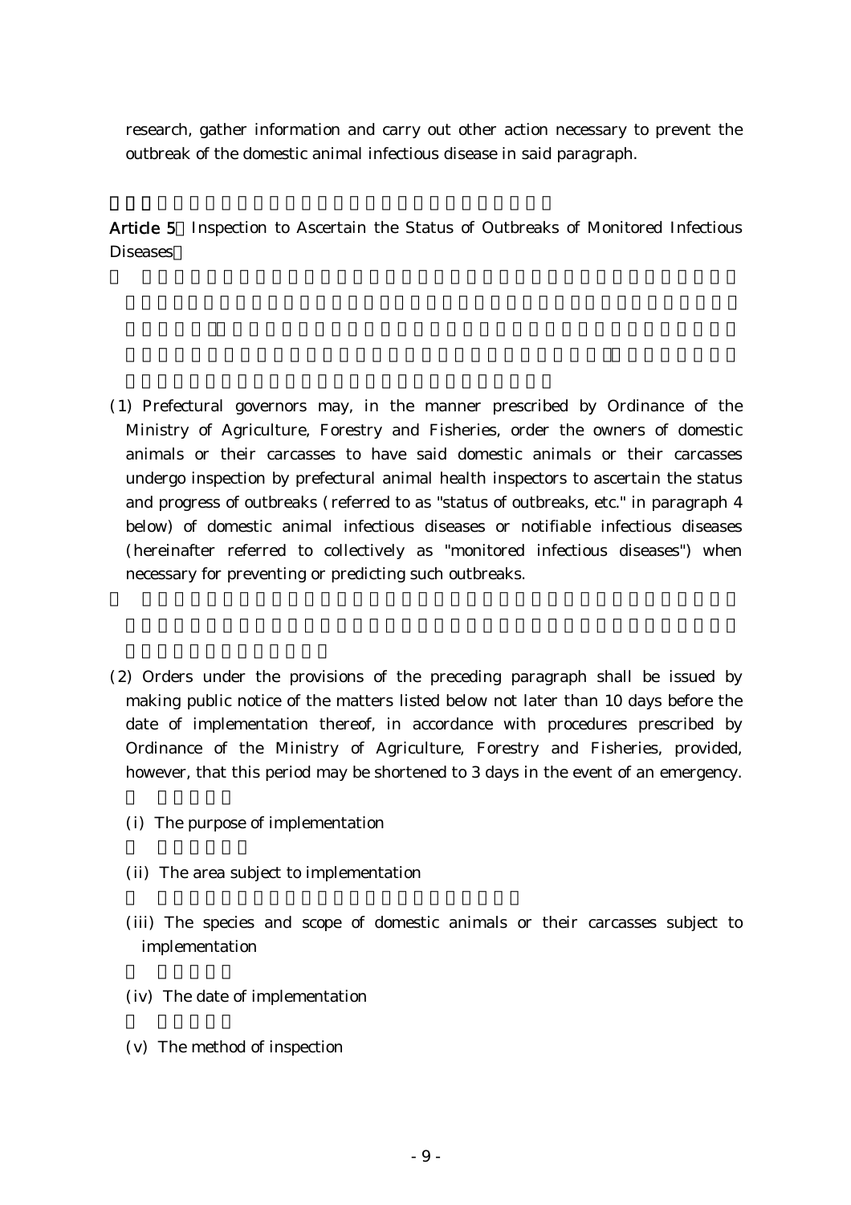research, gather information and carry out other action necessary to prevent the outbreak of the domestic animal infectious disease in said paragraph.

**Article 5** Inspection to Ascertain the Status of Outbreaks of Monitored Infectious Diseases

(1) Prefectural governors may, in the manner prescribed by Ordinance of the Ministry of Agriculture, Forestry and Fisheries, order the owners of domestic animals or their carcasses to have said domestic animals or their carcasses undergo inspection by prefectural animal health inspectors to ascertain the status and progress of outbreaks (referred to as "status of outbreaks, etc." in paragraph 4 below) of domestic animal infectious diseases or notifiable infectious diseases (hereinafter referred to collectively as "monitored infectious diseases") when necessary for preventing or predicting such outbreaks.

(2) Orders under the provisions of the preceding paragraph shall be issued by making public notice of the matters listed below not later than 10 days before the date of implementation thereof, in accordance with procedures prescribed by Ordinance of the Ministry of Agriculture, Forestry and Fisheries, provided, however, that this period may be shortened to 3 days in the event of an emergency.

(i) The purpose of implementation

(ii) The area subject to implementation

(iii) The species and scope of domestic animals or their carcasses subject to implementation

(iv) The date of implementation

(v) The method of inspection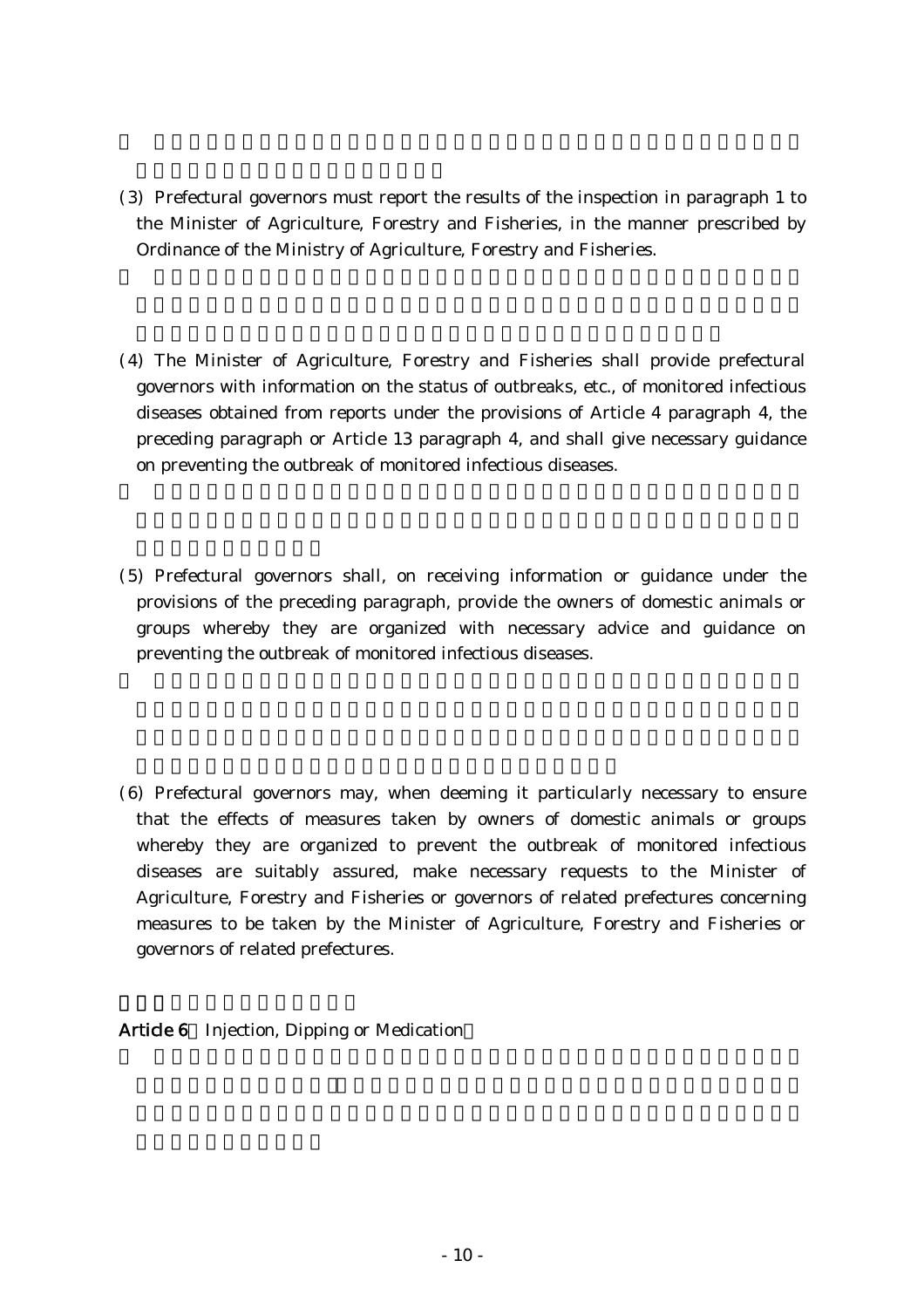(3) Prefectural governors must report the results of the inspection in paragraph 1 to the Minister of Agriculture, Forestry and Fisheries, in the manner prescribed by Ordinance of the Ministry of Agriculture, Forestry and Fisheries.

(4) The Minister of Agriculture, Forestry and Fisheries shall provide prefectural governors with information on the status of outbreaks, etc., of monitored infectious diseases obtained from reports under the provisions of Article 4 paragraph 4, the preceding paragraph or Article 13 paragraph 4, and shall give necessary guidance on preventing the outbreak of monitored infectious diseases.

(5) Prefectural governors shall, on receiving information or guidance under the provisions of the preceding paragraph, provide the owners of domestic animals or groups whereby they are organized with necessary advice and guidance on preventing the outbreak of monitored infectious diseases.

(6) Prefectural governors may, when deeming it particularly necessary to ensure that the effects of measures taken by owners of domestic animals or groups whereby they are organized to prevent the outbreak of monitored infectious diseases are suitably assured, make necessary requests to the Minister of Agriculture, Forestry and Fisheries or governors of related prefectures concerning measures to be taken by the Minister of Agriculture, Forestry and Fisheries or governors of related prefectures.

**Article 6** Injection, Dipping or Medication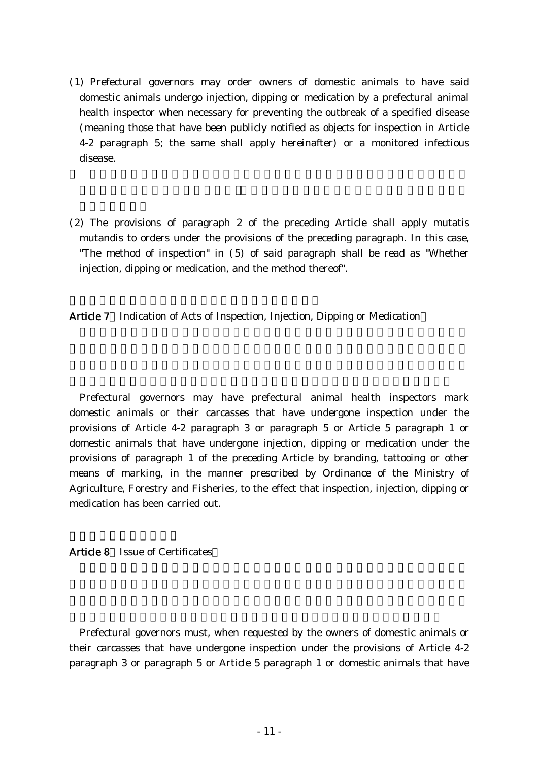(1) Prefectural governors may order owners of domestic animals to have said domestic animals undergo injection, dipping or medication by a prefectural animal health inspector when necessary for preventing the outbreak of a specified disease (meaning those that have been publicly notified as objects for inspection in Article 4-2 paragraph 5; the same shall apply hereinafter) or a monitored infectious disease.

(2) The provisions of paragraph 2 of the preceding Article shall apply mutatis mutandis to orders under the provisions of the preceding paragraph. In this case, "The method of inspection" in (5) of said paragraph shall be read as "Whether injection, dipping or medication, and the method thereof".

**Article 7** Indication of Acts of Inspection, Injection, Dipping or Medication

Prefectural governors may have prefectural animal health inspectors mark domestic animals or their carcasses that have undergone inspection under the provisions of Article 4-2 paragraph 3 or paragraph 5 or Article 5 paragraph 1 or domestic animals that have undergone injection, dipping or medication under the provisions of paragraph 1 of the preceding Article by branding, tattooing or other means of marking, in the manner prescribed by Ordinance of the Ministry of Agriculture, Forestry and Fisheries, to the effect that inspection, injection, dipping or medication has been carried out.

**Article 8** Issue of Certificates

Prefectural governors must, when requested by the owners of domestic animals or their carcasses that have undergone inspection under the provisions of Article 4-2 paragraph 3 or paragraph 5 or Article 5 paragraph 1 or domestic animals that have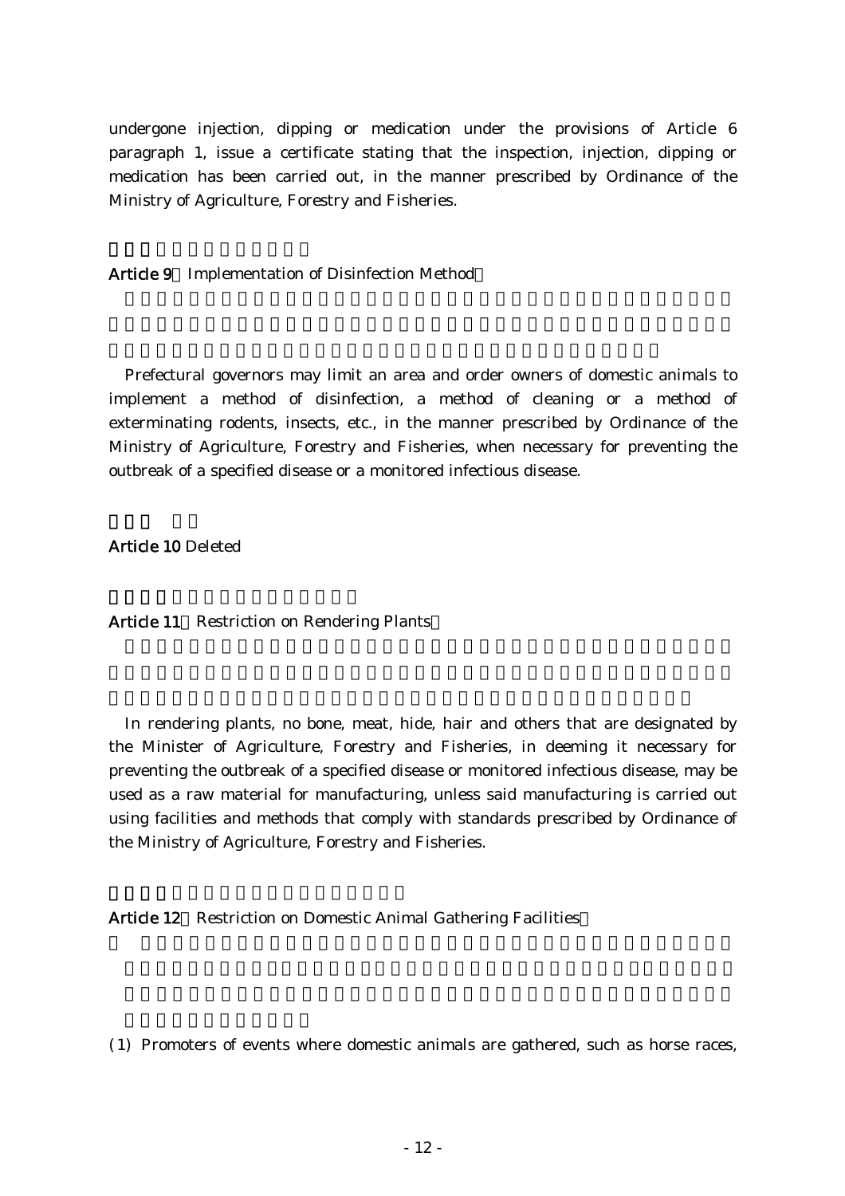undergone injection, dipping or medication under the provisions of Article 6 paragraph 1, issue a certificate stating that the inspection, injection, dipping or medication has been carried out, in the manner prescribed by Ordinance of the Ministry of Agriculture, Forestry and Fisheries.

**Article 9** Implementation of Disinfection Method

Prefectural governors may limit an area and order owners of domestic animals to implement a method of disinfection, a method of cleaning or a method of exterminating rodents, insects, etc., in the manner prescribed by Ordinance of the Ministry of Agriculture, Forestry and Fisheries, when necessary for preventing the outbreak of a specified disease or a monitored infectious disease.

**Article 10** Deleted

**Article 11** Restriction on Rendering Plants

In rendering plants, no bone, meat, hide, hair and others that are designated by the Minister of Agriculture, Forestry and Fisheries, in deeming it necessary for preventing the outbreak of a specified disease or monitored infectious disease, may be used as a raw material for manufacturing, unless said manufacturing is carried out using facilities and methods that comply with standards prescribed by Ordinance of the Ministry of Agriculture, Forestry and Fisheries.

**Article 12** Restriction on Domestic Animal Gathering Facilities

(1) Promoters of events where domestic animals are gathered, such as horse races,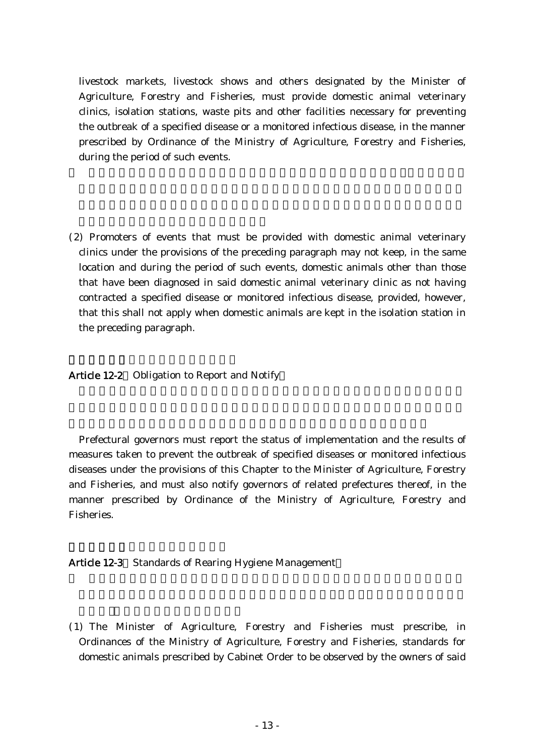livestock markets, livestock shows and others designated by the Minister of Agriculture, Forestry and Fisheries, must provide domestic animal veterinary clinics, isolation stations, waste pits and other facilities necessary for preventing the outbreak of a specified disease or a monitored infectious disease, in the manner prescribed by Ordinance of the Ministry of Agriculture, Forestry and Fisheries, during the period of such events.

(2) Promoters of events that must be provided with domestic animal veterinary clinics under the provisions of the preceding paragraph may not keep, in the same location and during the period of such events, domestic animals other than those that have been diagnosed in said domestic animal veterinary clinic as not having contracted a specified disease or monitored infectious disease, provided, however, that this shall not apply when domestic animals are kept in the isolation station in the preceding paragraph.

**Article 12-2** (Obligation to Report and Notify)

Prefectural governors must report the status of implementation and the results of measures taken to prevent the outbreak of specified diseases or monitored infectious diseases under the provisions of this Chapter to the Minister of Agriculture, Forestry and Fisheries, and must also notify governors of related prefectures thereof, in the manner prescribed by Ordinance of the Ministry of Agriculture, Forestry and Fisheries.

**Article 12-3** (Standards of Rearing Hygiene Management)

(1) The Minister of Agriculture, Forestry and Fisheries must prescribe, in Ordinances of the Ministry of Agriculture, Forestry and Fisheries, standards for domestic animals prescribed by Cabinet Order to be observed by the owners of said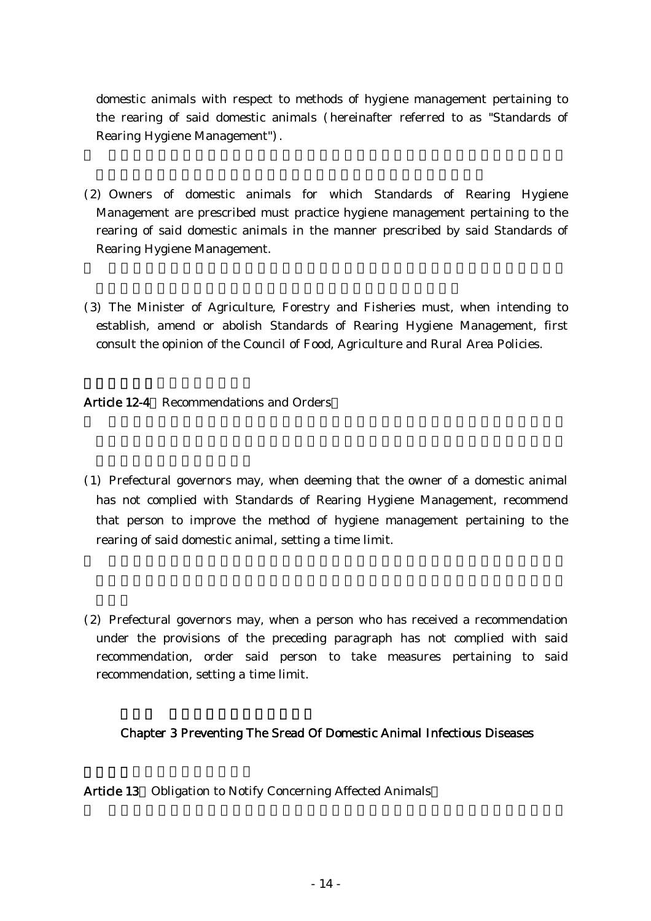domestic animals with respect to methods of hygiene management pertaining to the rearing of said domestic animals (hereinafter referred to as "Standards of Rearing Hygiene Management").

(2) Owners of domestic animals for which Standards of Rearing Hygiene Management are prescribed must practice hygiene management pertaining to the rearing of said domestic animals in the manner prescribed by said Standards of Rearing Hygiene Management.

(3) The Minister of Agriculture, Forestry and Fisheries must, when intending to establish, amend or abolish Standards of Rearing Hygiene Management, first consult the opinion of the Council of Food, Agriculture and Rural Area Policies.

**Article 12-4** Recommendations and Orders

(1) Prefectural governors may, when deeming that the owner of a domestic animal has not complied with Standards of Rearing Hygiene Management, recommend that person to improve the method of hygiene management pertaining to the rearing of said domestic animal, setting a time limit.

(2) Prefectural governors may, when a person who has received a recommendation under the provisions of the preceding paragraph has not complied with said recommendation, order said person to take measures pertaining to said recommendation, setting a time limit.

## Chapter 3 Preventing The Sread Of Domestic Animal Infectious Diseases

**Article 13** Obligation to Notify Concerning Affected Animals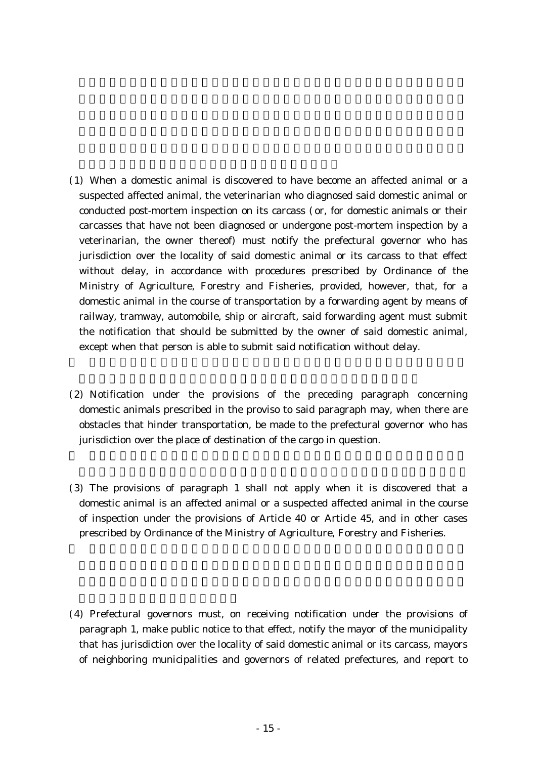(1) When a domestic animal is discovered to have become an affected animal or a suspected affected animal, the veterinarian who diagnosed said domestic animal or conducted post-mortem inspection on its carcass (or, for domestic animals or their carcasses that have not been diagnosed or undergone post-mortem inspection by a veterinarian, the owner thereof) must notify the prefectural governor who has jurisdiction over the locality of said domestic animal or its carcass to that effect without delay, in accordance with procedures prescribed by Ordinance of the Ministry of Agriculture, Forestry and Fisheries, provided, however, that, for a domestic animal in the course of transportation by a forwarding agent by means of railway, tramway, automobile, ship or aircraft, said forwarding agent must submit the notification that should be submitted by the owner of said domestic animal, except when that person is able to submit said notification without delay.

(2) Notification under the provisions of the preceding paragraph concerning domestic animals prescribed in the proviso to said paragraph may, when there are obstacles that hinder transportation, be made to the prefectural governor who has jurisdiction over the place of destination of the cargo in question.

(3) The provisions of paragraph 1 shall not apply when it is discovered that a domestic animal is an affected animal or a suspected affected animal in the course of inspection under the provisions of Article 40 or Article 45, and in other cases prescribed by Ordinance of the Ministry of Agriculture, Forestry and Fisheries.

(4) Prefectural governors must, on receiving notification under the provisions of paragraph 1, make public notice to that effect, notify the mayor of the municipality that has jurisdiction over the locality of said domestic animal or its carcass, mayors of neighboring municipalities and governors of related prefectures, and report to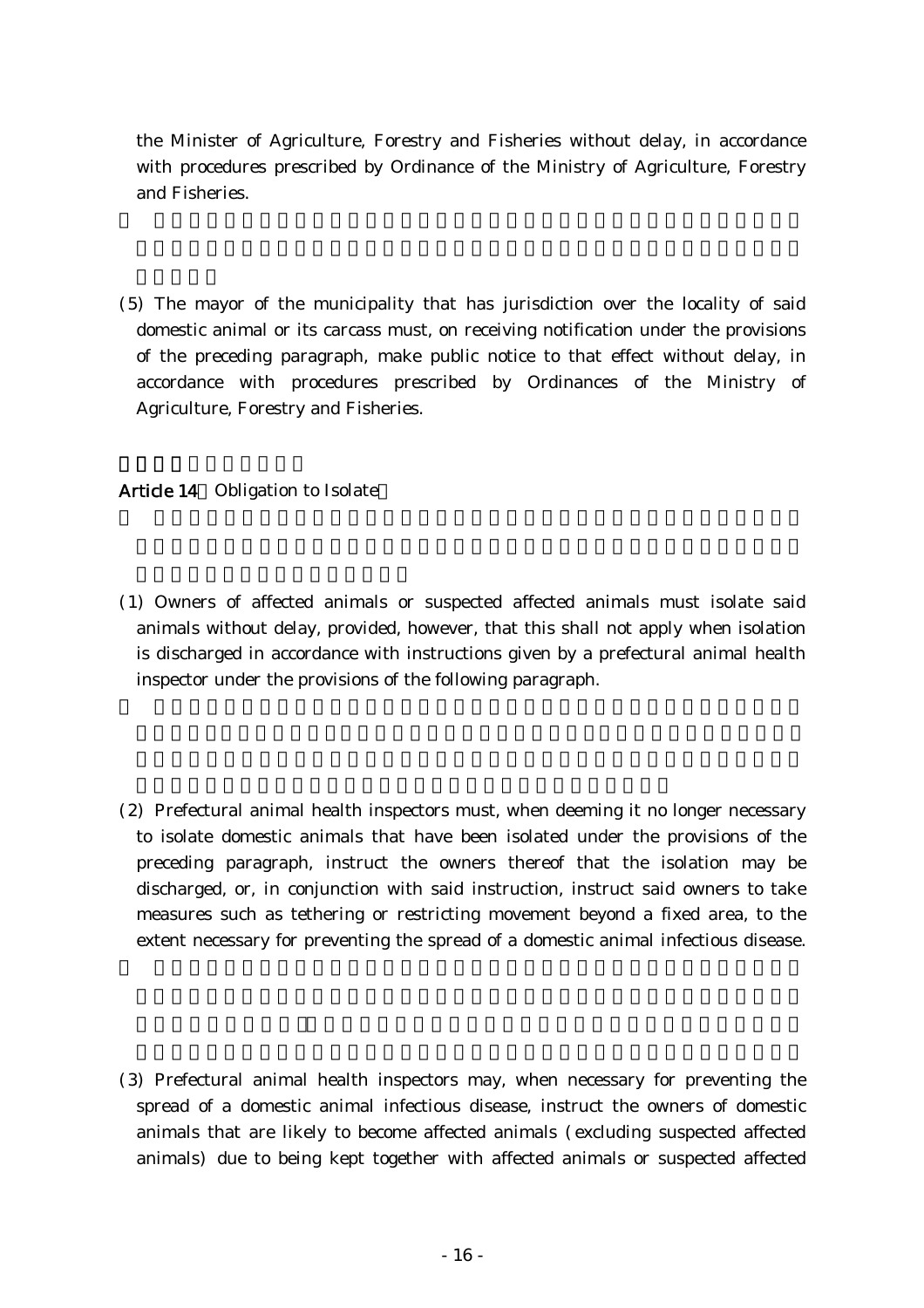the Minister of Agriculture, Forestry and Fisheries without delay, in accordance with procedures prescribed by Ordinance of the Ministry of Agriculture, Forestry and Fisheries.

(5) The mayor of the municipality that has jurisdiction over the locality of said domestic animal or its carcass must, on receiving notification under the provisions of the preceding paragraph, make public notice to that effect without delay, in accordance with procedures prescribed by Ordinances of the Ministry of Agriculture, Forestry and Fisheries.

**Article 14** Obligation to Isolate

(1) Owners of affected animals or suspected affected animals must isolate said animals without delay, provided, however, that this shall not apply when isolation is discharged in accordance with instructions given by a prefectural animal health inspector under the provisions of the following paragraph.

(2) Prefectural animal health inspectors must, when deeming it no longer necessary to isolate domestic animals that have been isolated under the provisions of the preceding paragraph, instruct the owners thereof that the isolation may be discharged, or, in conjunction with said instruction, instruct said owners to take measures such as tethering or restricting movement beyond a fixed area, to the extent necessary for preventing the spread of a domestic animal infectious disease.

(3) Prefectural animal health inspectors may, when necessary for preventing the spread of a domestic animal infectious disease, instruct the owners of domestic animals that are likely to become affected animals (excluding suspected affected animals) due to being kept together with affected animals or suspected affected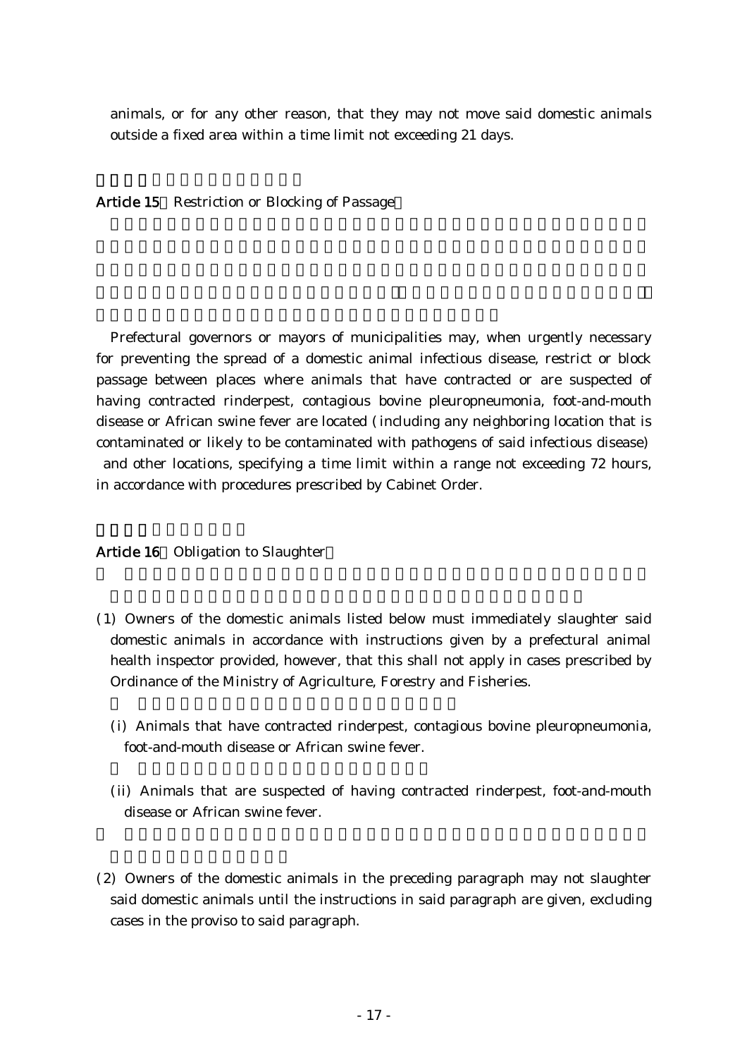animals, or for any other reason, that they may not move said domestic animals outside a fixed area within a time limit not exceeding 21 days.

**Article 15** (Restriction or Blocking of Passage)

Prefectural governors or mayors of municipalities may, when urgently necessary for preventing the spread of a domestic animal infectious disease, restrict or block passage between places where animals that have contracted or are suspected of having contracted rinderpest, contagious bovine pleuropneumonia, foot-and-mouth disease or African swine fever are located (including any neighboring location that is contaminated or likely to be contaminated with pathogens of said infectious disease) and other locations, specifying a time limit within a range not exceeding 72 hours, in accordance with procedures prescribed by Cabinet Order.

**Article 16** (Obligation to Slaughter)

(1) Owners of the domestic animals listed below must immediately slaughter said domestic animals in accordance with instructions given by a prefectural animal health inspector provided, however, that this shall not apply in cases prescribed by Ordinance of the Ministry of Agriculture, Forestry and Fisheries.

(i) Animals that have contracted rinderpest, contagious bovine pleuropneumonia, foot-and-mouth disease or African swine fever.

(ii) Animals that are suspected of having contracted rinderpest, foot-and-mouth disease or African swine fever.

(2) Owners of the domestic animals in the preceding paragraph may not slaughter said domestic animals until the instructions in said paragraph are given, excluding cases in the proviso to said paragraph.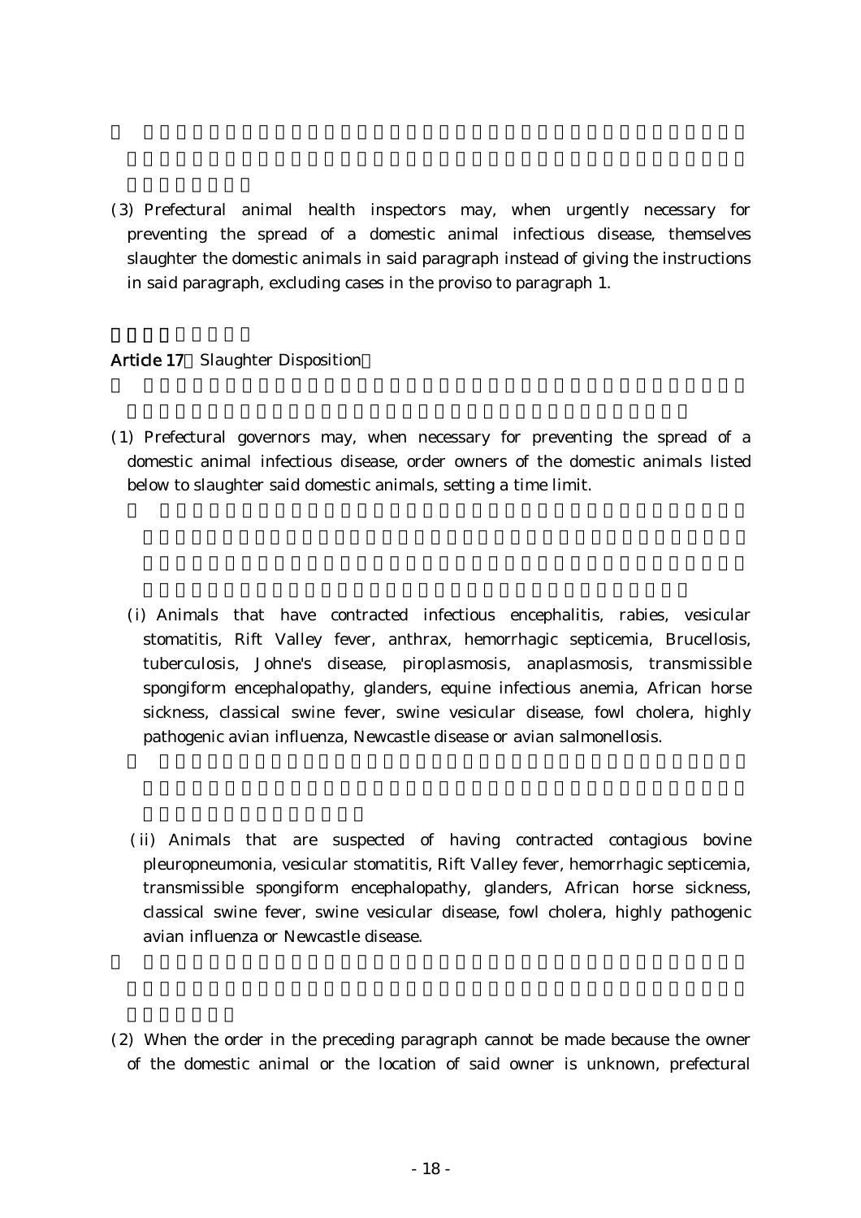(3) Prefectural animal health inspectors may, when urgently necessary for preventing the spread of a domestic animal infectious disease, themselves slaughter the domestic animals in said paragraph instead of giving the instructions in said paragraph, excluding cases in the proviso to paragraph 1.

**Article 17** Slaughter Disposition

(1) Prefectural governors may, when necessary for preventing the spread of a domestic animal infectious disease, order owners of the domestic animals listed below to slaughter said domestic animals, setting a time limit.

(i) Animals that have contracted infectious encephalitis, rabies, vesicular stomatitis, Rift Valley fever, anthrax, hemorrhagic septicemia, Brucellosis, tuberculosis, Johne's disease, piroplasmosis, anaplasmosis, transmissible spongiform encephalopathy, glanders, equine infectious anemia, African horse sickness, classical swine fever, swine vesicular disease, fowl cholera, highly pathogenic avian influenza, Newcastle disease or avian salmonellosis.

(ii) Animals that are suspected of having contracted contagious bovine pleuropneumonia, vesicular stomatitis, Rift Valley fever, hemorrhagic septicemia, transmissible spongiform encephalopathy, glanders, African horse sickness, classical swine fever, swine vesicular disease, fowl cholera, highly pathogenic avian influenza or Newcastle disease.

(2) When the order in the preceding paragraph cannot be made because the owner of the domestic animal or the location of said owner is unknown, prefectural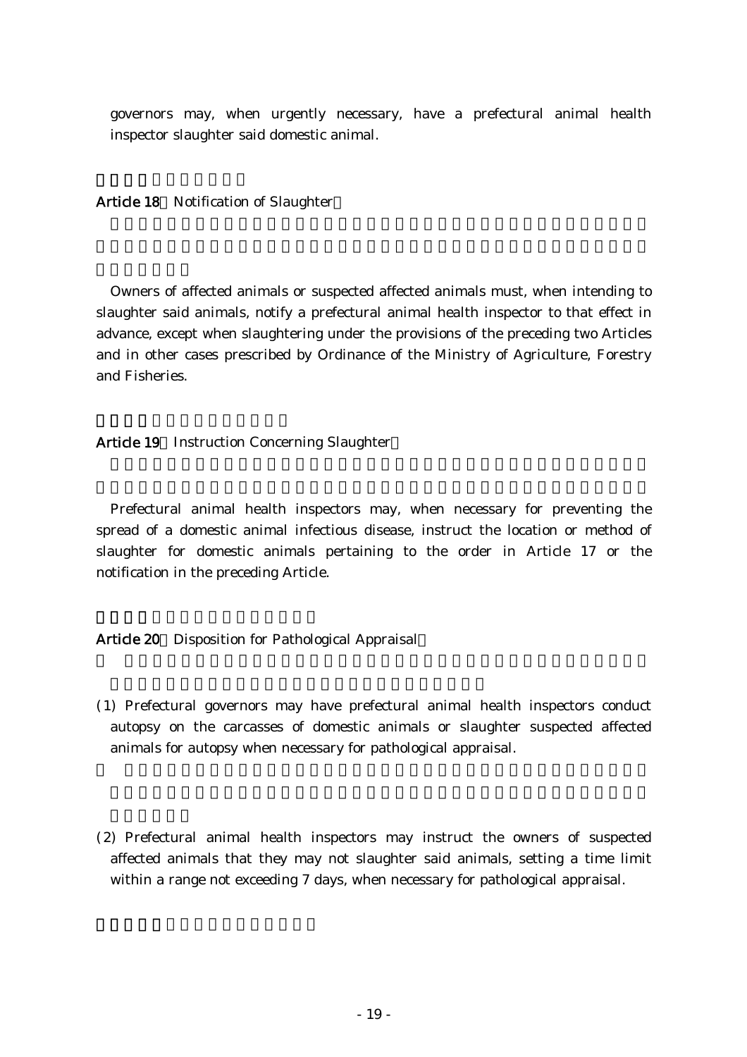governors may, when urgently necessary, have a prefectural animal health inspector slaughter said domestic animal.

**Article 18** Notification of Slaughter

Owners of affected animals or suspected affected animals must, when intending to slaughter said animals, notify a prefectural animal health inspector to that effect in advance, except when slaughtering under the provisions of the preceding two Articles and in other cases prescribed by Ordinance of the Ministry of Agriculture, Forestry and Fisheries.

**Article 19** Instruction Concerning Slaughter

Prefectural animal health inspectors may, when necessary for preventing the spread of a domestic animal infectious disease, instruct the location or method of slaughter for domestic animals pertaining to the order in Article 17 or the notification in the preceding Article.

**Article 20** Disposition for Pathological Appraisal

(1) Prefectural governors may have prefectural animal health inspectors conduct autopsy on the carcasses of domestic animals or slaughter suspected affected animals for autopsy when necessary for pathological appraisal.

(2) Prefectural animal health inspectors may instruct the owners of suspected affected animals that they may not slaughter said animals, setting a time limit within a range not exceeding 7 days, when necessary for pathological appraisal.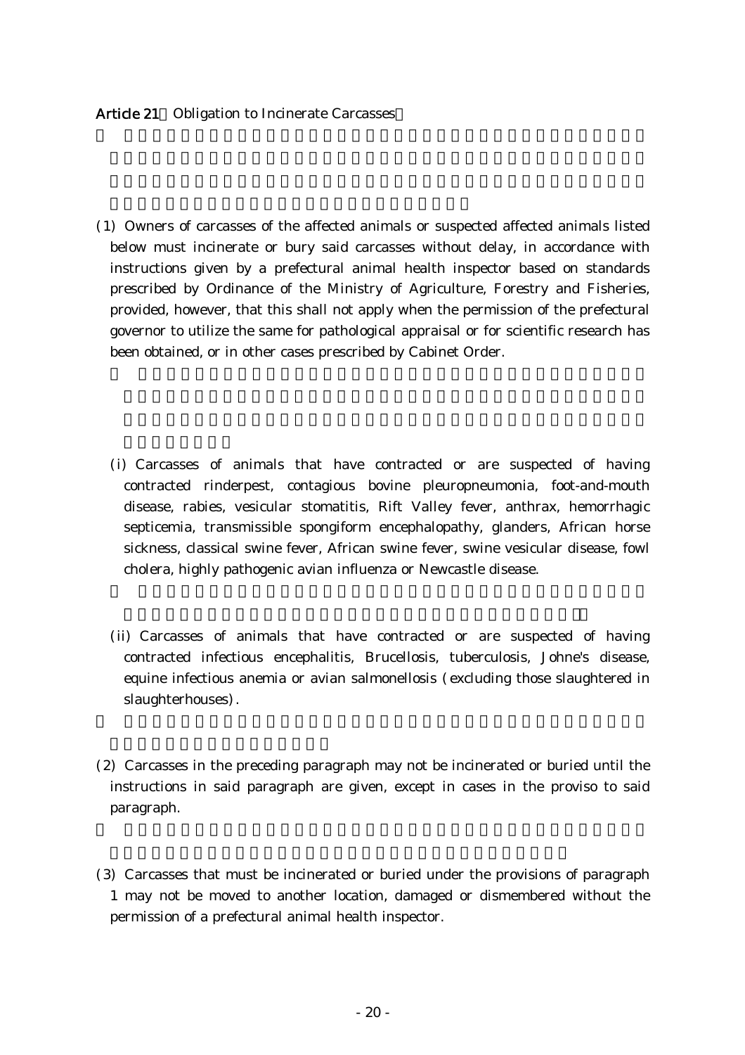**Article 21** Obligation to Incinerate Carcasses

(1) Owners of carcasses of the affected animals or suspected affected animals listed below must incinerate or bury said carcasses without delay, in accordance with instructions given by a prefectural animal health inspector based on standards prescribed by Ordinance of the Ministry of Agriculture, Forestry and Fisheries, provided, however, that this shall not apply when the permission of the prefectural governor to utilize the same for pathological appraisal or for scientific research has been obtained, or in other cases prescribed by Cabinet Order.

(i) Carcasses of animals that have contracted or are suspected of having contracted rinderpest, contagious bovine pleuropneumonia, foot-and-mouth disease, rabies, vesicular stomatitis, Rift Valley fever, anthrax, hemorrhagic septicemia, transmissible spongiform encephalopathy, glanders, African horse sickness, classical swine fever, African swine fever, swine vesicular disease, fowl cholera, highly pathogenic avian influenza or Newcastle disease.

(ii) Carcasses of animals that have contracted or are suspected of having contracted infectious encephalitis, Brucellosis, tuberculosis, Johne's disease, equine infectious anemia or avian salmonellosis (excluding those slaughtered in slaughterhouses).

(2) Carcasses in the preceding paragraph may not be incinerated or buried until the instructions in said paragraph are given, except in cases in the proviso to said paragraph.

(3) Carcasses that must be incinerated or buried under the provisions of paragraph 1 may not be moved to another location, damaged or dismembered without the permission of a prefectural animal health inspector.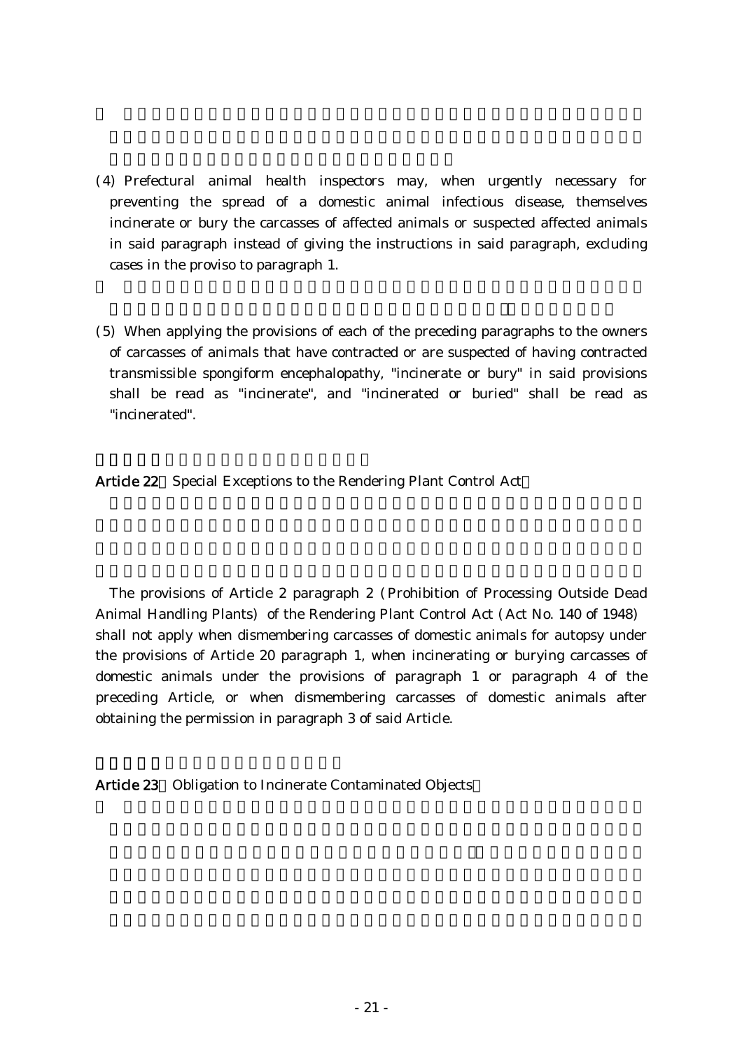(4) Prefectural animal health inspectors may, when urgently necessary for preventing the spread of a domestic animal infectious disease, themselves incinerate or bury the carcasses of affected animals or suspected affected animals in said paragraph instead of giving the instructions in said paragraph, excluding cases in the proviso to paragraph 1.

(5) When applying the provisions of each of the preceding paragraphs to the owners of carcasses of animals that have contracted or are suspected of having contracted transmissible spongiform encephalopathy, "incinerate or bury" in said provisions shall be read as "incinerate", and "incinerated or buried" shall be read as "incinerated".

**Article 22** Special Exceptions to the Rendering Plant Control Act

The provisions of Article 2 paragraph 2 (Prohibition of Processing Outside Dead Animal Handling Plants) of the Rendering Plant Control Act (Act No. 140 of 1948) shall not apply when dismembering carcasses of domestic animals for autopsy under the provisions of Article 20 paragraph 1, when incinerating or burying carcasses of domestic animals under the provisions of paragraph 1 or paragraph 4 of the preceding Article, or when dismembering carcasses of domestic animals after obtaining the permission in paragraph 3 of said Article.

**Article 23** Obligation to Incinerate Contaminated Objects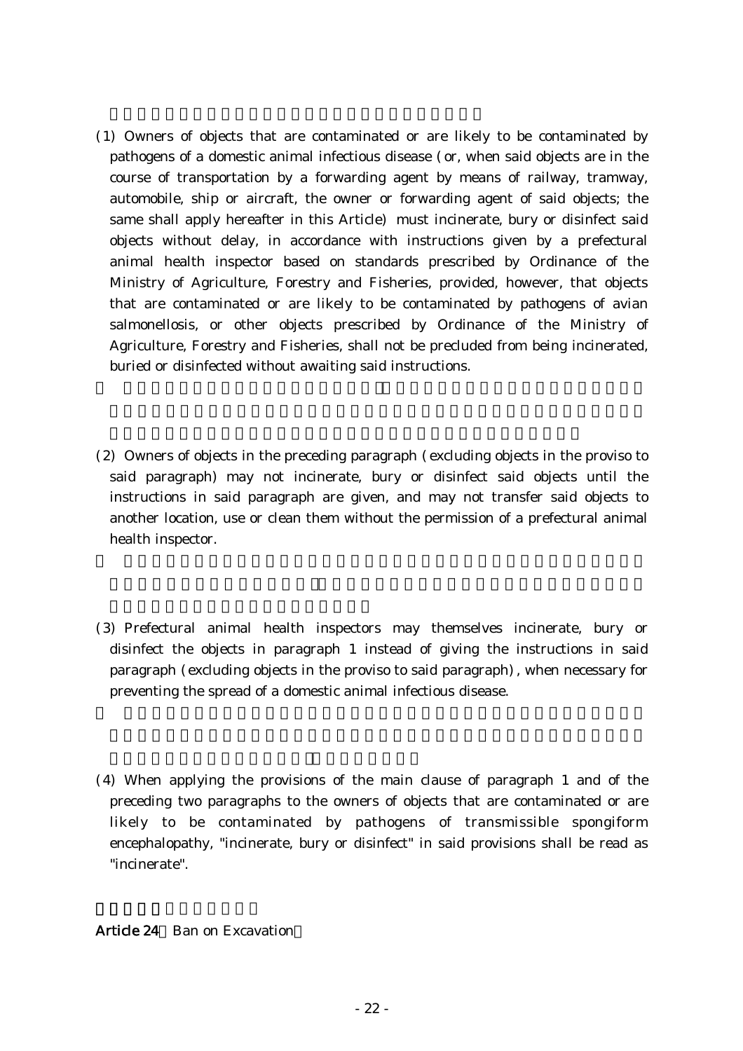(1) Owners of objects that are contaminated or are likely to be contaminated by pathogens of a domestic animal infectious disease (or, when said objects are in the course of transportation by a forwarding agent by means of railway, tramway, automobile, ship or aircraft, the owner or forwarding agent of said objects; the same shall apply hereafter in this Article) must incinerate, bury or disinfect said objects without delay, in accordance with instructions given by a prefectural animal health inspector based on standards prescribed by Ordinance of the Ministry of Agriculture, Forestry and Fisheries, provided, however, that objects that are contaminated or are likely to be contaminated by pathogens of avian salmonellosis, or other objects prescribed by Ordinance of the Ministry of Agriculture, Forestry and Fisheries, shall not be precluded from being incinerated, buried or disinfected without awaiting said instructions.

(2) Owners of objects in the preceding paragraph (excluding objects in the proviso to said paragraph) may not incinerate, bury or disinfect said objects until the instructions in said paragraph are given, and may not transfer said objects to another location, use or clean them without the permission of a prefectural animal health inspector.

(3) Prefectural animal health inspectors may themselves incinerate, bury or disinfect the objects in paragraph 1 instead of giving the instructions in said paragraph (excluding objects in the proviso to said paragraph), when necessary for preventing the spread of a domestic animal infectious disease.

(4) When applying the provisions of the main clause of paragraph 1 and of the preceding two paragraphs to the owners of objects that are contaminated or are likely to be contaminated by pathogens of transmissible spongiform encephalopathy, "incinerate, bury or disinfect" in said provisions shall be read as "incinerate".

**Article 24** (Ban on Excavation)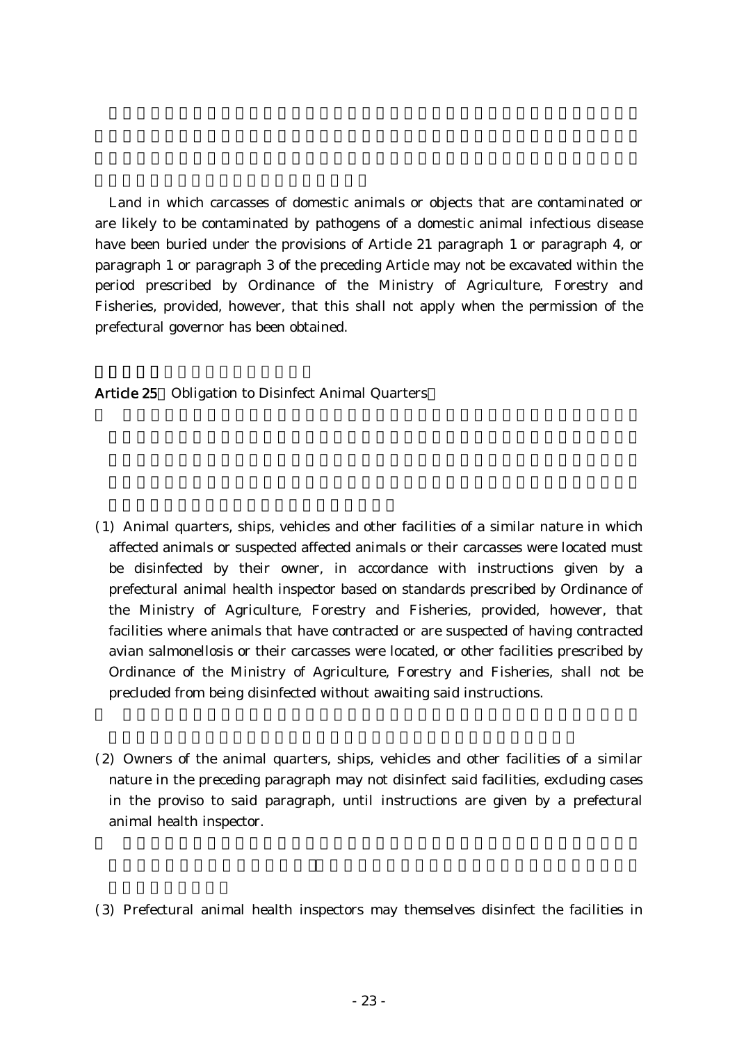Land in which carcasses of domestic animals or objects that are contaminated or are likely to be contaminated by pathogens of a domestic animal infectious disease have been buried under the provisions of Article 21 paragraph 1 or paragraph 4, or paragraph 1 or paragraph 3 of the preceding Article may not be excavated within the period prescribed by Ordinance of the Ministry of Agriculture, Forestry and Fisheries, provided, however, that this shall not apply when the permission of the prefectural governor has been obtained.

**Article 25** (Obligation to Disinfect Animal Quarters)

(1) Animal quarters, ships, vehicles and other facilities of a similar nature in which affected animals or suspected affected animals or their carcasses were located must be disinfected by their owner, in accordance with instructions given by a prefectural animal health inspector based on standards prescribed by Ordinance of the Ministry of Agriculture, Forestry and Fisheries, provided, however, that facilities where animals that have contracted or are suspected of having contracted avian salmonellosis or their carcasses were located, or other facilities prescribed by Ordinance of the Ministry of Agriculture, Forestry and Fisheries, shall not be precluded from being disinfected without awaiting said instructions.

(2) Owners of the animal quarters, ships, vehicles and other facilities of a similar nature in the preceding paragraph may not disinfect said facilities, excluding cases in the proviso to said paragraph, until instructions are given by a prefectural animal health inspector.

(3) Prefectural animal health inspectors may themselves disinfect the facilities in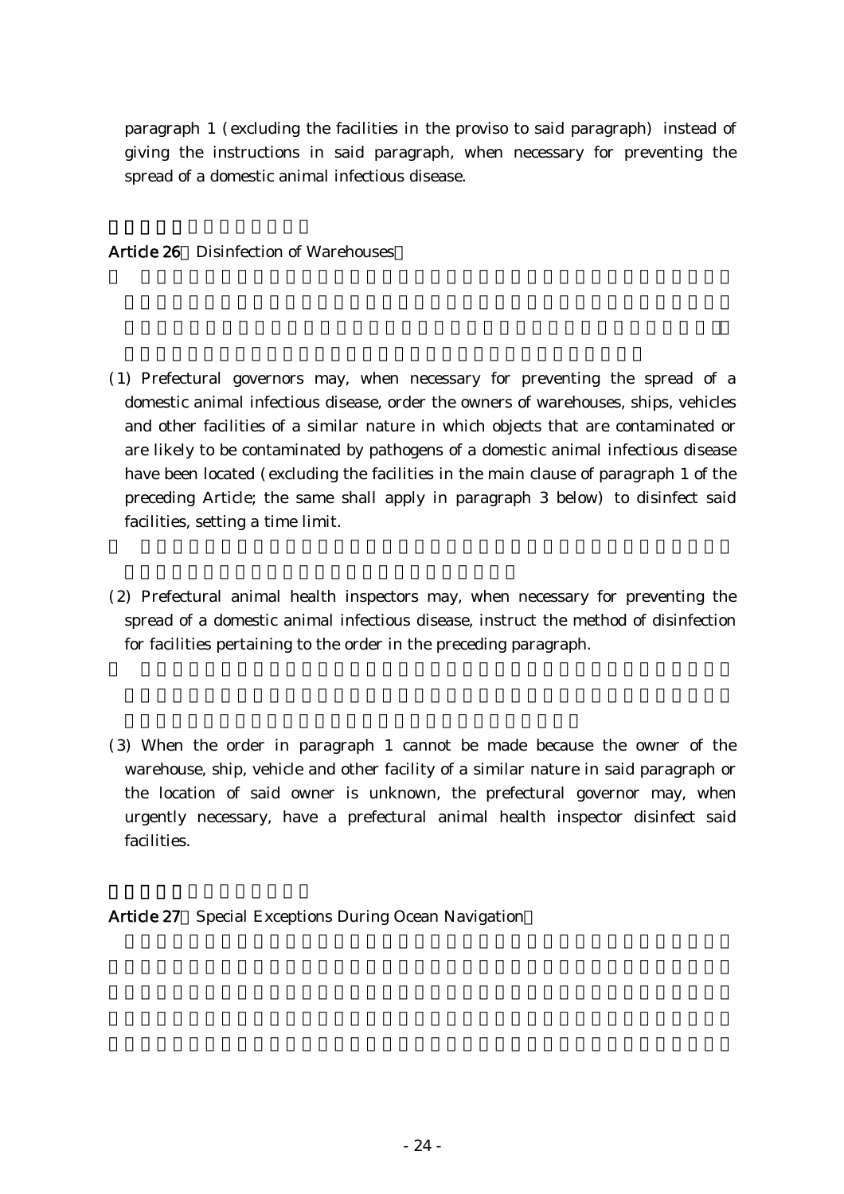paragraph 1 (excluding the facilities in the proviso to said paragraph) instead of giving the instructions in said paragraph, when necessary for preventing the spread of a domestic animal infectious disease.

**Article 26** Disinfection of Warehouses

(1) Prefectural governors may, when necessary for preventing the spread of a domestic animal infectious disease, order the owners of warehouses, ships, vehicles and other facilities of a similar nature in which objects that are contaminated or are likely to be contaminated by pathogens of a domestic animal infectious disease have been located (excluding the facilities in the main clause of paragraph 1 of the preceding Article; the same shall apply in paragraph 3 below) to disinfect said facilities, setting a time limit.

(2) Prefectural animal health inspectors may, when necessary for preventing the spread of a domestic animal infectious disease, instruct the method of disinfection for facilities pertaining to the order in the preceding paragraph.

(3) When the order in paragraph 1 cannot be made because the owner of the warehouse, ship, vehicle and other facility of a similar nature in said paragraph or the location of said owner is unknown, the prefectural governor may, when urgently necessary, have a prefectural animal health inspector disinfect said facilities.

**Article 27** Special Exceptions During Ocean Navigation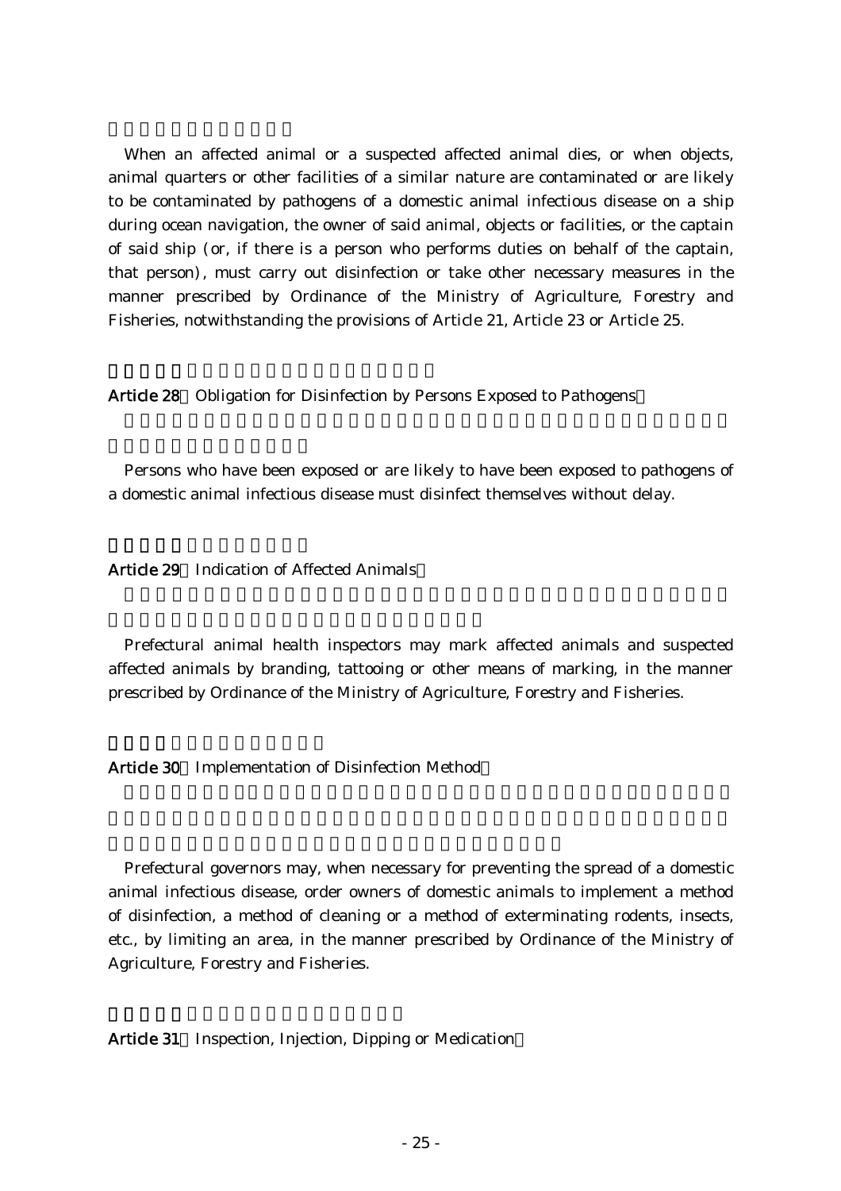When an affected animal or a suspected affected animal dies, or when objects, animal quarters or other facilities of a similar nature are contaminated or are likely to be contaminated by pathogens of a domestic animal infectious disease on a ship during ocean navigation, the owner of said animal, objects or facilities, or the captain of said ship (or, if there is a person who performs duties on behalf of the captain, that person), must carry out disinfection or take other necessary measures in the manner prescribed by Ordinance of the Ministry of Agriculture, Forestry and Fisheries, notwithstanding the provisions of Article 21, Article 23 or Article 25.

**Article 28** Obligation for Disinfection by Persons Exposed to Pathogens

Persons who have been exposed or are likely to have been exposed to pathogens of a domestic animal infectious disease must disinfect themselves without delay.

**Article 29** Indication of Affected Animals

Prefectural animal health inspectors may mark affected animals and suspected affected animals by branding, tattooing or other means of marking, in the manner prescribed by Ordinance of the Ministry of Agriculture, Forestry and Fisheries.

**Article 30** Implementation of Disinfection Method

Prefectural governors may, when necessary for preventing the spread of a domestic animal infectious disease, order owners of domestic animals to implement a method of disinfection, a method of cleaning or a method of exterminating rodents, insects, etc., by limiting an area, in the manner prescribed by Ordinance of the Ministry of Agriculture, Forestry and Fisheries.

**Article 31** Inspection, Injection, Dipping or Medication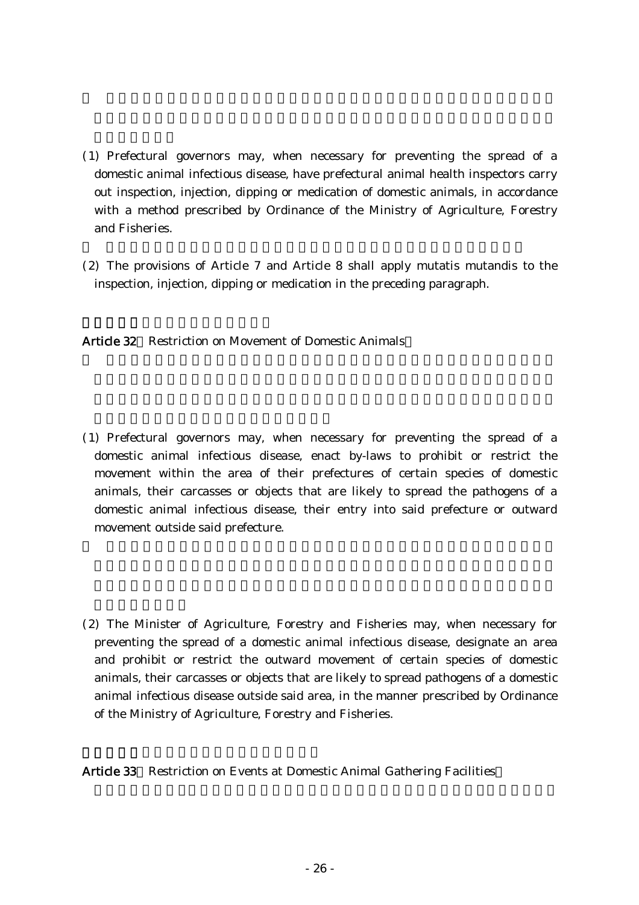(1) Prefectural governors may, when necessary for preventing the spread of a domestic animal infectious disease, have prefectural animal health inspectors carry out inspection, injection, dipping or medication of domestic animals, in accordance with a method prescribed by Ordinance of the Ministry of Agriculture, Forestry and Fisheries.

(2) The provisions of Article 7 and Article 8 shall apply mutatis mutandis to the inspection, injection, dipping or medication in the preceding paragraph.

**Article 32** (Restriction on Movement of Domestic Animals)

(1) Prefectural governors may, when necessary for preventing the spread of a domestic animal infectious disease, enact by-laws to prohibit or restrict the movement within the area of their prefectures of certain species of domestic animals, their carcasses or objects that are likely to spread the pathogens of a domestic animal infectious disease, their entry into said prefecture or outward movement outside said prefecture.

(2) The Minister of Agriculture, Forestry and Fisheries may, when necessary for preventing the spread of a domestic animal infectious disease, designate an area and prohibit or restrict the outward movement of certain species of domestic animals, their carcasses or objects that are likely to spread pathogens of a domestic animal infectious disease outside said area, in the manner prescribed by Ordinance of the Ministry of Agriculture, Forestry and Fisheries.

**Article 33** (Restriction on Events at Domestic Animal Gathering Facilities)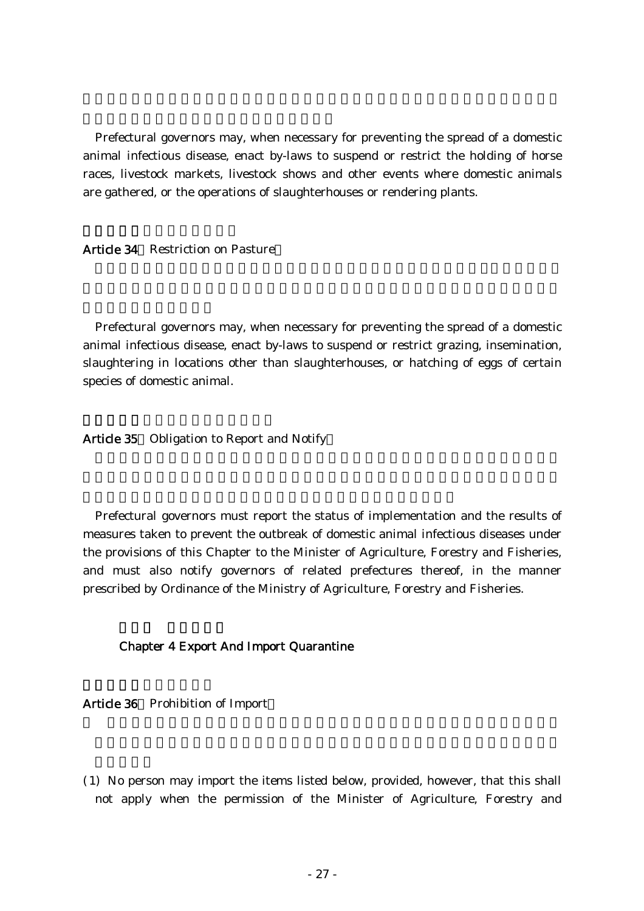Prefectural governors may, when necessary for preventing the spread of a domestic animal infectious disease, enact by-laws to suspend or restrict the holding of horse races, livestock markets, livestock shows and other events where domestic animals are gathered, or the operations of slaughterhouses or rendering plants.

**Article 34** Restriction on Pasture

Prefectural governors may, when necessary for preventing the spread of a domestic animal infectious disease, enact by-laws to suspend or restrict grazing, insemination, slaughtering in locations other than slaughterhouses, or hatching of eggs of certain species of domestic animal.

**Article 35** Obligation to Report and Notify

Prefectural governors must report the status of implementation and the results of measures taken to prevent the outbreak of domestic animal infectious diseases under the provisions of this Chapter to the Minister of Agriculture, Forestry and Fisheries, and must also notify governors of related prefectures thereof, in the manner prescribed by Ordinance of the Ministry of Agriculture, Forestry and Fisheries.

## Chapter 4 Export And Import Quarantine

**Article 36** Prohibition of Import

(1) No person may import the items listed below, provided, however, that this shall not apply when the permission of the Minister of Agriculture, Forestry and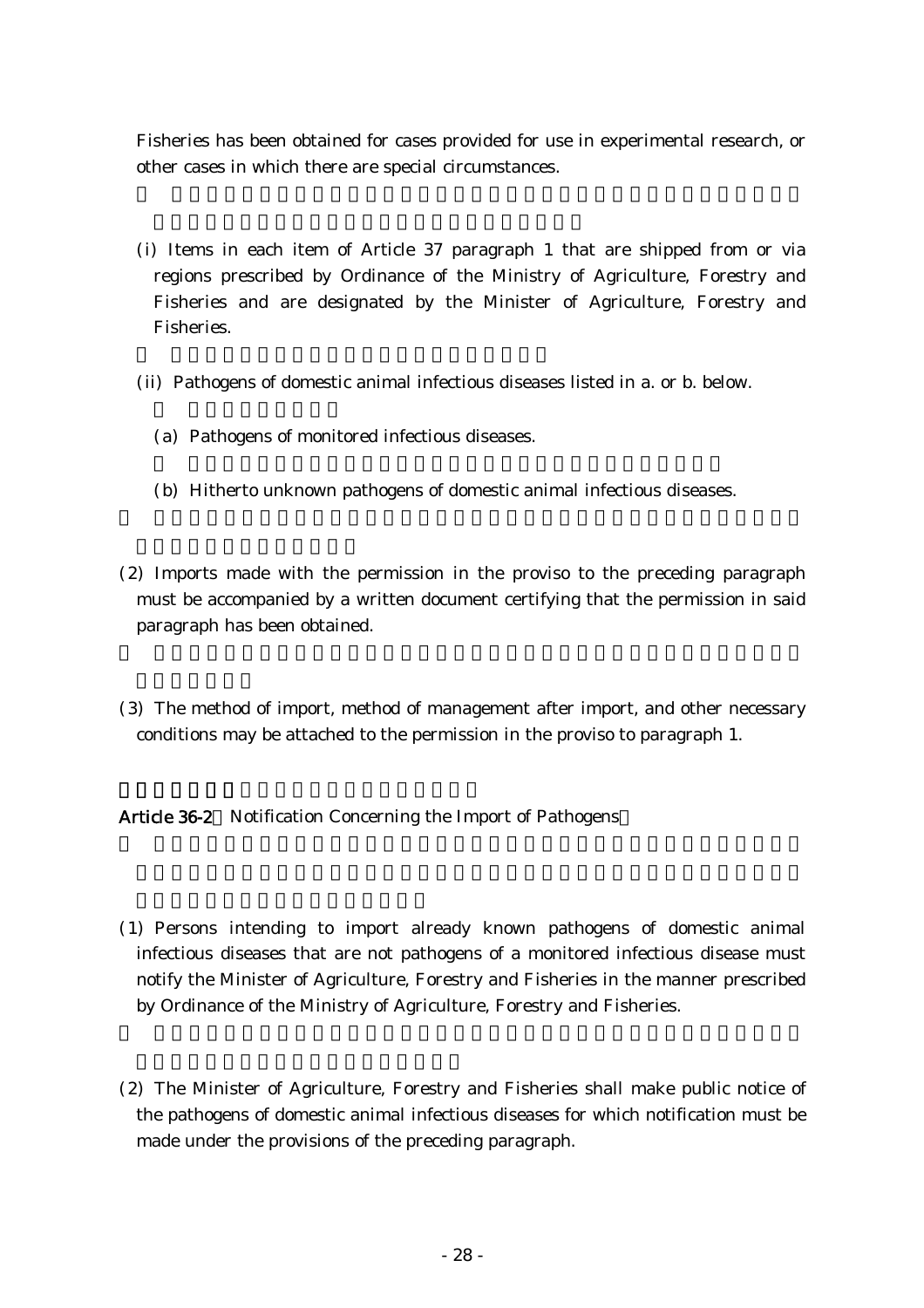Fisheries has been obtained for cases provided for use in experimental research, or other cases in which there are special circumstances.

(i) Items in each item of Article 37 paragraph 1 that are shipped from or via regions prescribed by Ordinance of the Ministry of Agriculture, Forestry and Fisheries and are designated by the Minister of Agriculture, Forestry and Fisheries.

(ii) Pathogens of domestic animal infectious diseases listed in a. or b. below.

(a) Pathogens of monitored infectious diseases.

(b) Hitherto unknown pathogens of domestic animal infectious diseases.

(2) Imports made with the permission in the proviso to the preceding paragraph must be accompanied by a written document certifying that the permission in said paragraph has been obtained.

(3) The method of import, method of management after import, and other necessary conditions may be attached to the permission in the proviso to paragraph 1.

**Article 36-2** Notification Concerning the Import of Pathogens

(1) Persons intending to import already known pathogens of domestic animal infectious diseases that are not pathogens of a monitored infectious disease must notify the Minister of Agriculture, Forestry and Fisheries in the manner prescribed by Ordinance of the Ministry of Agriculture, Forestry and Fisheries.

(2) The Minister of Agriculture, Forestry and Fisheries shall make public notice of the pathogens of domestic animal infectious diseases for which notification must be made under the provisions of the preceding paragraph.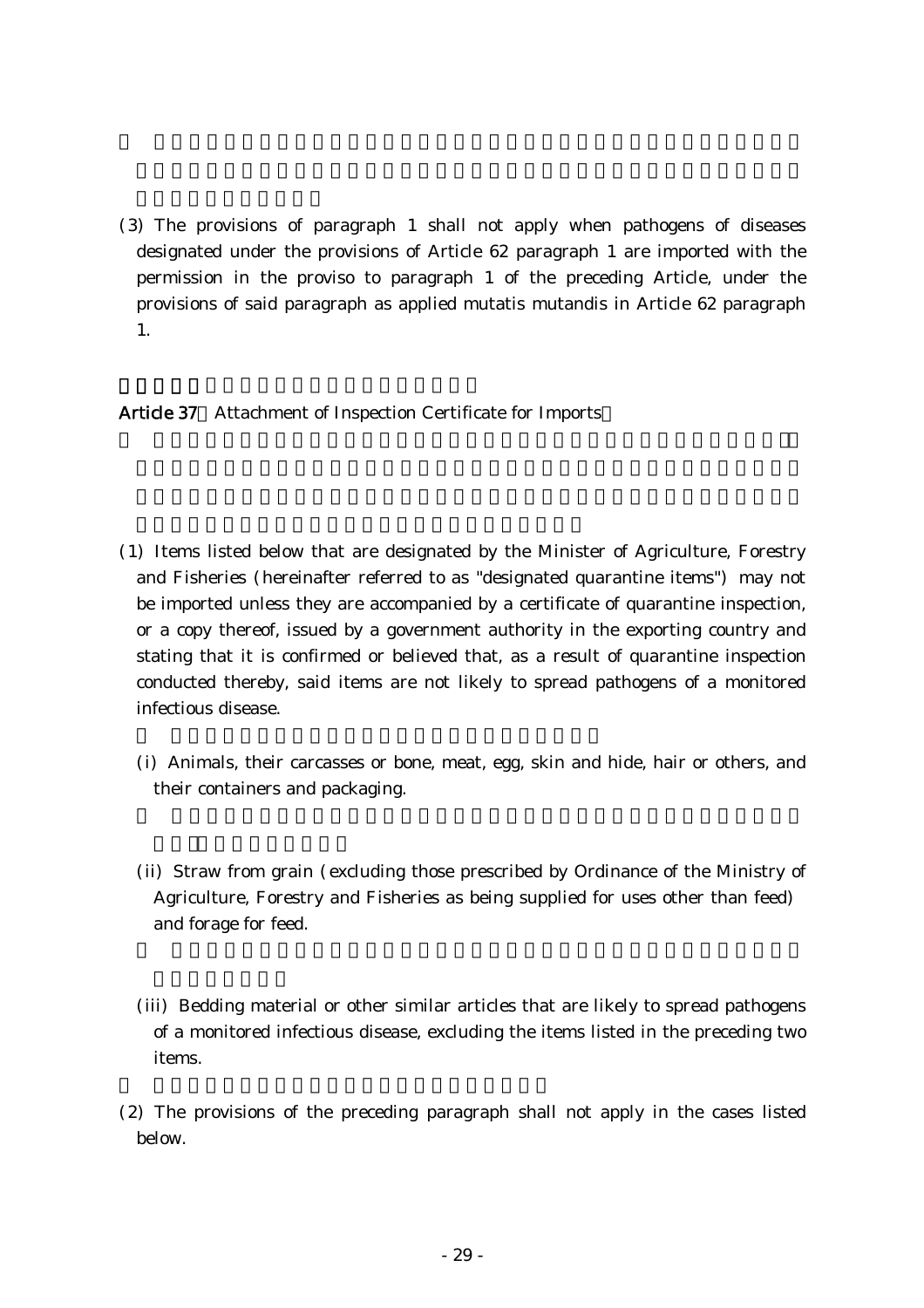(3) The provisions of paragraph 1 shall not apply when pathogens of diseases designated under the provisions of Article 62 paragraph 1 are imported with the permission in the proviso to paragraph 1 of the preceding Article, under the provisions of said paragraph as applied mutatis mutandis in Article 62 paragraph 1.

**Article 37** Attachment of Inspection Certificate for Imports

(1) Items listed below that are designated by the Minister of Agriculture, Forestry and Fisheries (hereinafter referred to as "designated quarantine items") may not be imported unless they are accompanied by a certificate of quarantine inspection, or a copy thereof, issued by a government authority in the exporting country and stating that it is confirmed or believed that, as a result of quarantine inspection conducted thereby, said items are not likely to spread pathogens of a monitored infectious disease.

(i) Animals, their carcasses or bone, meat, egg, skin and hide, hair or others, and their containers and packaging.

(ii) Straw from grain (excluding those prescribed by Ordinance of the Ministry of Agriculture, Forestry and Fisheries as being supplied for uses other than feed) and forage for feed.

(iii) Bedding material or other similar articles that are likely to spread pathogens of a monitored infectious disease, excluding the items listed in the preceding two items.

(2) The provisions of the preceding paragraph shall not apply in the cases listed below.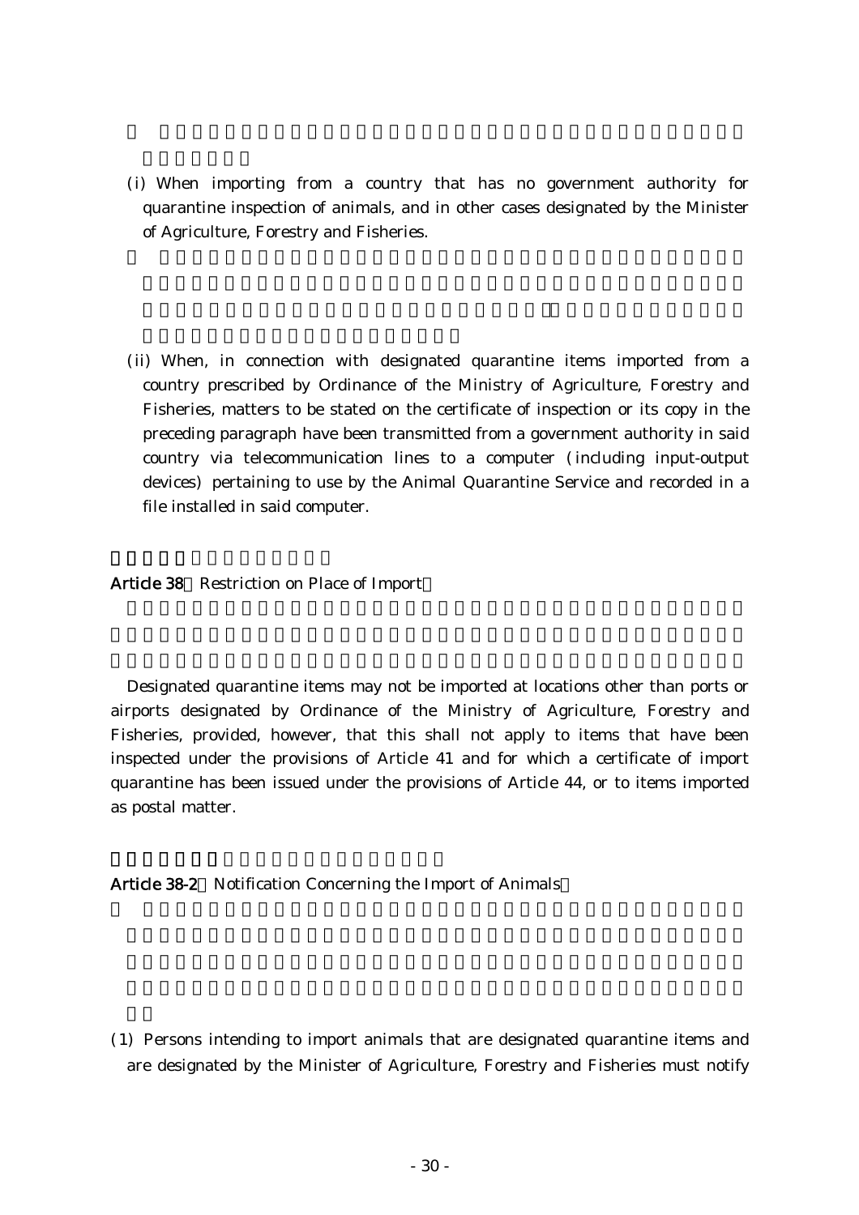(i) When importing from a country that has no government authority for quarantine inspection of animals, and in other cases designated by the Minister of Agriculture, Forestry and Fisheries.

(ii) When, in connection with designated quarantine items imported from a country prescribed by Ordinance of the Ministry of Agriculture, Forestry and Fisheries, matters to be stated on the certificate of inspection or its copy in the preceding paragraph have been transmitted from a government authority in said country via telecommunication lines to a computer (including input-output devices) pertaining to use by the Animal Quarantine Service and recorded in a file installed in said computer.

**Article 38** Restriction on Place of Import

Designated quarantine items may not be imported at locations other than ports or airports designated by Ordinance of the Ministry of Agriculture, Forestry and Fisheries, provided, however, that this shall not apply to items that have been inspected under the provisions of Article 41 and for which a certificate of import quarantine has been issued under the provisions of Article 44, or to items imported as postal matter.

**Article 38-2** Notification Concerning the Import of Animals

(1) Persons intending to import animals that are designated quarantine items and are designated by the Minister of Agriculture, Forestry and Fisheries must notify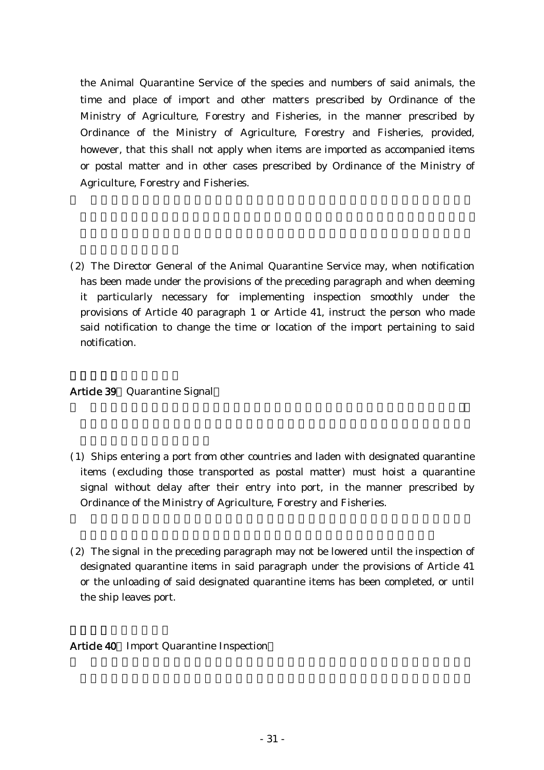the Animal Quarantine Service of the species and numbers of said animals, the time and place of import and other matters prescribed by Ordinance of the Ministry of Agriculture, Forestry and Fisheries, in the manner prescribed by Ordinance of the Ministry of Agriculture, Forestry and Fisheries, provided, however, that this shall not apply when items are imported as accompanied items or postal matter and in other cases prescribed by Ordinance of the Ministry of Agriculture, Forestry and Fisheries.

(2) The Director General of the Animal Quarantine Service may, when notification has been made under the provisions of the preceding paragraph and when deeming it particularly necessary for implementing inspection smoothly under the provisions of Article 40 paragraph 1 or Article 41, instruct the person who made said notification to change the time or location of the import pertaining to said notification.

**Article 39** Quarantine Signal

(1) Ships entering a port from other countries and laden with designated quarantine items (excluding those transported as postal matter) must hoist a quarantine signal without delay after their entry into port, in the manner prescribed by Ordinance of the Ministry of Agriculture, Forestry and Fisheries.

(2) The signal in the preceding paragraph may not be lowered until the inspection of designated quarantine items in said paragraph under the provisions of Article 41 or the unloading of said designated quarantine items has been completed, or until the ship leaves port.

**Article 40** Import Quarantine Inspection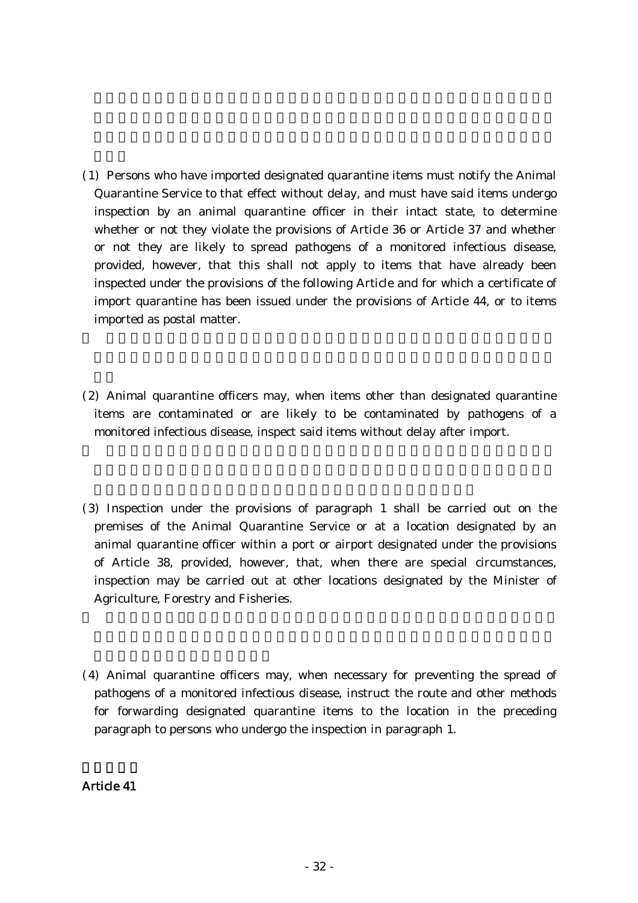(1) Persons who have imported designated quarantine items must notify the Animal Quarantine Service to that effect without delay, and must have said items undergo inspection by an animal quarantine officer in their intact state, to determine whether or not they violate the provisions of Article 36 or Article 37 and whether or not they are likely to spread pathogens of a monitored infectious disease, provided, however, that this shall not apply to items that have already been inspected under the provisions of the following Article and for which a certificate of import quarantine has been issued under the provisions of Article 44, or to items imported as postal matter.

(2) Animal quarantine officers may, when items other than designated quarantine items are contaminated or are likely to be contaminated by pathogens of a monitored infectious disease, inspect said items without delay after import.

(3) Inspection under the provisions of paragraph 1 shall be carried out on the premises of the Animal Quarantine Service or at a location designated by an animal quarantine officer within a port or airport designated under the provisions of Article 38, provided, however, that, when there are special circumstances, inspection may be carried out at other locations designated by the Minister of Agriculture, Forestry and Fisheries.

(4) Animal quarantine officers may, when necessary for preventing the spread of pathogens of a monitored infectious disease, instruct the route and other methods for forwarding designated quarantine items to the location in the preceding paragraph to persons who undergo the inspection in paragraph 1.

## Article 41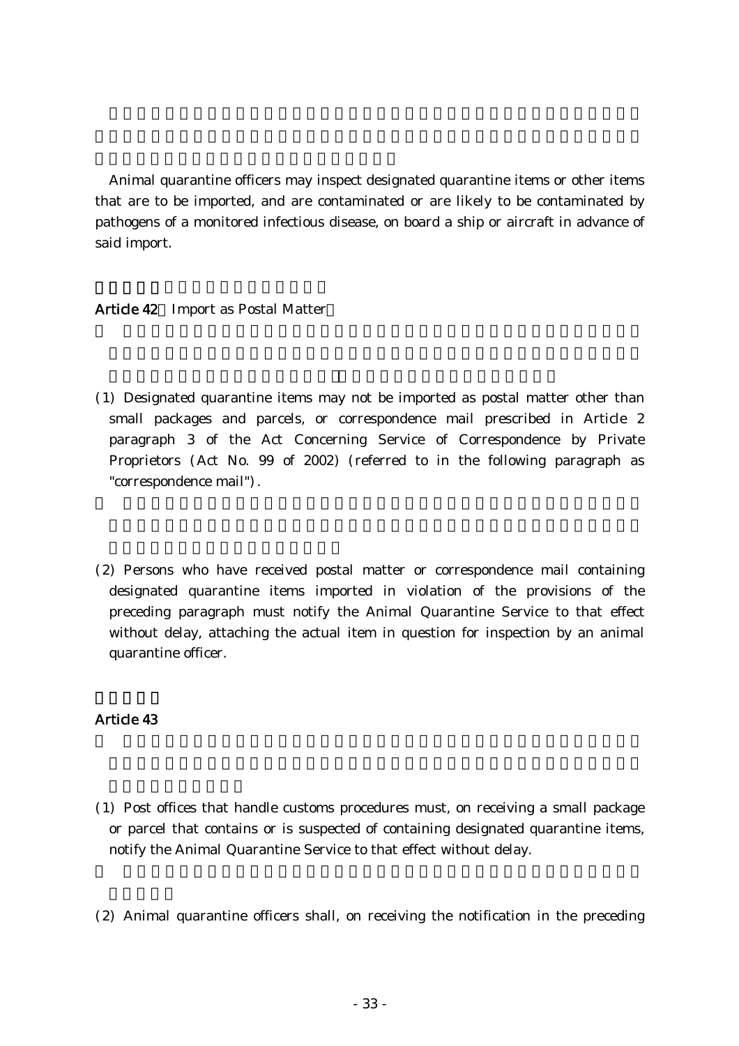Animal quarantine officers may inspect designated quarantine items or other items that are to be imported, and are contaminated or are likely to be contaminated by pathogens of a monitored infectious disease, on board a ship or aircraft in advance of said import.

**Article 42** Import as Postal Matter

(1) Designated quarantine items may not be imported as postal matter other than small packages and parcels, or correspondence mail prescribed in Article 2 paragraph 3 of the Act Concerning Service of Correspondence by Private Proprietors (Act No. 99 of 2002) (referred to in the following paragraph as "correspondence mail").

(2) Persons who have received postal matter or correspondence mail containing designated quarantine items imported in violation of the provisions of the preceding paragraph must notify the Animal Quarantine Service to that effect without delay, attaching the actual item in question for inspection by an animal quarantine officer.

**Article 43**

(1) Post offices that handle customs procedures must, on receiving a small package or parcel that contains or is suspected of containing designated quarantine items, notify the Animal Quarantine Service to that effect without delay.

(2) Animal quarantine officers shall, on receiving the notification in the preceding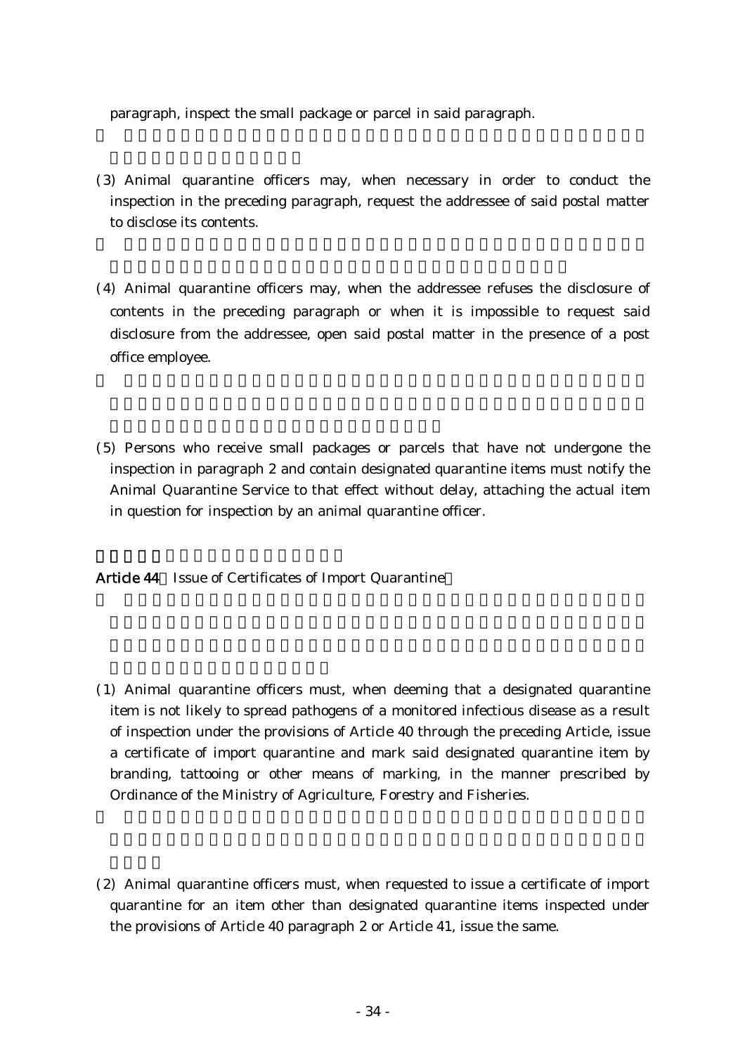paragraph, inspect the small package or parcel in said paragraph.

(3) Animal quarantine officers may, when necessary in order to conduct the inspection in the preceding paragraph, request the addressee of said postal matter to disclose its contents.

(4) Animal quarantine officers may, when the addressee refuses the disclosure of contents in the preceding paragraph or when it is impossible to request said disclosure from the addressee, open said postal matter in the presence of a post office employee.

(5) Persons who receive small packages or parcels that have not undergone the inspection in paragraph 2 and contain designated quarantine items must notify the Animal Quarantine Service to that effect without delay, attaching the actual item in question for inspection by an animal quarantine officer.

**Article 44** (Issue of Certificates of Import Quarantine)

(1) Animal quarantine officers must, when deeming that a designated quarantine item is not likely to spread pathogens of a monitored infectious disease as a result of inspection under the provisions of Article 40 through the preceding Article, issue a certificate of import quarantine and mark said designated quarantine item by branding, tattooing or other means of marking, in the manner prescribed by Ordinance of the Ministry of Agriculture, Forestry and Fisheries.

(2) Animal quarantine officers must, when requested to issue a certificate of import quarantine for an item other than designated quarantine items inspected under the provisions of Article 40 paragraph 2 or Article 41, issue the same.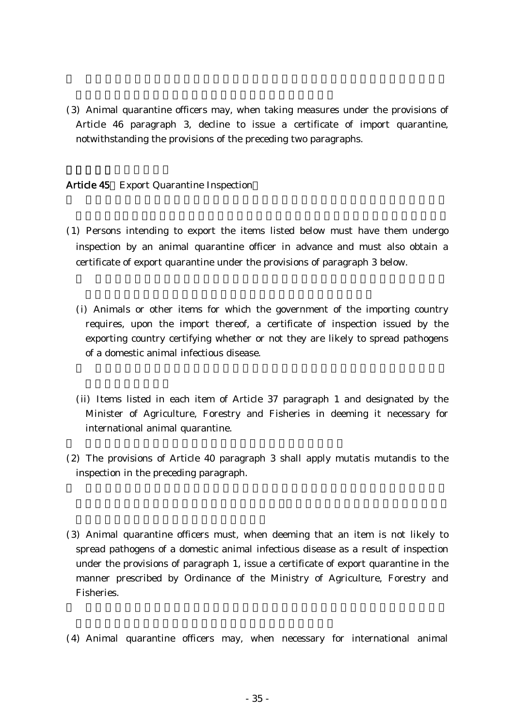(3) Animal quarantine officers may, when taking measures under the provisions of Article 46 paragraph 3, decline to issue a certificate of import quarantine, notwithstanding the provisions of the preceding two paragraphs.

**Article 45** (Export Quarantine Inspection)

(1) Persons intending to export the items listed below must have them undergo inspection by an animal quarantine officer in advance and must also obtain a certificate of export quarantine under the provisions of paragraph 3 below.

(i) Animals or other items for which the government of the importing country requires, upon the import thereof, a certificate of inspection issued by the exporting country certifying whether or not they are likely to spread pathogens of a domestic animal infectious disease.

(ii) Items listed in each item of Article 37 paragraph 1 and designated by the Minister of Agriculture, Forestry and Fisheries in deeming it necessary for international animal quarantine.

(2) The provisions of Article 40 paragraph 3 shall apply mutatis mutandis to the inspection in the preceding paragraph.

(3) Animal quarantine officers must, when deeming that an item is not likely to spread pathogens of a domestic animal infectious disease as a result of inspection under the provisions of paragraph 1, issue a certificate of export quarantine in the manner prescribed by Ordinance of the Ministry of Agriculture, Forestry and Fisheries.

(4) Animal quarantine officers may, when necessary for international animal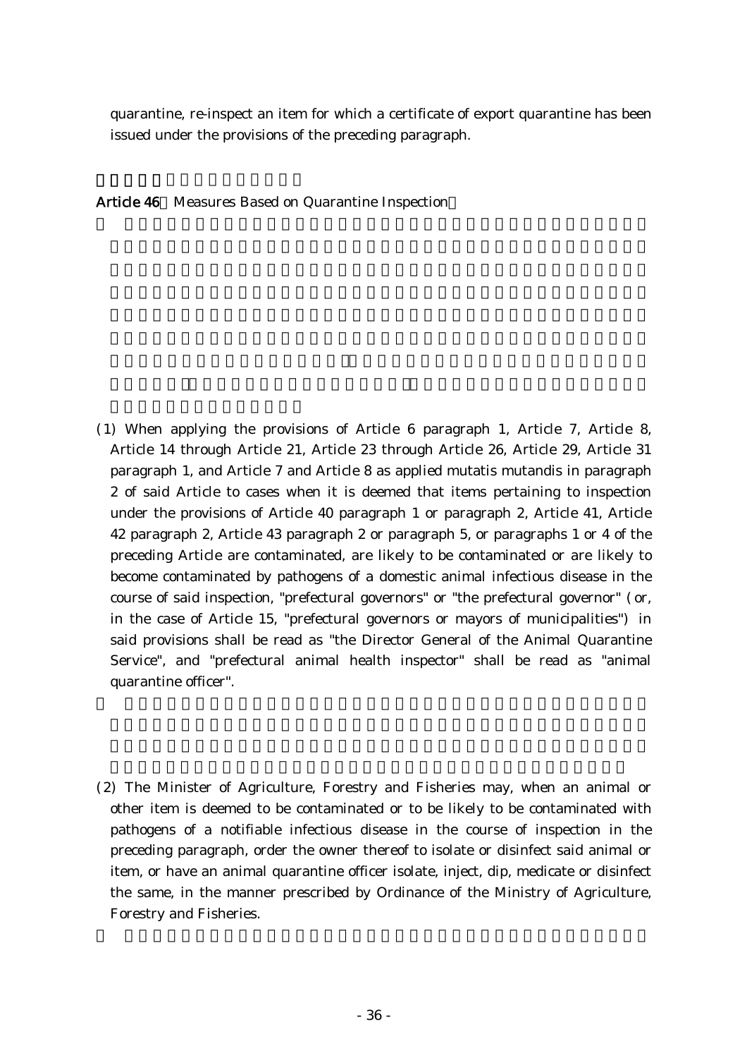quarantine, re-inspect an item for which a certificate of export quarantine has been issued under the provisions of the preceding paragraph.

**Article 46** Measures Based on Quarantine Inspection

(1) When applying the provisions of Article 6 paragraph 1, Article 7, Article 8, Article 14 through Article 21, Article 23 through Article 26, Article 29, Article 31 paragraph 1, and Article 7 and Article 8 as applied mutatis mutandis in paragraph 2 of said Article to cases when it is deemed that items pertaining to inspection under the provisions of Article 40 paragraph 1 or paragraph 2, Article 41, Article 42 paragraph 2, Article 43 paragraph 2 or paragraph 5, or paragraphs 1 or 4 of the preceding Article are contaminated, are likely to be contaminated or are likely to become contaminated by pathogens of a domestic animal infectious disease in the course of said inspection, "prefectural governors" or "the prefectural governor" (or, in the case of Article 15, "prefectural governors or mayors of municipalities") in said provisions shall be read as "the Director General of the Animal Quarantine Service", and "prefectural animal health inspector" shall be read as "animal quarantine officer".

(2) The Minister of Agriculture, Forestry and Fisheries may, when an animal or other item is deemed to be contaminated or to be likely to be contaminated with pathogens of a notifiable infectious disease in the course of inspection in the preceding paragraph, order the owner thereof to isolate or disinfect said animal or item, or have an animal quarantine officer isolate, inject, dip, medicate or disinfect the same, in the manner prescribed by Ordinance of the Ministry of Agriculture, Forestry and Fisheries.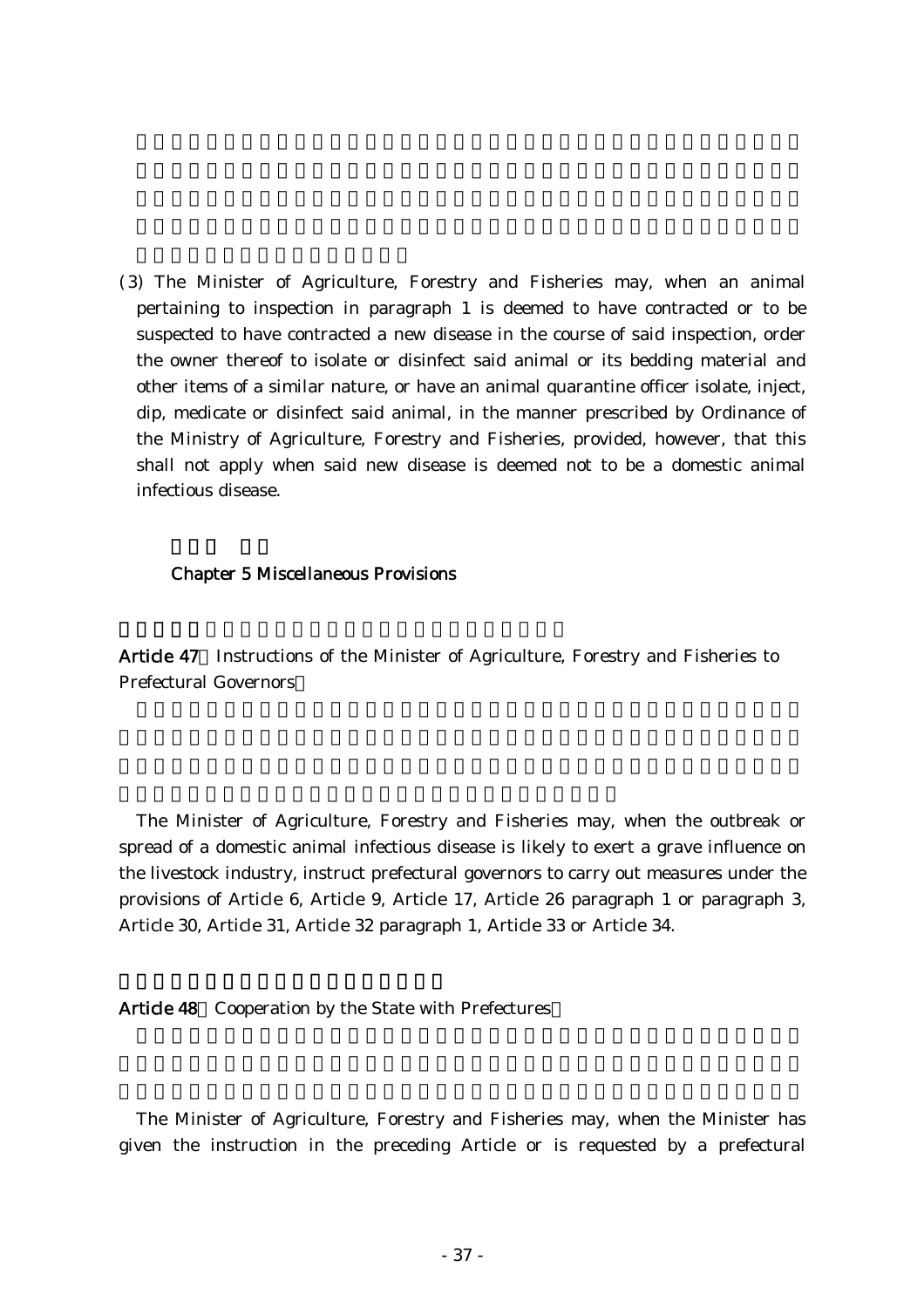(3) The Minister of Agriculture, Forestry and Fisheries may, when an animal pertaining to inspection in paragraph 1 is deemed to have contracted or to be suspected to have contracted a new disease in the course of said inspection, order the owner thereof to isolate or disinfect said animal or its bedding material and other items of a similar nature, or have an animal quarantine officer isolate, inject, dip, medicate or disinfect said animal, in the manner prescribed by Ordinance of the Ministry of Agriculture, Forestry and Fisheries, provided, however, that this shall not apply when said new disease is deemed not to be a domestic animal infectious disease.

## Chapter 5 Miscellaneous Provisions

**Article 47** Instructions of the Minister of Agriculture, Forestry and Fisheries to Prefectural Governors

The Minister of Agriculture, Forestry and Fisheries may, when the outbreak or spread of a domestic animal infectious disease is likely to exert a grave influence on the livestock industry, instruct prefectural governors to carry out measures under the provisions of Article 6, Article 9, Article 17, Article 26 paragraph 1 or paragraph 3, Article 30, Article 31, Article 32 paragraph 1, Article 33 or Article 34.

**Article 48** Cooperation by the State with Prefectures

The Minister of Agriculture, Forestry and Fisheries may, when the Minister has given the instruction in the preceding Article or is requested by a prefectural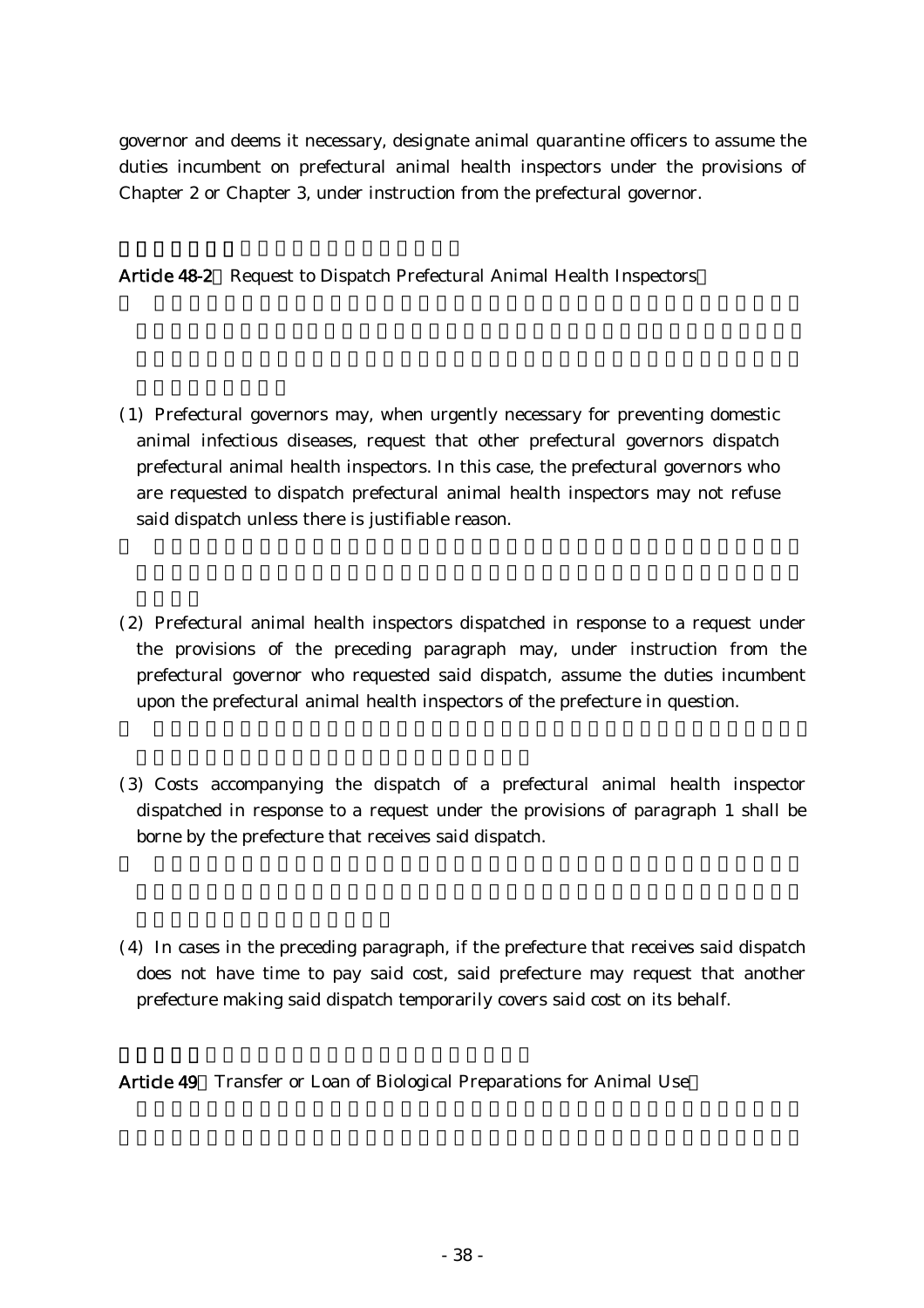governor and deems it necessary, designate animal quarantine officers to assume the duties incumbent on prefectural animal health inspectors under the provisions of Chapter 2 or Chapter 3, under instruction from the prefectural governor.

**Article 48-2** Request to Dispatch Prefectural Animal Health Inspectors

(1) Prefectural governors may, when urgently necessary for preventing domestic animal infectious diseases, request that other prefectural governors dispatch prefectural animal health inspectors. In this case, the prefectural governors who are requested to dispatch prefectural animal health inspectors may not refuse said dispatch unless there is justifiable reason.

(2) Prefectural animal health inspectors dispatched in response to a request under the provisions of the preceding paragraph may, under instruction from the prefectural governor who requested said dispatch, assume the duties incumbent upon the prefectural animal health inspectors of the prefecture in question.

(3) Costs accompanying the dispatch of a prefectural animal health inspector dispatched in response to a request under the provisions of paragraph 1 shall be borne by the prefecture that receives said dispatch.

(4) In cases in the preceding paragraph, if the prefecture that receives said dispatch does not have time to pay said cost, said prefecture may request that another prefecture making said dispatch temporarily covers said cost on its behalf.

**Article 49** Transfer or Loan of Biological Preparations for Animal Use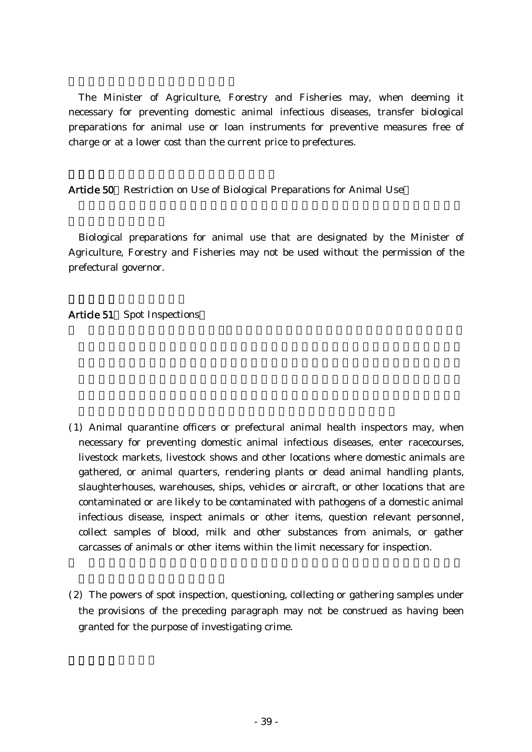The Minister of Agriculture, Forestry and Fisheries may, when deeming it necessary for preventing domestic animal infectious diseases, transfer biological preparations for animal use or loan instruments for preventive measures free of charge or at a lower cost than the current price to prefectures.

**Article 50** Restriction on Use of Biological Preparations for Animal Use

Biological preparations for animal use that are designated by the Minister of Agriculture, Forestry and Fisheries may not be used without the permission of the prefectural governor.

**Article 51** Spot Inspections

(1) Animal quarantine officers or prefectural animal health inspectors may, when necessary for preventing domestic animal infectious diseases, enter racecourses, livestock markets, livestock shows and other locations where domestic animals are gathered, or animal quarters, rendering plants or dead animal handling plants, slaughterhouses, warehouses, ships, vehicles or aircraft, or other locations that are contaminated or are likely to be contaminated with pathogens of a domestic animal infectious disease, inspect animals or other items, question relevant personnel, collect samples of blood, milk and other substances from animals, or gather carcasses of animals or other items within the limit necessary for inspection.

(2) The powers of spot inspection, questioning, collecting or gathering samples under the provisions of the preceding paragraph may not be construed as having been granted for the purpose of investigating crime.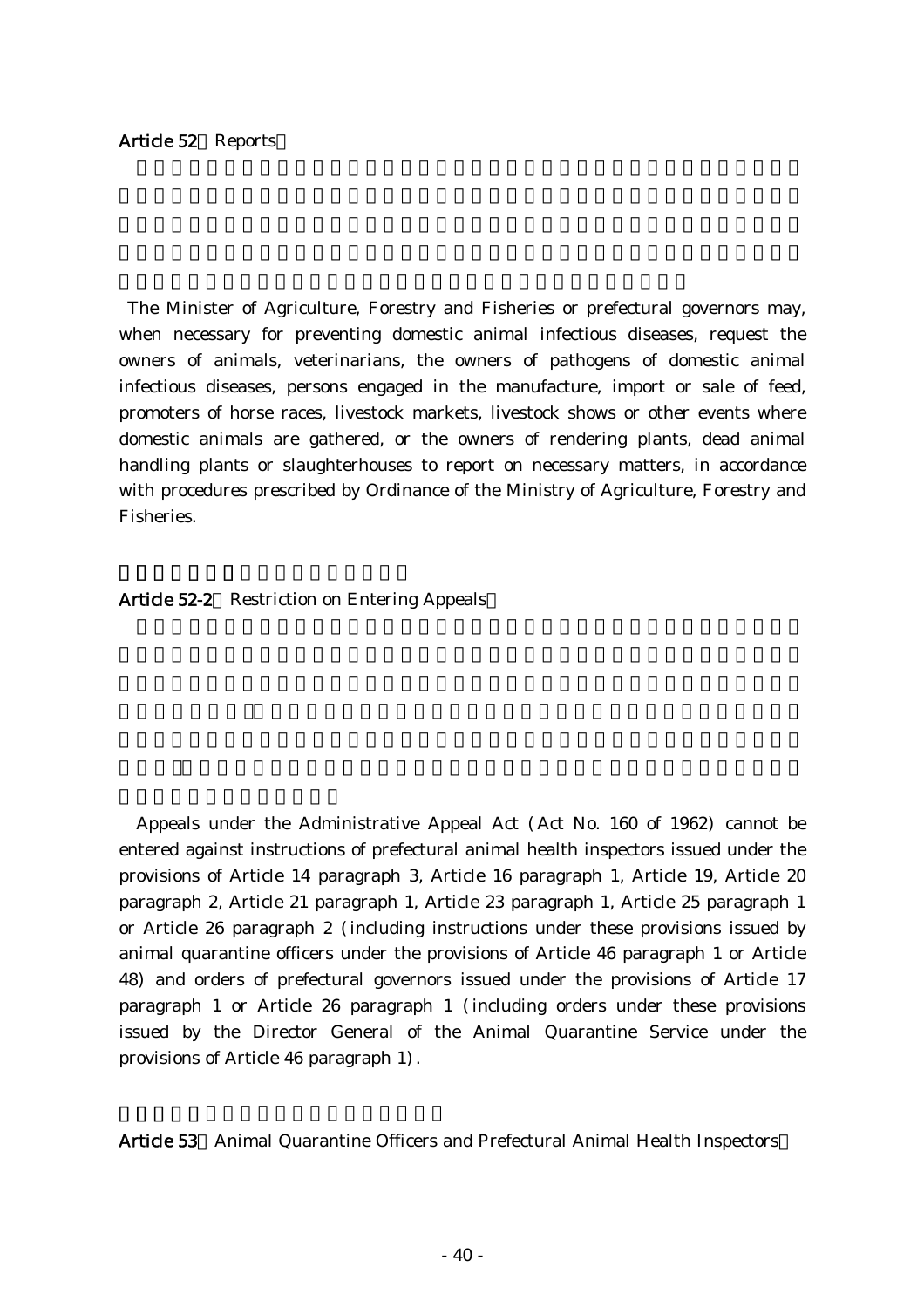**Article 52** Reports

The Minister of Agriculture, Forestry and Fisheries or prefectural governors may, when necessary for preventing domestic animal infectious diseases, request the owners of animals, veterinarians, the owners of pathogens of domestic animal infectious diseases, persons engaged in the manufacture, import or sale of feed, promoters of horse races, livestock markets, livestock shows or other events where domestic animals are gathered, or the owners of rendering plants, dead animal handling plants or slaughterhouses to report on necessary matters, in accordance with procedures prescribed by Ordinance of the Ministry of Agriculture, Forestry and Fisheries.

**Article 52-2** Restriction on Entering Appeals

Appeals under the Administrative Appeal Act (Act No. 160 of 1962) cannot be entered against instructions of prefectural animal health inspectors issued under the provisions of Article 14 paragraph 3, Article 16 paragraph 1, Article 19, Article 20 paragraph 2, Article 21 paragraph 1, Article 23 paragraph 1, Article 25 paragraph 1 or Article 26 paragraph 2 (including instructions under these provisions issued by animal quarantine officers under the provisions of Article 46 paragraph 1 or Article 48) and orders of prefectural governors issued under the provisions of Article 17 paragraph 1 or Article 26 paragraph 1 (including orders under these provisions issued by the Director General of the Animal Quarantine Service under the provisions of Article 46 paragraph 1).

**Article 53** Animal Quarantine Officers and Prefectural Animal Health Inspectors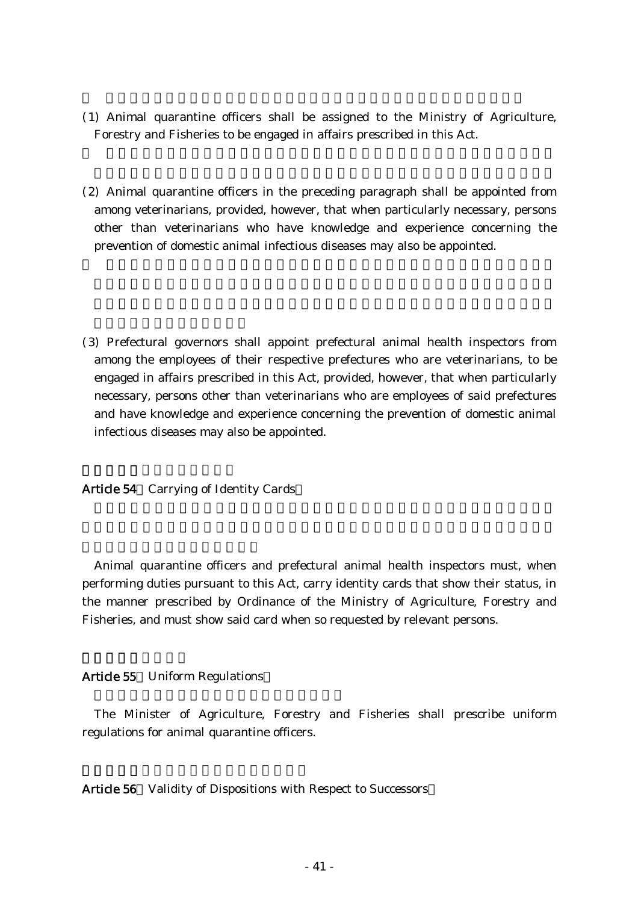(1) Animal quarantine officers shall be assigned to the Ministry of Agriculture, Forestry and Fisheries to be engaged in affairs prescribed in this Act.

(2) Animal quarantine officers in the preceding paragraph shall be appointed from among veterinarians, provided, however, that when particularly necessary, persons other than veterinarians who have knowledge and experience concerning the prevention of domestic animal infectious diseases may also be appointed.

(3) Prefectural governors shall appoint prefectural animal health inspectors from among the employees of their respective prefectures who are veterinarians, to be engaged in affairs prescribed in this Act, provided, however, that when particularly necessary, persons other than veterinarians who are employees of said prefectures and have knowledge and experience concerning the prevention of domestic animal infectious diseases may also be appointed.

**Article 54** (Carrying of Identity Cards)

Animal quarantine officers and prefectural animal health inspectors must, when performing duties pursuant to this Act, carry identity cards that show their status, in the manner prescribed by Ordinance of the Ministry of Agriculture, Forestry and Fisheries, and must show said card when so requested by relevant persons.

**Article 55** (Uniform Regulations)

The Minister of Agriculture, Forestry and Fisheries shall prescribe uniform regulations for animal quarantine officers.

**Article 56** (Validity of Dispositions with Respect to Successors)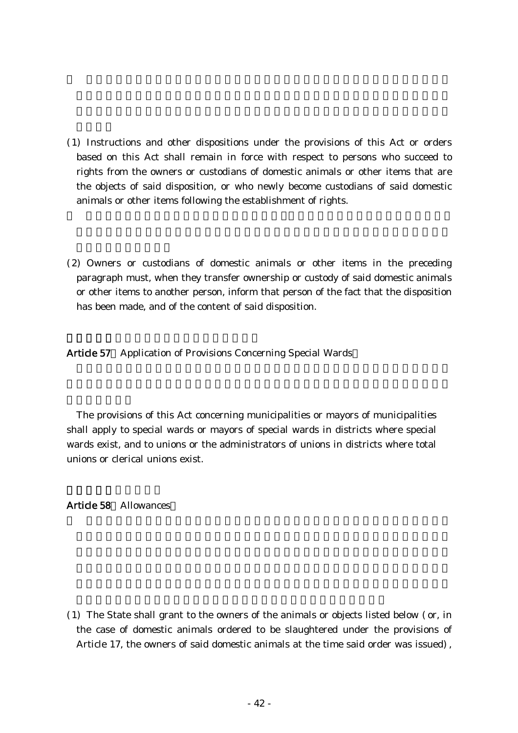(1) Instructions and other dispositions under the provisions of this Act or orders based on this Act shall remain in force with respect to persons who succeed to rights from the owners or custodians of domestic animals or other items that are the objects of said disposition, or who newly become custodians of said domestic animals or other items following the establishment of rights.

(2) Owners or custodians of domestic animals or other items in the preceding paragraph must, when they transfer ownership or custody of said domestic animals or other items to another person, inform that person of the fact that the disposition has been made, and of the content of said disposition.

**Article 57** Application of Provisions Concerning Special Wards

The provisions of this Act concerning municipalities or mayors of municipalities shall apply to special wards or mayors of special wards in districts where special wards exist, and to unions or the administrators of unions in districts where total unions or clerical unions exist.

**Article 58** Allowances

(1) The State shall grant to the owners of the animals or objects listed below (or, in the case of domestic animals ordered to be slaughtered under the provisions of Article 17, the owners of said domestic animals at the time said order was issued),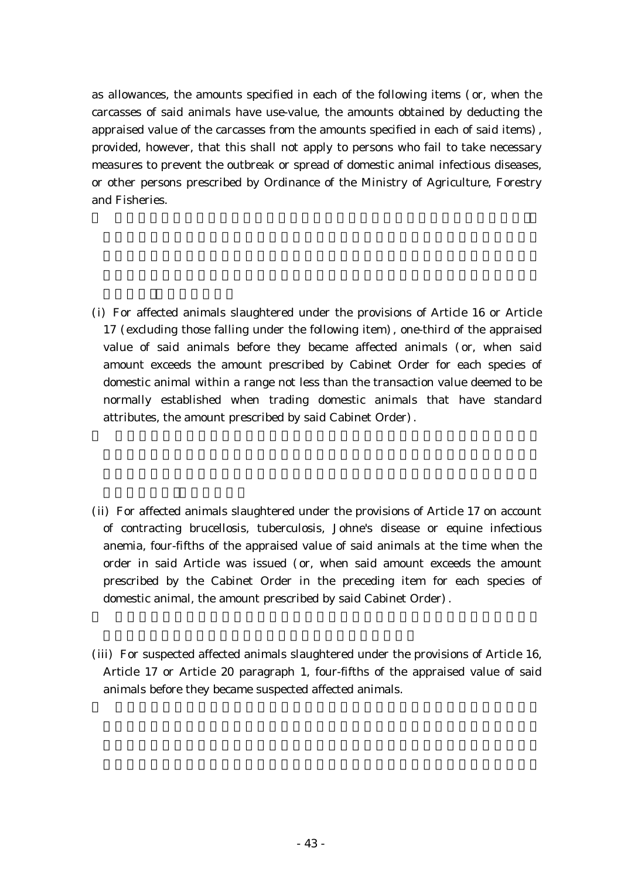as allowances, the amounts specified in each of the following items (or, when the carcasses of said animals have use-value, the amounts obtained by deducting the appraised value of the carcasses from the amounts specified in each of said items), provided, however, that this shall not apply to persons who fail to take necessary measures to prevent the outbreak or spread of domestic animal infectious diseases, or other persons prescribed by Ordinance of the Ministry of Agriculture, Forestry and Fisheries.

(i) For affected animals slaughtered under the provisions of Article 16 or Article 17 (excluding those falling under the following item), one-third of the appraised value of said animals before they became affected animals (or, when said amount exceeds the amount prescribed by Cabinet Order for each species of domestic animal within a range not less than the transaction value deemed to be normally established when trading domestic animals that have standard attributes, the amount prescribed by said Cabinet Order).

(ii) For affected animals slaughtered under the provisions of Article 17 on account of contracting brucellosis, tuberculosis, Johne's disease or equine infectious anemia, four-fifths of the appraised value of said animals at the time when the order in said Article was issued (or, when said amount exceeds the amount prescribed by the Cabinet Order in the preceding item for each species of domestic animal, the amount prescribed by said Cabinet Order).

(iii) For suspected affected animals slaughtered under the provisions of Article 16, Article 17 or Article 20 paragraph 1, four-fifths of the appraised value of said animals before they became suspected affected animals.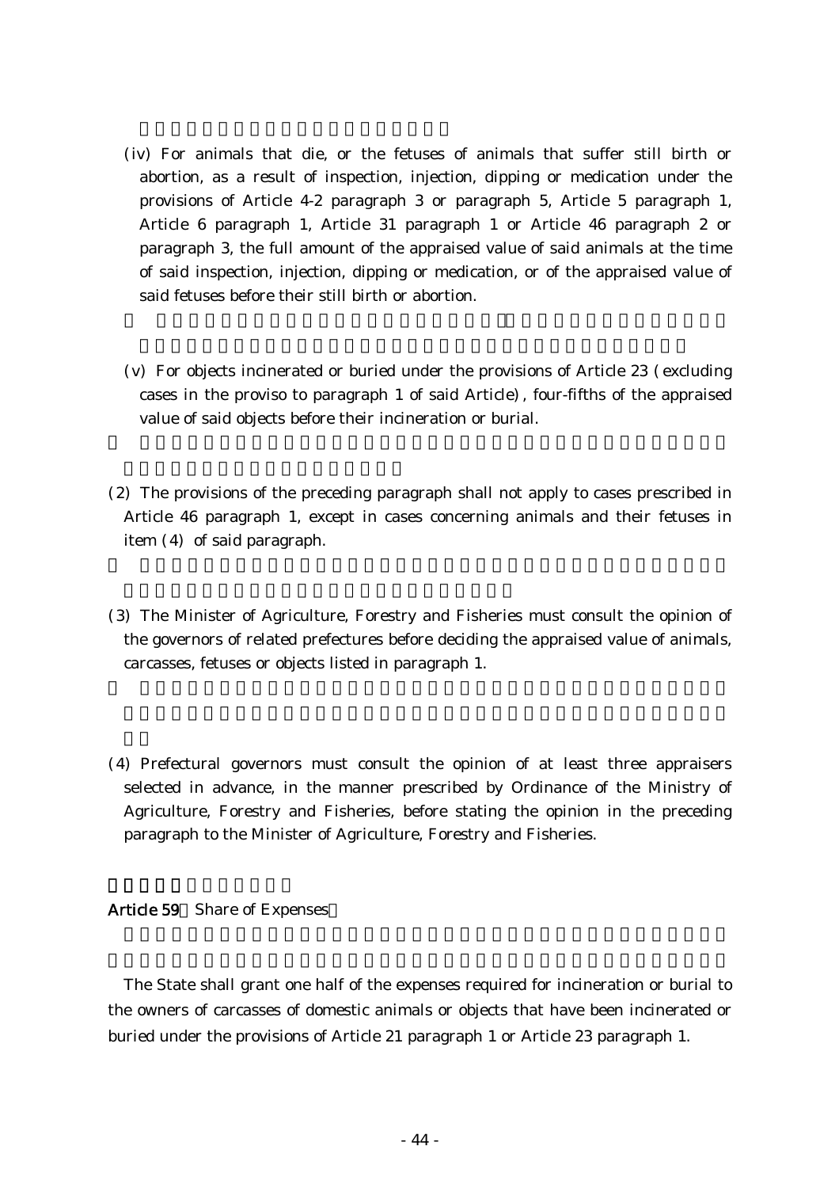(iv) For animals that die, or the fetuses of animals that suffer still birth or abortion, as a result of inspection, injection, dipping or medication under the provisions of Article 4-2 paragraph 3 or paragraph 5, Article 5 paragraph 1, Article 6 paragraph 1, Article 31 paragraph 1 or Article 46 paragraph 2 or paragraph 3, the full amount of the appraised value of said animals at the time of said inspection, injection, dipping or medication, or of the appraised value of said fetuses before their still birth or abortion.

(v) For objects incinerated or buried under the provisions of Article 23 (excluding cases in the proviso to paragraph 1 of said Article), four-fifths of the appraised value of said objects before their incineration or burial.

(2) The provisions of the preceding paragraph shall not apply to cases prescribed in Article 46 paragraph 1, except in cases concerning animals and their fetuses in item (4) of said paragraph.

(3) The Minister of Agriculture, Forestry and Fisheries must consult the opinion of the governors of related prefectures before deciding the appraised value of animals, carcasses, fetuses or objects listed in paragraph 1.

(4) Prefectural governors must consult the opinion of at least three appraisers selected in advance, in the manner prescribed by Ordinance of the Ministry of Agriculture, Forestry and Fisheries, before stating the opinion in the preceding paragraph to the Minister of Agriculture, Forestry and Fisheries.

**Article 59** (Share of Expenses)

The State shall grant one half of the expenses required for incineration or burial to the owners of carcasses of domestic animals or objects that have been incinerated or buried under the provisions of Article 21 paragraph 1 or Article 23 paragraph 1.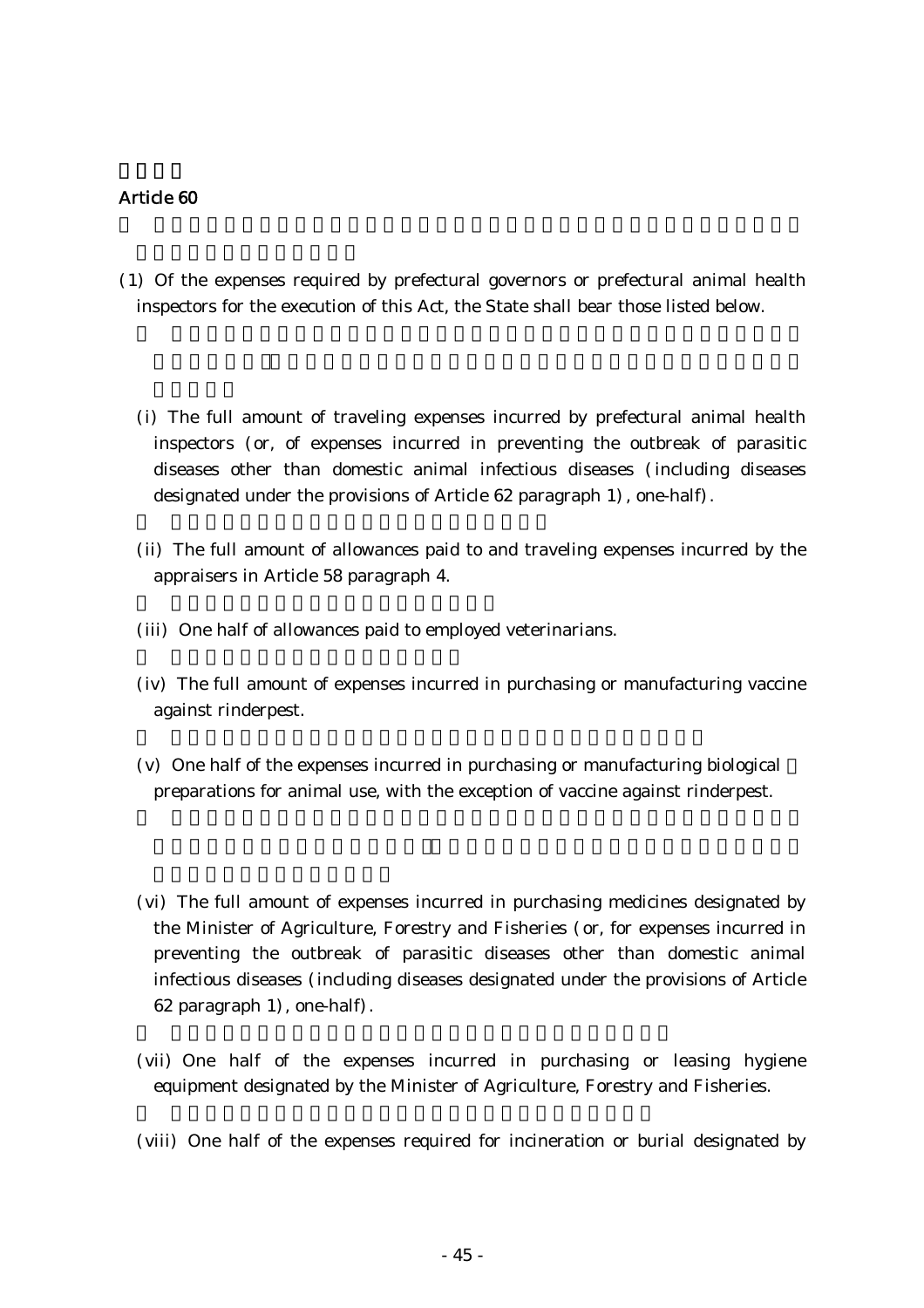## Article 60

(1) Of the expenses required by prefectural governors or prefectural animal health inspectors for the execution of this Act, the State shall bear those listed below.

(i) The full amount of traveling expenses incurred by prefectural animal health inspectors (or, of expenses incurred in preventing the outbreak of parasitic diseases other than domestic animal infectious diseases (including diseases designated under the provisions of Article 62 paragraph 1), one-half).

(ii) The full amount of allowances paid to and traveling expenses incurred by the appraisers in Article 58 paragraph 4.

(iii) One half of allowances paid to employed veterinarians.

(iv) The full amount of expenses incurred in purchasing or manufacturing vaccine against rinderpest.

(v) One half of the expenses incurred in purchasing or manufacturing biological preparations for animal use, with the exception of vaccine against rinderpest.

(vi) The full amount of expenses incurred in purchasing medicines designated by the Minister of Agriculture, Forestry and Fisheries (or, for expenses incurred in preventing the outbreak of parasitic diseases other than domestic animal infectious diseases (including diseases designated under the provisions of Article 62 paragraph 1), one-half).

(vii) One half of the expenses incurred in purchasing or leasing hygiene equipment designated by the Minister of Agriculture, Forestry and Fisheries.

(viii) One half of the expenses required for incineration or burial designated by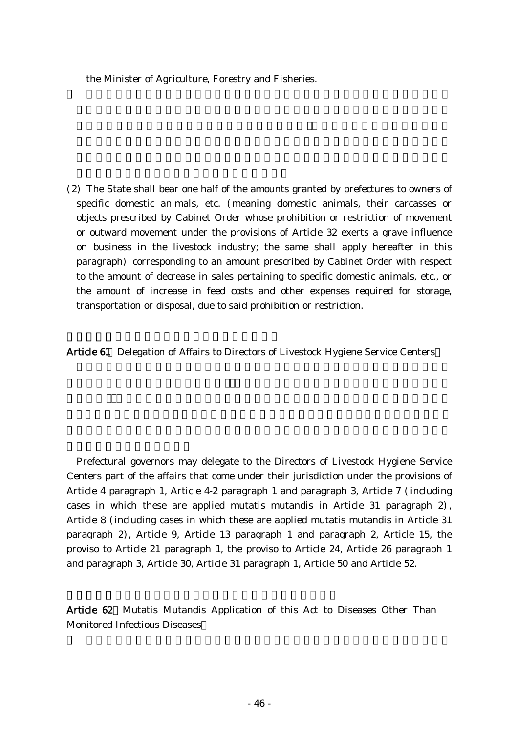the Minister of Agriculture, Forestry and Fisheries.

(2) The State shall bear one half of the amounts granted by prefectures to owners of specific domestic animals, etc. (meaning domestic animals, their carcasses or objects prescribed by Cabinet Order whose prohibition or restriction of movement or outward movement under the provisions of Article 32 exerts a grave influence on business in the livestock industry; the same shall apply hereafter in this paragraph) corresponding to an amount prescribed by Cabinet Order with respect to the amount of decrease in sales pertaining to specific domestic animals, etc., or the amount of increase in feed costs and other expenses required for storage, transportation or disposal, due to said prohibition or restriction.

**Article 61** Delegation of Affairs to Directors of Livestock Hygiene Service Centers

Prefectural governors may delegate to the Directors of Livestock Hygiene Service Centers part of the affairs that come under their jurisdiction under the provisions of Article 4 paragraph 1, Article 4-2 paragraph 1 and paragraph 3, Article 7 (including cases in which these are applied mutatis mutandis in Article 31 paragraph 2), Article 8 (including cases in which these are applied mutatis mutandis in Article 31 paragraph 2), Article 9, Article 13 paragraph 1 and paragraph 2, Article 15, the proviso to Article 21 paragraph 1, the proviso to Article 24, Article 26 paragraph 1 and paragraph 3, Article 30, Article 31 paragraph 1, Article 50 and Article 52.

**Article 62** Mutatis Mutandis Application of this Act to Diseases Other Than Monitored Infectious Diseases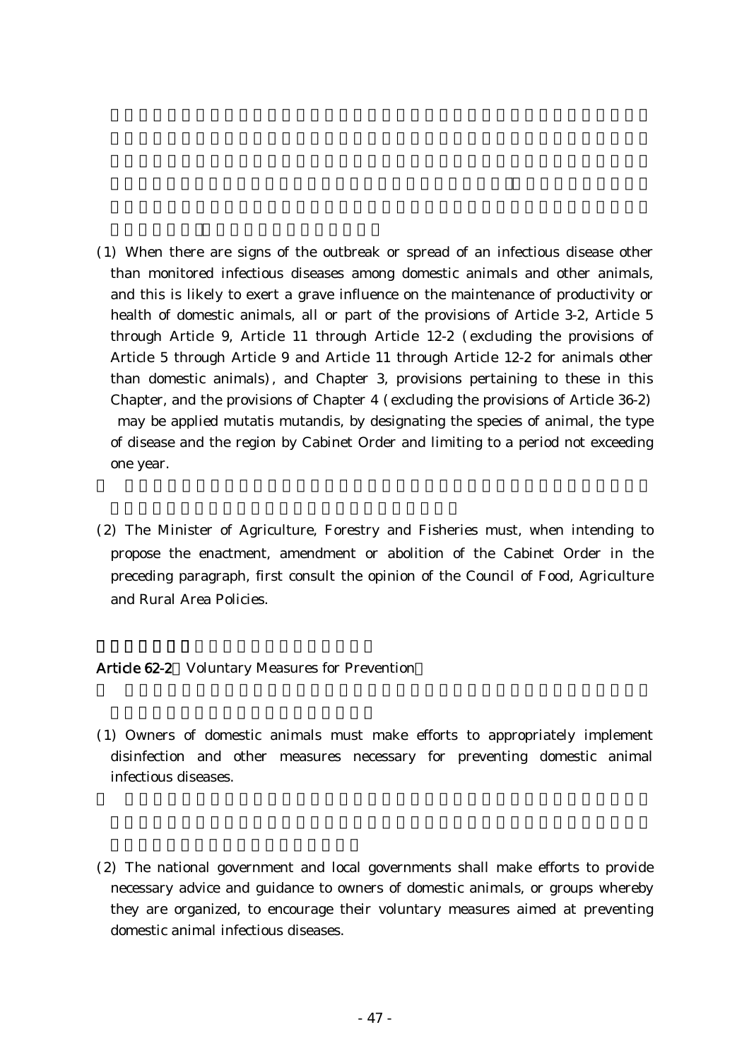(1) When there are signs of the outbreak or spread of an infectious disease other than monitored infectious diseases among domestic animals and other animals, and this is likely to exert a grave influence on the maintenance of productivity or health of domestic animals, all or part of the provisions of Article 3-2, Article 5 through Article 9, Article 11 through Article 12-2 (excluding the provisions of Article 5 through Article 9 and Article 11 through Article 12-2 for animals other than domestic animals), and Chapter 3, provisions pertaining to these in this Chapter, and the provisions of Chapter 4 (excluding the provisions of Article 36-2) may be applied mutatis mutandis, by designating the species of animal, the type of disease and the region by Cabinet Order and limiting to a period not exceeding one year.

(2) The Minister of Agriculture, Forestry and Fisheries must, when intending to propose the enactment, amendment or abolition of the Cabinet Order in the preceding paragraph, first consult the opinion of the Council of Food, Agriculture and Rural Area Policies.

**Article 62-2** (Voluntary Measures for Prevention)

(1) Owners of domestic animals must make efforts to appropriately implement disinfection and other measures necessary for preventing domestic animal infectious diseases.

(2) The national government and local governments shall make efforts to provide necessary advice and guidance to owners of domestic animals, or groups whereby they are organized, to encourage their voluntary measures aimed at preventing domestic animal infectious diseases.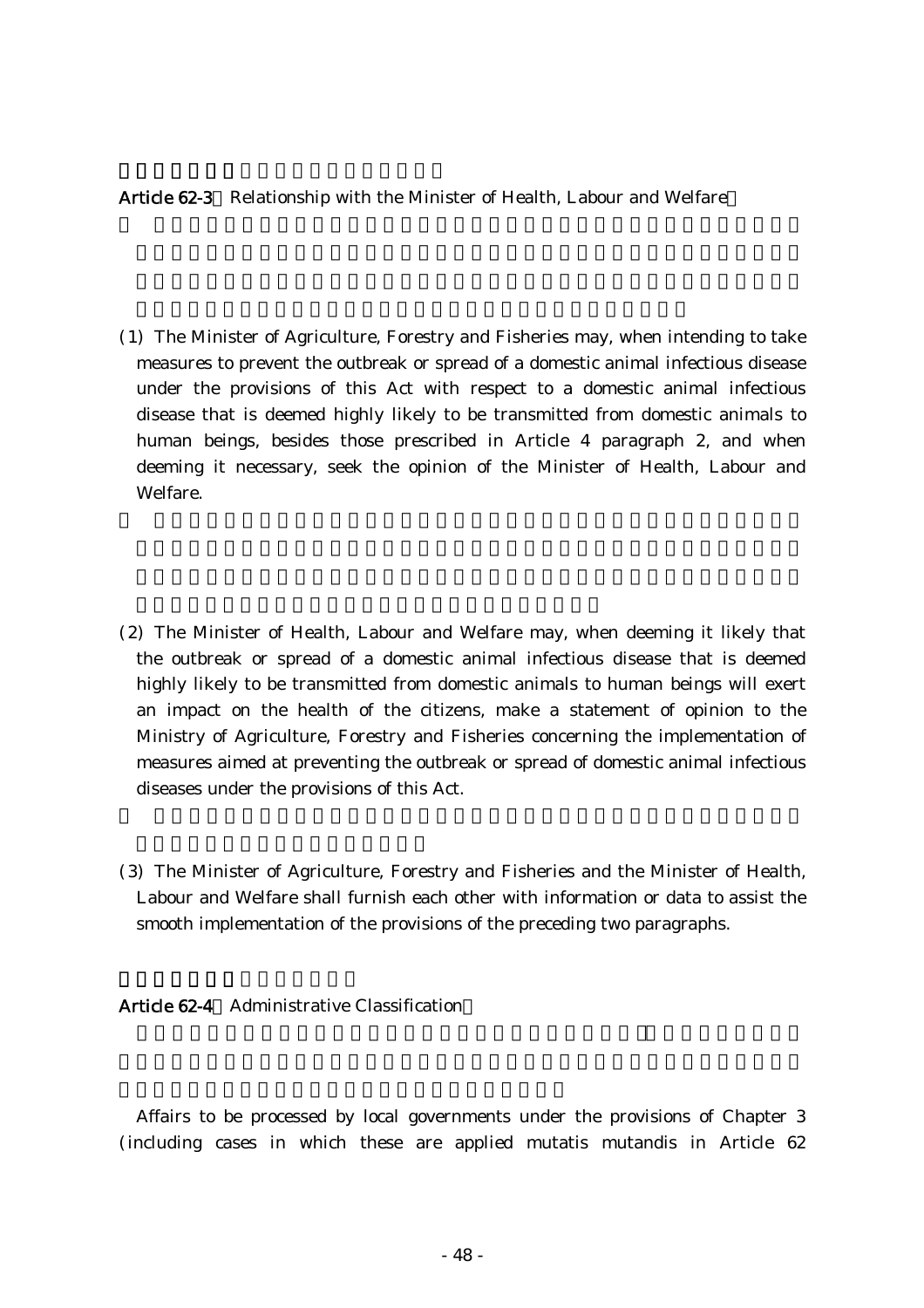**Article 62-3** Relationship with the Minister of Health, Labour and Welfare

(1) The Minister of Agriculture, Forestry and Fisheries may, when intending to take measures to prevent the outbreak or spread of a domestic animal infectious disease under the provisions of this Act with respect to a domestic animal infectious disease that is deemed highly likely to be transmitted from domestic animals to human beings, besides those prescribed in Article 4 paragraph 2, and when deeming it necessary, seek the opinion of the Minister of Health, Labour and Welfare.

(2) The Minister of Health, Labour and Welfare may, when deeming it likely that the outbreak or spread of a domestic animal infectious disease that is deemed highly likely to be transmitted from domestic animals to human beings will exert an impact on the health of the citizens, make a statement of opinion to the Ministry of Agriculture, Forestry and Fisheries concerning the implementation of measures aimed at preventing the outbreak or spread of domestic animal infectious diseases under the provisions of this Act.

(3) The Minister of Agriculture, Forestry and Fisheries and the Minister of Health, Labour and Welfare shall furnish each other with information or data to assist the smooth implementation of the provisions of the preceding two paragraphs.

**Article 62-4** Administrative Classification

Affairs to be processed by local governments under the provisions of Chapter 3 (including cases in which these are applied mutatis mutandis in Article 62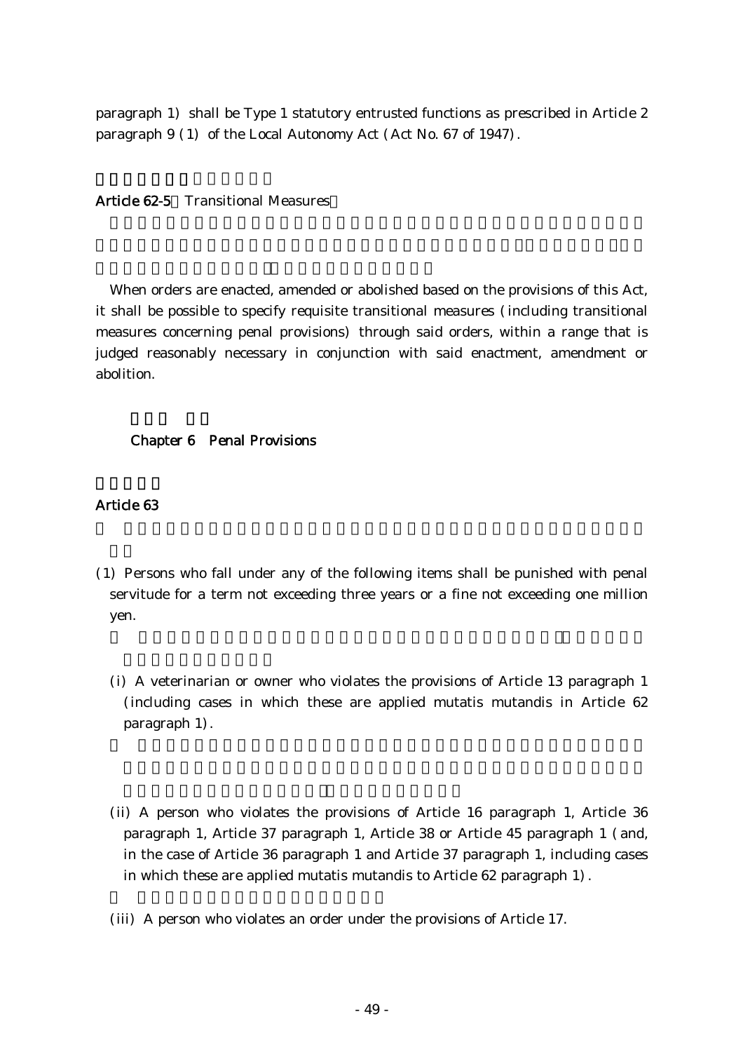paragraph 1) shall be Type 1 statutory entrusted functions as prescribed in Article 2 paragraph 9 (1) of the Local Autonomy Act (Act No. 67 of 1947).

**Article 62-5** Transitional Measures

When orders are enacted, amended or abolished based on the provisions of this Act, it shall be possible to specify requisite transitional measures (including transitional measures concerning penal provisions) through said orders, within a range that is judged reasonably necessary in conjunction with said enactment, amendment or abolition.

## Chapter 6 Penal Provisions

**Article 63**

(1) Persons who fall under any of the following items shall be punished with penal servitude for a term not exceeding three years or a fine not exceeding one million yen.

(i) A veterinarian or owner who violates the provisions of Article 13 paragraph 1 (including cases in which these are applied mutatis mutandis in Article 62 paragraph 1).

(ii) A person who violates the provisions of Article 16 paragraph 1, Article 36 paragraph 1, Article 37 paragraph 1, Article 38 or Article 45 paragraph 1 (and, in the case of Article 36 paragraph 1 and Article 37 paragraph 1, including cases in which these are applied mutatis mutandis to Article 62 paragraph 1).

(iii) A person who violates an order under the provisions of Article 17.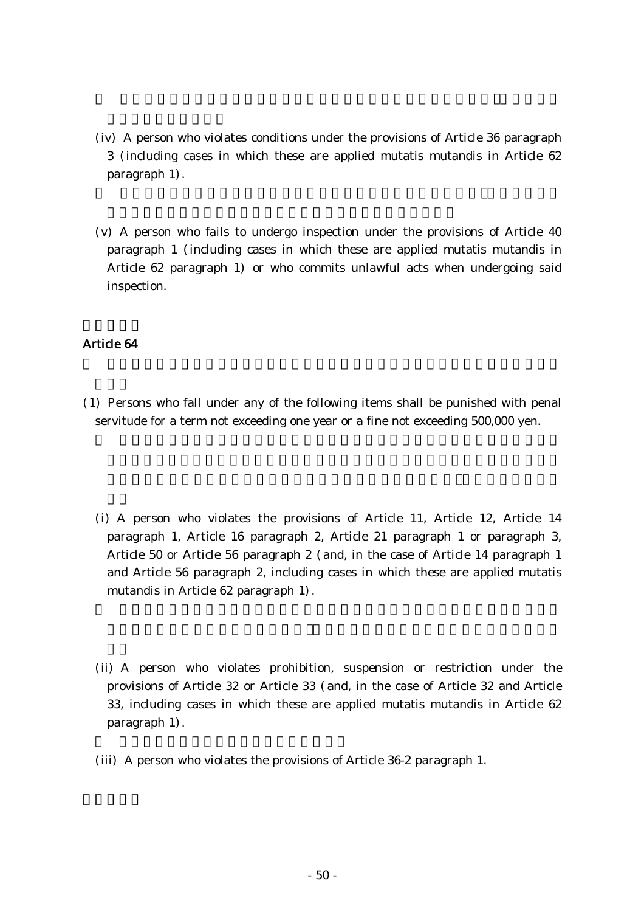(iv) A person who violates conditions under the provisions of Article 36 paragraph 3 (including cases in which these are applied mutatis mutandis in Article 62 paragraph 1).

(v) A person who fails to undergo inspection under the provisions of Article 40 paragraph 1 (including cases in which these are applied mutatis mutandis in Article 62 paragraph 1) or who commits unlawful acts when undergoing said inspection.

**Article 64**

(1) Persons who fall under any of the following items shall be punished with penal servitude for a term not exceeding one year or a fine not exceeding 500,000 yen.

(i) A person who violates the provisions of Article 11, Article 12, Article 14 paragraph 1, Article 16 paragraph 2, Article 21 paragraph 1 or paragraph 3, Article 50 or Article 56 paragraph 2 (and, in the case of Article 14 paragraph 1 and Article 56 paragraph 2, including cases in which these are applied mutatis mutandis in Article 62 paragraph 1).

(ii) A person who violates prohibition, suspension or restriction under the provisions of Article 32 or Article 33 (and, in the case of Article 32 and Article 33, including cases in which these are applied mutatis mutandis in Article 62 paragraph 1).

(iii) A person who violates the provisions of Article 36-2 paragraph 1.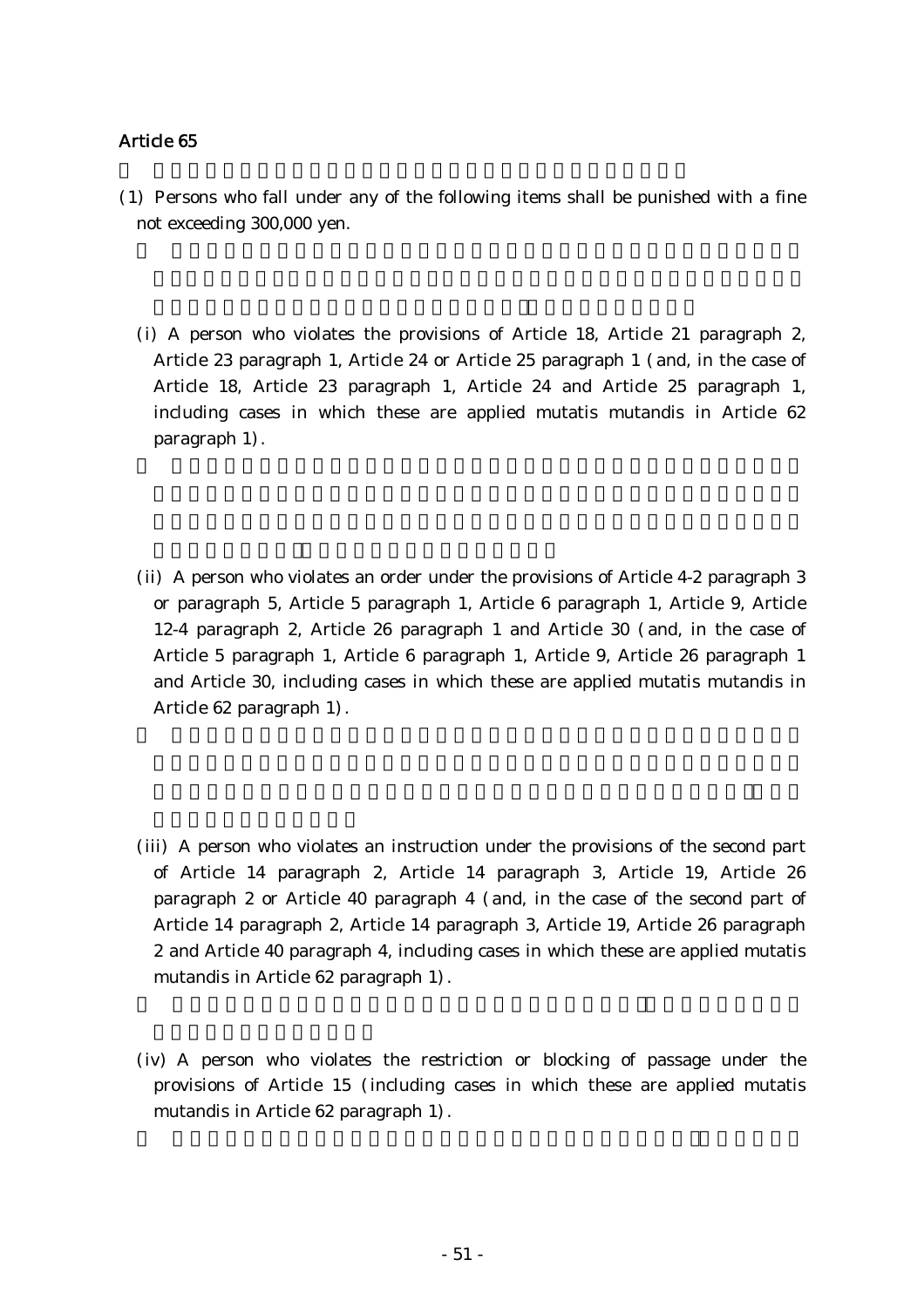## Article 65

(1) Persons who fall under any of the following items shall be punished with a fine not exceeding 300,000 yen.

(i) A person who violates the provisions of Article 18, Article 21 paragraph 2, Article 23 paragraph 1, Article 24 or Article 25 paragraph 1 (and, in the case of Article 18, Article 23 paragraph 1, Article 24 and Article 25 paragraph 1, including cases in which these are applied mutatis mutandis in Article 62 paragraph 1).

(ii) A person who violates an order under the provisions of Article 4-2 paragraph 3 or paragraph 5, Article 5 paragraph 1, Article 6 paragraph 1, Article 9, Article 12-4 paragraph 2, Article 26 paragraph 1 and Article 30 (and, in the case of Article 5 paragraph 1, Article 6 paragraph 1, Article 9, Article 26 paragraph 1 and Article 30, including cases in which these are applied mutatis mutandis in Article 62 paragraph 1).

(iii) A person who violates an instruction under the provisions of the second part of Article 14 paragraph 2, Article 14 paragraph 3, Article 19, Article 26 paragraph 2 or Article 40 paragraph 4 (and, in the case of the second part of Article 14 paragraph 2, Article 14 paragraph 3, Article 19, Article 26 paragraph 2 and Article 40 paragraph 4, including cases in which these are applied mutatis mutandis in Article 62 paragraph 1).

(iv) A person who violates the restriction or blocking of passage under the provisions of Article 15 (including cases in which these are applied mutatis mutandis in Article 62 paragraph 1).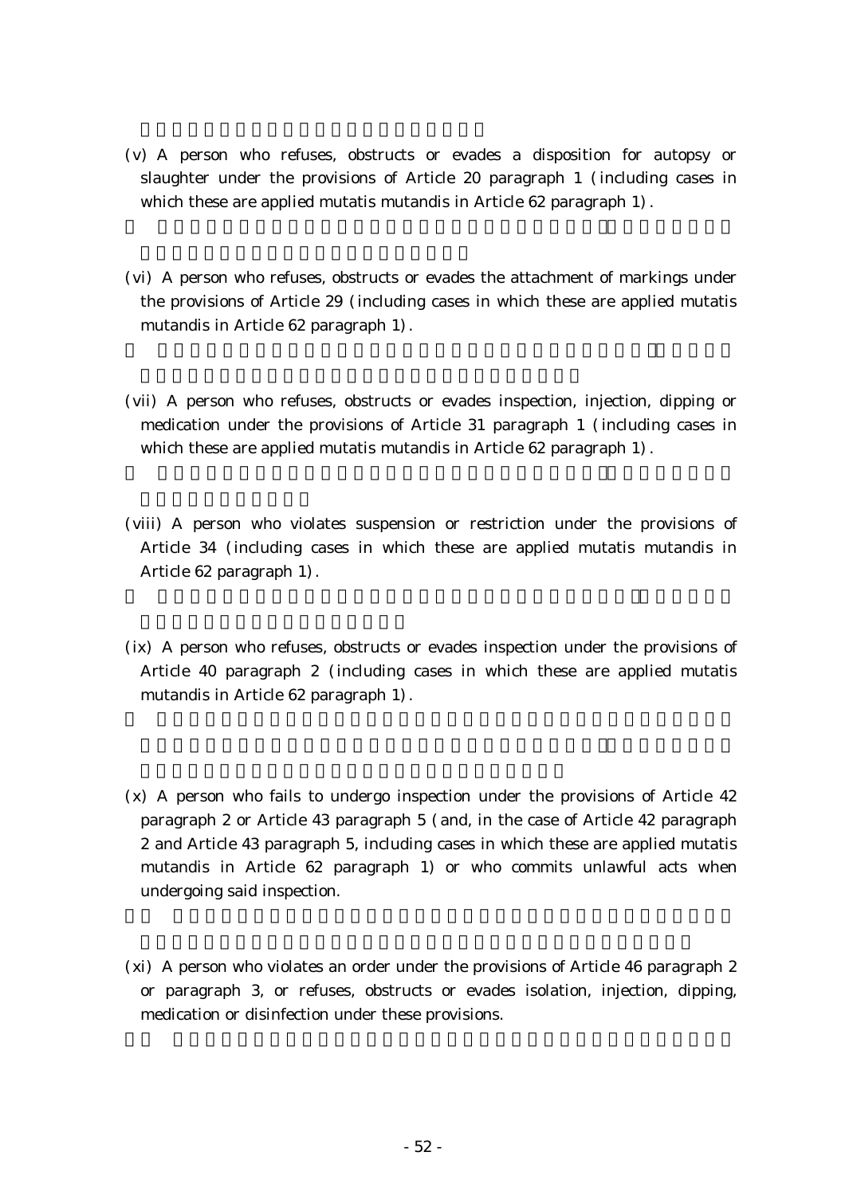(v) A person who refuses, obstructs or evades a disposition for autopsy or slaughter under the provisions of Article 20 paragraph 1 (including cases in which these are applied mutatis mutandis in Article 62 paragraph 1).

(vi) A person who refuses, obstructs or evades the attachment of markings under the provisions of Article 29 (including cases in which these are applied mutatis mutandis in Article 62 paragraph 1).

(vii) A person who refuses, obstructs or evades inspection, injection, dipping or medication under the provisions of Article 31 paragraph 1 (including cases in which these are applied mutatis mutandis in Article 62 paragraph 1).

(viii) A person who violates suspension or restriction under the provisions of Article 34 (including cases in which these are applied mutatis mutandis in Article 62 paragraph 1).

(ix) A person who refuses, obstructs or evades inspection under the provisions of Article 40 paragraph 2 (including cases in which these are applied mutatis mutandis in Article 62 paragraph 1).

(x) A person who fails to undergo inspection under the provisions of Article 42 paragraph 2 or Article 43 paragraph 5 (and, in the case of Article 42 paragraph 2 and Article 43 paragraph 5, including cases in which these are applied mutatis mutandis in Article 62 paragraph 1) or who commits unlawful acts when undergoing said inspection.

(xi) A person who violates an order under the provisions of Article 46 paragraph 2 or paragraph 3, or refuses, obstructs or evades isolation, injection, dipping, medication or disinfection under these provisions.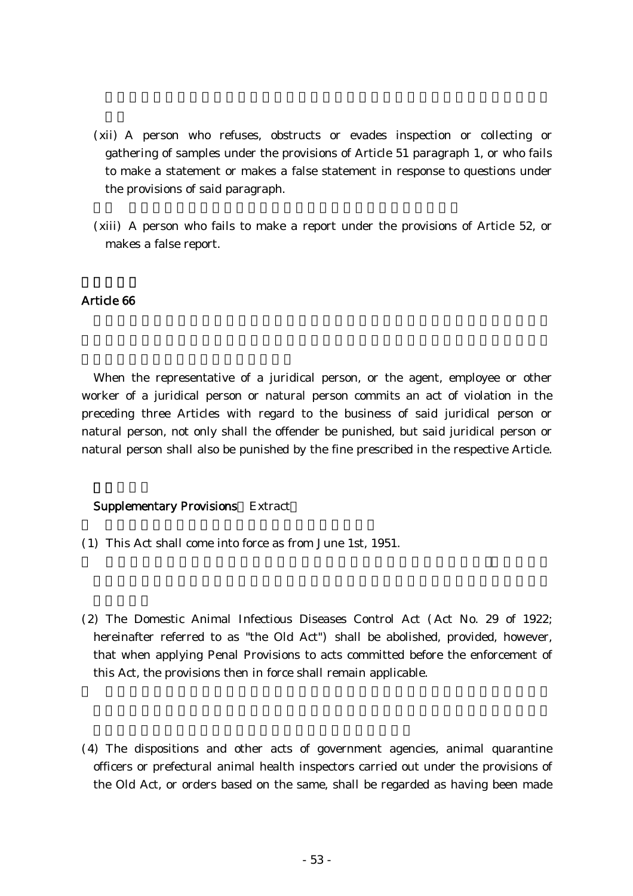(xii) A person who refuses, obstructs or evades inspection or collecting or gathering of samples under the provisions of Article 51 paragraph 1, or who fails to make a statement or makes a false statement in response to questions under the provisions of said paragraph.

(xiii) A person who fails to make a report under the provisions of Article 52, or makes a false report.

**Article 66**

When the representative of a juridical person, or the agent, employee or other worker of a juridical person or natural person commits an act of violation in the preceding three Articles with regard to the business of said juridical person or natural person, not only shall the offender be punished, but said juridical person or natural person shall also be punished by the fine prescribed in the respective Article.

**Supplementary Provisions** Extract

(1) This Act shall come into force as from June 1st, 1951.

(2) The Domestic Animal Infectious Diseases Control Act (Act No. 29 of 1922; hereinafter referred to as "the Old Act") shall be abolished, provided, however, that when applying Penal Provisions to acts committed before the enforcement of this Act, the provisions then in force shall remain applicable.

(4) The dispositions and other acts of government agencies, animal quarantine officers or prefectural animal health inspectors carried out under the provisions of the Old Act, or orders based on the same, shall be regarded as having been made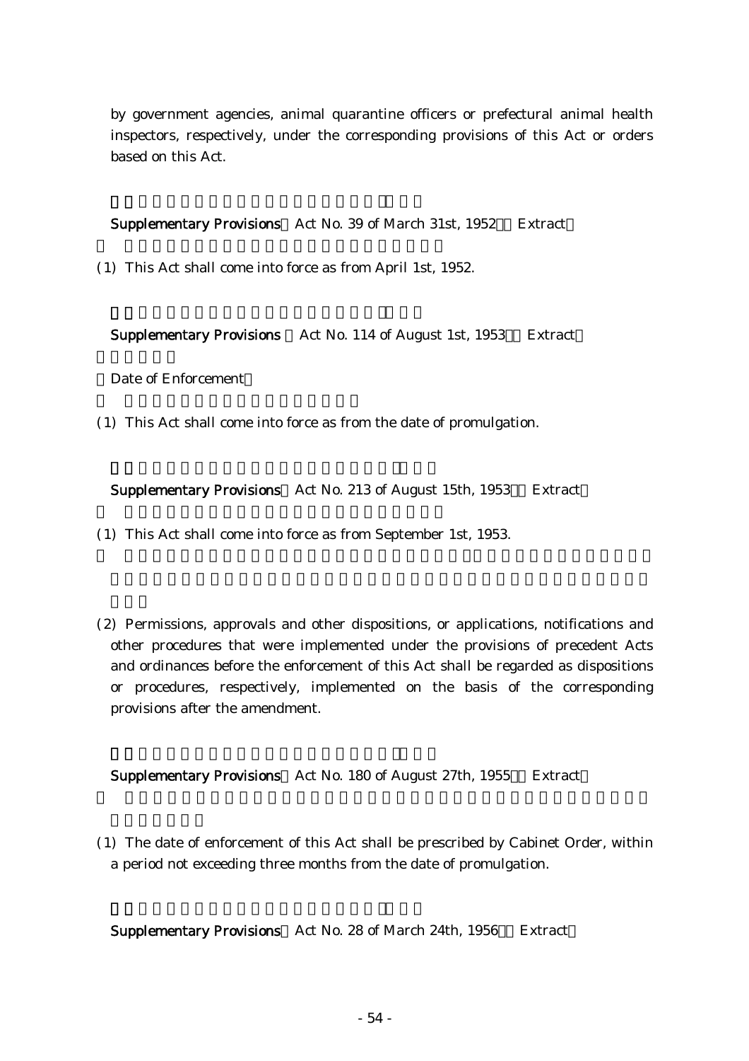by government agencies, animal quarantine officers or prefectural animal health inspectors, respectively, under the corresponding provisions of this Act or orders based on this Act.

**Supplementary Provisions** (Act No. 39 of March 31st, 1952) (Extract)

(1) This Act shall come into force as from April 1st, 1952.

**Supplementary Provisions** (Act No. 114 of August 1st, 1953) (Extract)

(Date of Enforcement)

(1) This Act shall come into force as from the date of promulgation.

**Supplementary Provisions** (Act No. 213 of August 15th, 1953) (Extract)

(1) This Act shall come into force as from September 1st, 1953.

(2) Permissions, approvals and other dispositions, or applications, notifications and other procedures that were implemented under the provisions of precedent Acts and ordinances before the enforcement of this Act shall be regarded as dispositions or procedures, respectively, implemented on the basis of the corresponding provisions after the amendment.

**Supplementary Provisions** (Act No. 180 of August 27th, 1955) (Extract)

(1) The date of enforcement of this Act shall be prescribed by Cabinet Order, within a period not exceeding three months from the date of promulgation.

**Supplementary Provisions** (Act No. 28 of March 24th, 1956) (Extract)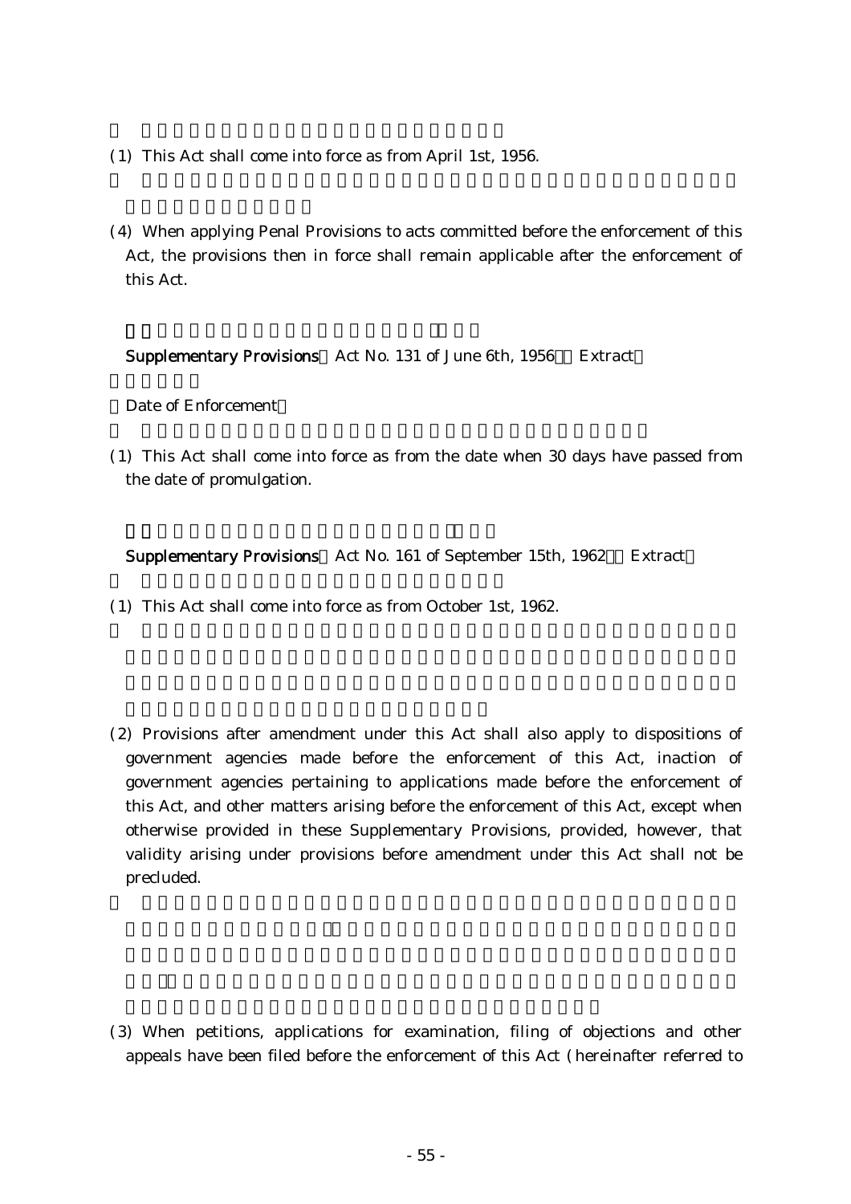(1) This Act shall come into force as from April 1st, 1956.

(4) When applying Penal Provisions to acts committed before the enforcement of this Act, the provisions then in force shall remain applicable after the enforcement of this Act.

**Supplementary Provisions** Act No. 131 of June 6th, 1956 Extract

Date of Enforcement

(1) This Act shall come into force as from the date when 30 days have passed from the date of promulgation.

**Supplementary Provisions** Act No. 161 of September 15th, 1962 Extract

(1) This Act shall come into force as from October 1st, 1962.

(2) Provisions after amendment under this Act shall also apply to dispositions of government agencies made before the enforcement of this Act, inaction of government agencies pertaining to applications made before the enforcement of this Act, and other matters arising before the enforcement of this Act, except when otherwise provided in these Supplementary Provisions, provided, however, that validity arising under provisions before amendment under this Act shall not be precluded.

(3) When petitions, applications for examination, filing of objections and other appeals have been filed before the enforcement of this Act (hereinafter referred to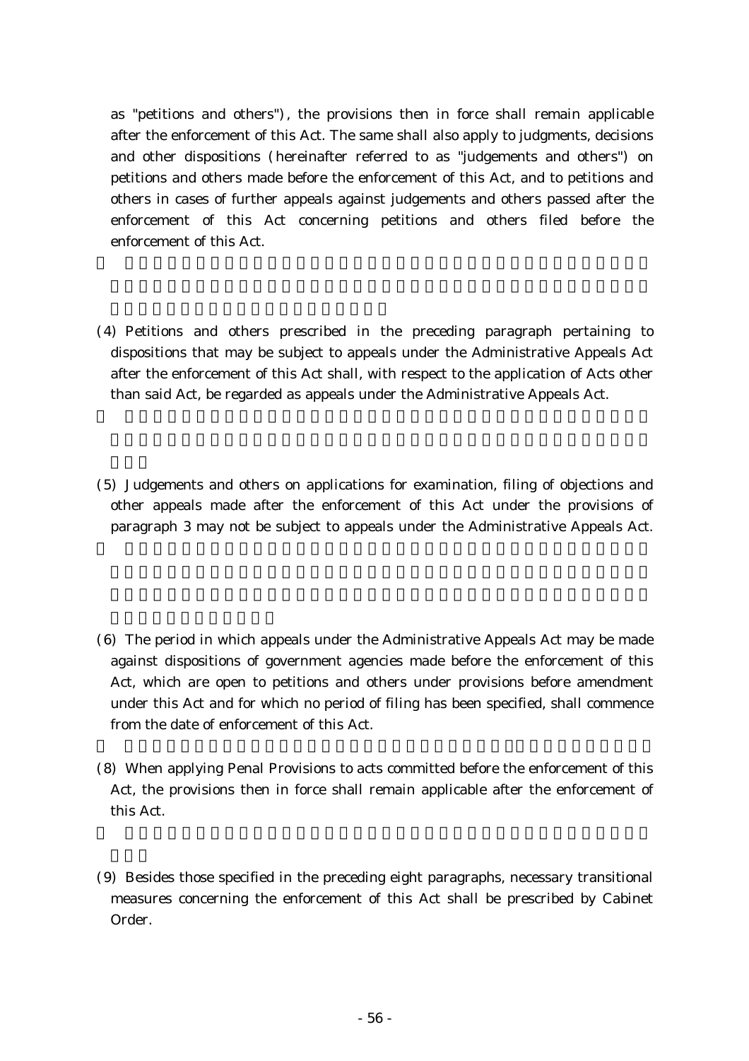as "petitions and others"), the provisions then in force shall remain applicable after the enforcement of this Act. The same shall also apply to judgments, decisions and other dispositions (hereinafter referred to as "judgements and others") on petitions and others made before the enforcement of this Act, and to petitions and others in cases of further appeals against judgements and others passed after the enforcement of this Act concerning petitions and others filed before the enforcement of this Act.

(4) Petitions and others prescribed in the preceding paragraph pertaining to dispositions that may be subject to appeals under the Administrative Appeals Act after the enforcement of this Act shall, with respect to the application of Acts other than said Act, be regarded as appeals under the Administrative Appeals Act.

(5) Judgements and others on applications for examination, filing of objections and other appeals made after the enforcement of this Act under the provisions of paragraph 3 may not be subject to appeals under the Administrative Appeals Act.

(6) The period in which appeals under the Administrative Appeals Act may be made against dispositions of government agencies made before the enforcement of this Act, which are open to petitions and others under provisions before amendment under this Act and for which no period of filing has been specified, shall commence from the date of enforcement of this Act.

(8) When applying Penal Provisions to acts committed before the enforcement of this Act, the provisions then in force shall remain applicable after the enforcement of this Act.

(9) Besides those specified in the preceding eight paragraphs, necessary transitional measures concerning the enforcement of this Act shall be prescribed by Cabinet Order.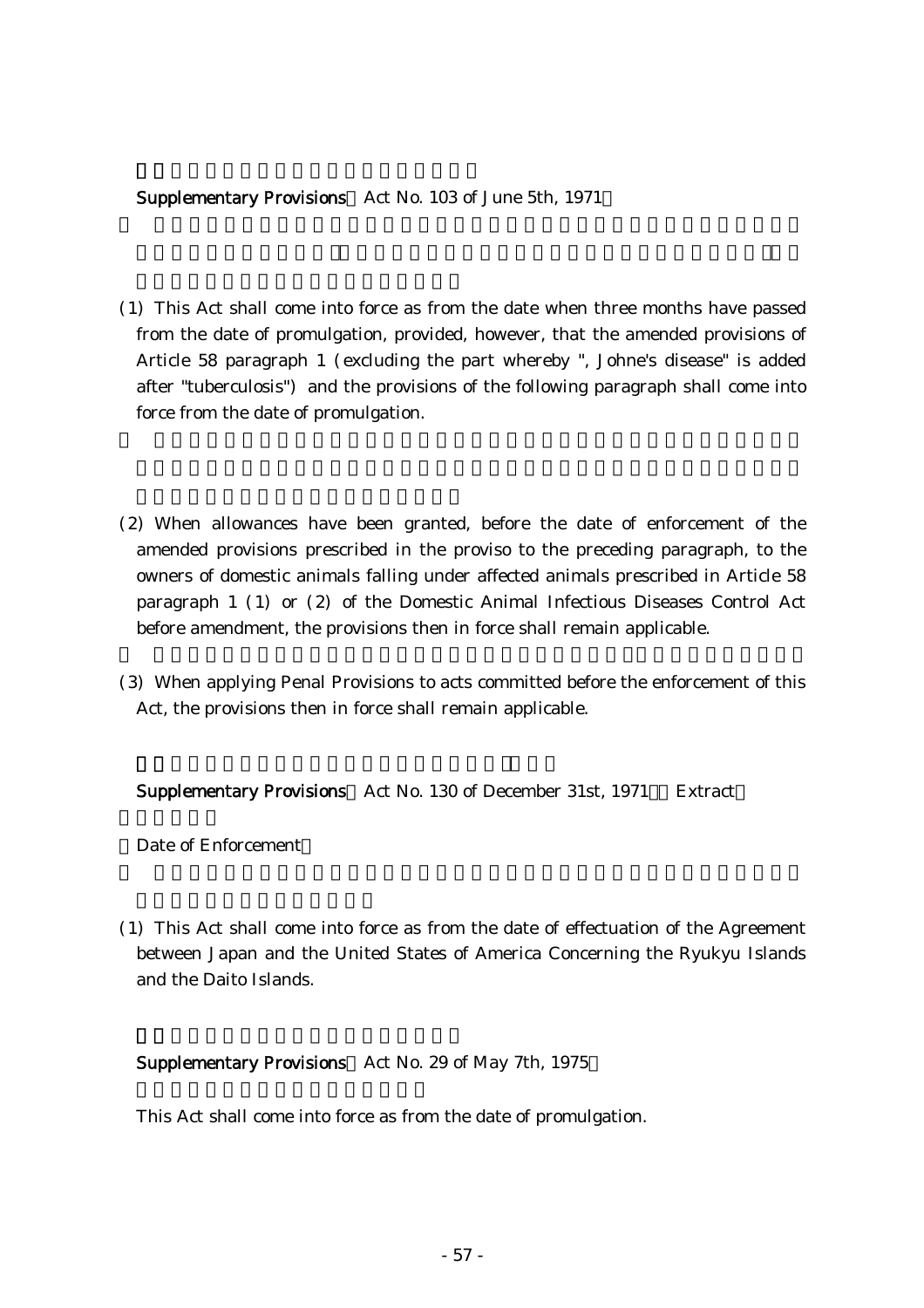Supplementary Provisions (Act No. 103 of June 5th, 1971)

(1) This Act shall come into force as from the date when three months have passed from the date of promulgation, provided, however, that the amended provisions of Article 58 paragraph 1 (excluding the part whereby ", Johne's disease" is added after "tuberculosis") and the provisions of the following paragraph shall come into force from the date of promulgation.

(2) When allowances have been granted, before the date of enforcement of the amended provisions prescribed in the proviso to the preceding paragraph, to the owners of domestic animals falling under affected animals prescribed in Article 58 paragraph 1 (1) or (2) of the Domestic Animal Infectious Diseases Control Act before amendment, the provisions then in force shall remain applicable.

(3) When applying Penal Provisions to acts committed before the enforcement of this Act, the provisions then in force shall remain applicable.

Supplementary Provisions (Act No. 130 of December 31st, 1971) (Extract)

(Date of Enforcement)

(1) This Act shall come into force as from the date of effectuation of the Agreement between Japan and the United States of America Concerning the Ryukyu Islands and the Daito Islands.

Supplementary Provisions (Act No. 29 of May 7th, 1975)

This Act shall come into force as from the date of promulgation.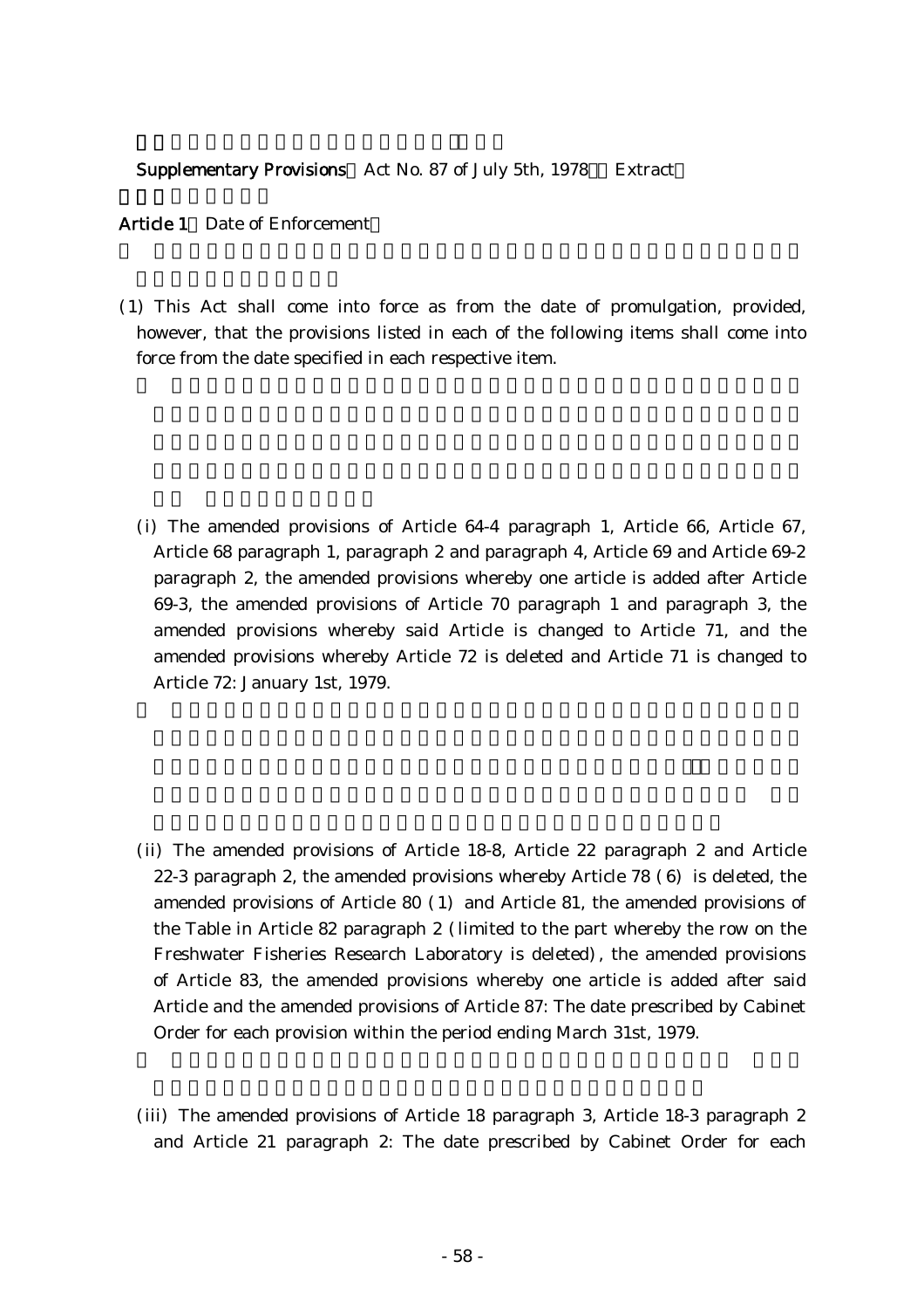Supplementary Provisions (Act No. 87 of July 5th, 1978) (Extract)

**Article 1** (Date of Enforcement)

(1) This Act shall come into force as from the date of promulgation, provided, however, that the provisions listed in each of the following items shall come into force from the date specified in each respective item.

(i) The amended provisions of Article 64-4 paragraph 1, Article 66, Article 67, Article 68 paragraph 1, paragraph 2 and paragraph 4, Article 69 and Article 69-2 paragraph 2, the amended provisions whereby one article is added after Article 69-3, the amended provisions of Article 70 paragraph 1 and paragraph 3, the amended provisions whereby said Article is changed to Article 71, and the amended provisions whereby Article 72 is deleted and Article 71 is changed to Article 72: January 1st, 1979.

(ii) The amended provisions of Article 18-8, Article 22 paragraph 2 and Article 22-3 paragraph 2, the amended provisions whereby Article 78 (6) is deleted, the amended provisions of Article 80 (1) and Article 81, the amended provisions of the Table in Article 82 paragraph 2 (limited to the part whereby the row on the Freshwater Fisheries Research Laboratory is deleted), the amended provisions of Article 83, the amended provisions whereby one article is added after said Article and the amended provisions of Article 87: The date prescribed by Cabinet Order for each provision within the period ending March 31st, 1979.

(iii) The amended provisions of Article 18 paragraph 3, Article 18-3 paragraph 2 and Article 21 paragraph 2: The date prescribed by Cabinet Order for each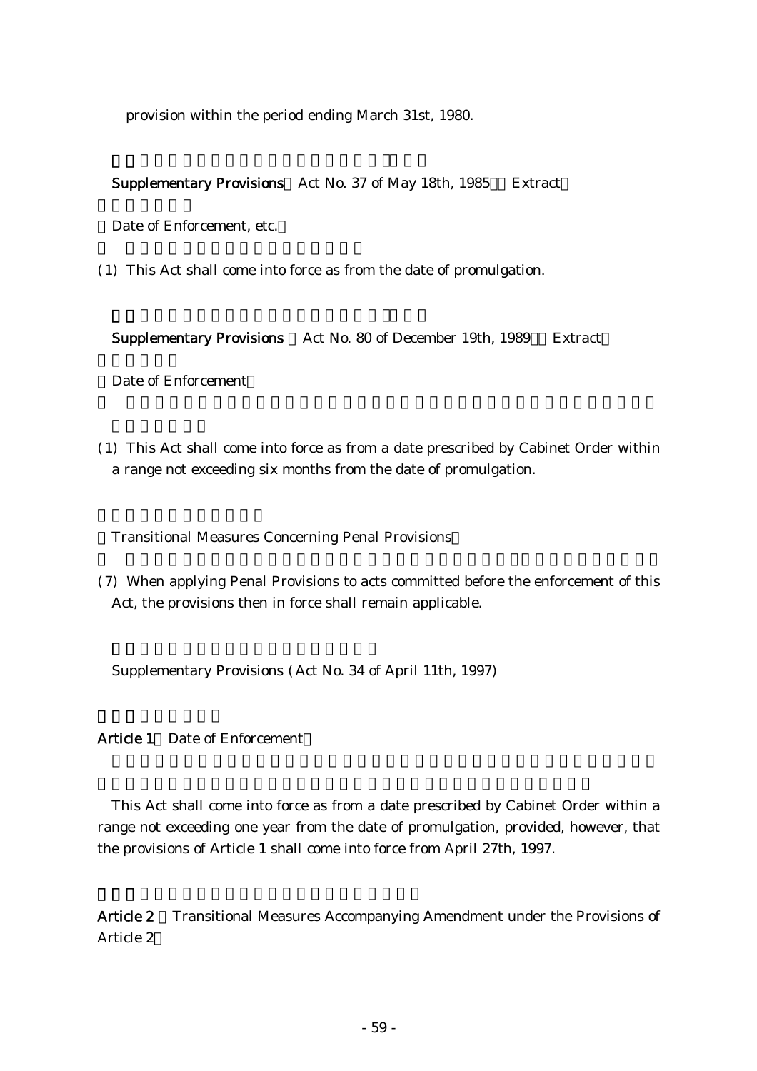provision within the period ending March 31st, 1980.

**Supplementary Provisions** Act No. 37 of May 18th, 1985 Extract

Date of Enforcement, etc.

(1) This Act shall come into force as from the date of promulgation.

**Supplementary Provisions** Act No. 80 of December 19th, 1989 Extract

Date of Enforcement

(1) This Act shall come into force as from a date prescribed by Cabinet Order within a range not exceeding six months from the date of promulgation.

Transitional Measures Concerning Penal Provisions

(7) When applying Penal Provisions to acts committed before the enforcement of this Act, the provisions then in force shall remain applicable.

Supplementary Provisions (Act No. 34 of April 11th, 1997)

**Article 1** Date of Enforcement

This Act shall come into force as from a date prescribed by Cabinet Order within a range not exceeding one year from the date of promulgation, provided, however, that the provisions of Article 1 shall come into force from April 27th, 1997.

**Article 2** Transitional Measures Accompanying Amendment under the Provisions of Article 2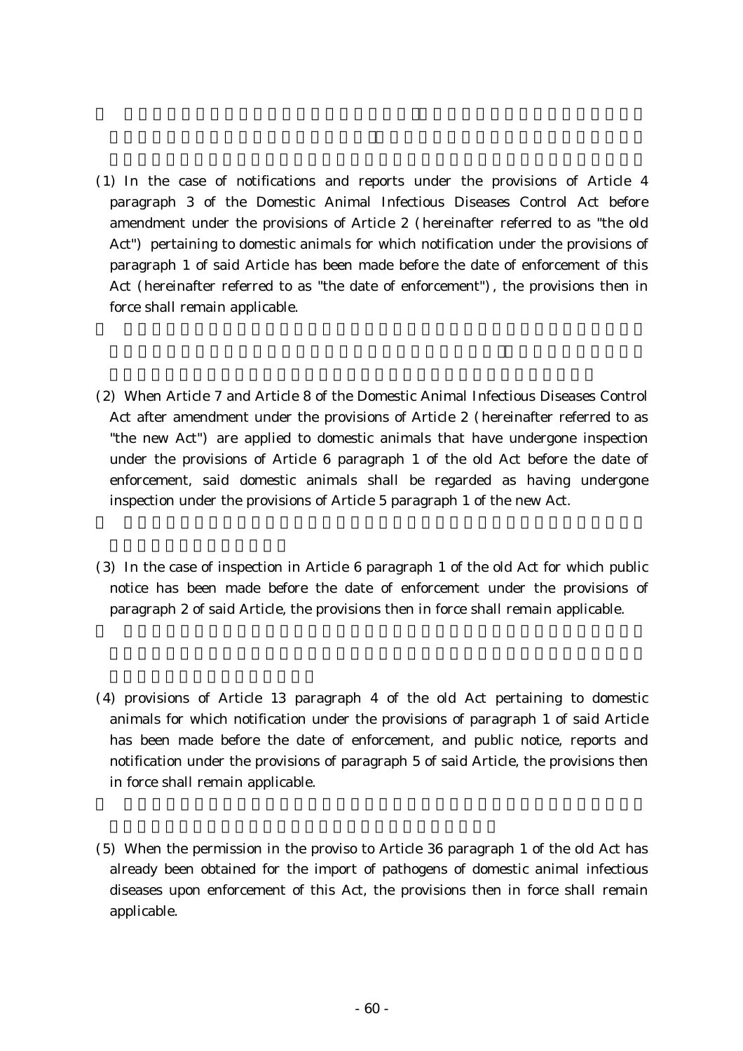(1) In the case of notifications and reports under the provisions of Article 4 paragraph 3 of the Domestic Animal Infectious Diseases Control Act before amendment under the provisions of Article 2 (hereinafter referred to as "the old Act") pertaining to domestic animals for which notification under the provisions of paragraph 1 of said Article has been made before the date of enforcement of this Act (hereinafter referred to as "the date of enforcement"), the provisions then in force shall remain applicable.

(2) When Article 7 and Article 8 of the Domestic Animal Infectious Diseases Control Act after amendment under the provisions of Article 2 (hereinafter referred to as "the new Act") are applied to domestic animals that have undergone inspection under the provisions of Article 6 paragraph 1 of the old Act before the date of enforcement, said domestic animals shall be regarded as having undergone inspection under the provisions of Article 5 paragraph 1 of the new Act.

(3) In the case of inspection in Article 6 paragraph 1 of the old Act for which public notice has been made before the date of enforcement under the provisions of paragraph 2 of said Article, the provisions then in force shall remain applicable.

(4) provisions of Article 13 paragraph 4 of the old Act pertaining to domestic animals for which notification under the provisions of paragraph 1 of said Article has been made before the date of enforcement, and public notice, reports and notification under the provisions of paragraph 5 of said Article, the provisions then in force shall remain applicable.

(5) When the permission in the proviso to Article 36 paragraph 1 of the old Act has already been obtained for the import of pathogens of domestic animal infectious diseases upon enforcement of this Act, the provisions then in force shall remain applicable.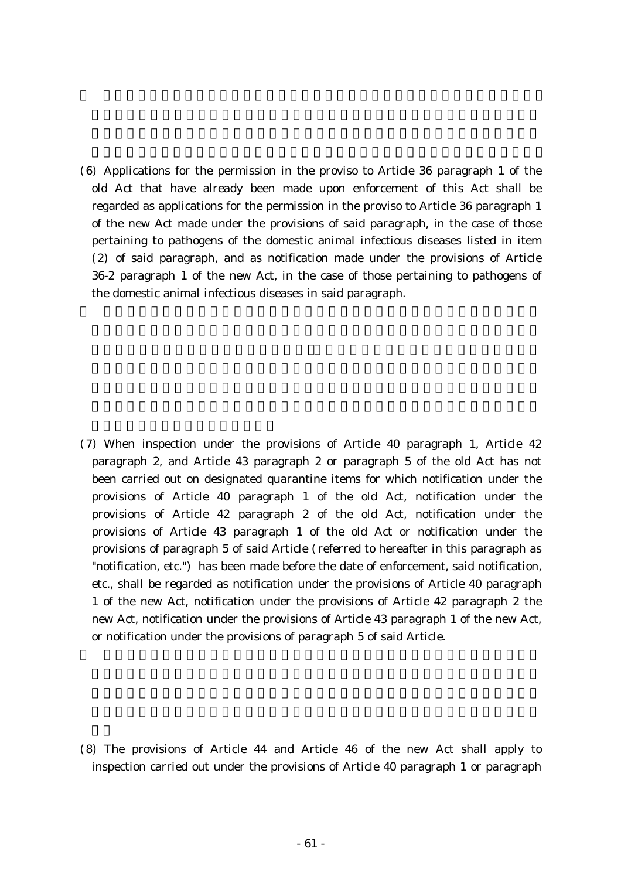(6) Applications for the permission in the proviso to Article 36 paragraph 1 of the old Act that have already been made upon enforcement of this Act shall be regarded as applications for the permission in the proviso to Article 36 paragraph 1 of the new Act made under the provisions of said paragraph, in the case of those pertaining to pathogens of the domestic animal infectious diseases listed in item (2) of said paragraph, and as notification made under the provisions of Article 36-2 paragraph 1 of the new Act, in the case of those pertaining to pathogens of the domestic animal infectious diseases in said paragraph.

(7) When inspection under the provisions of Article 40 paragraph 1, Article 42 paragraph 2, and Article 43 paragraph 2 or paragraph 5 of the old Act has not been carried out on designated quarantine items for which notification under the provisions of Article 40 paragraph 1 of the old Act, notification under the provisions of Article 42 paragraph 2 of the old Act, notification under the provisions of Article 43 paragraph 1 of the old Act or notification under the provisions of paragraph 5 of said Article (referred to hereafter in this paragraph as "notification, etc.") has been made before the date of enforcement, said notification, etc., shall be regarded as notification under the provisions of Article 40 paragraph 1 of the new Act, notification under the provisions of Article 42 paragraph 2 the new Act, notification under the provisions of Article 43 paragraph 1 of the new Act, or notification under the provisions of paragraph 5 of said Article.

(8) The provisions of Article 44 and Article 46 of the new Act shall apply to inspection carried out under the provisions of Article 40 paragraph 1 or paragraph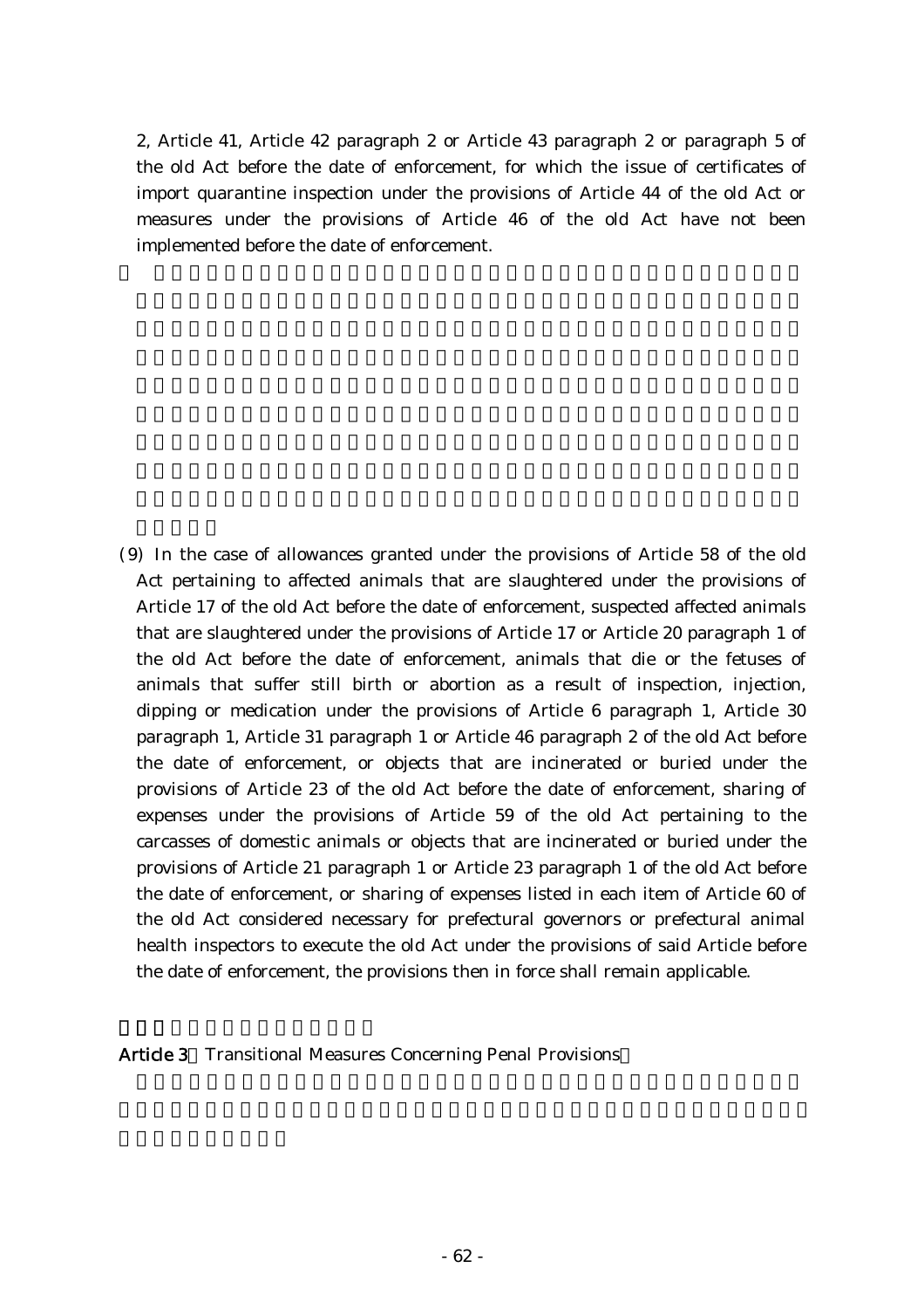2, Article 41, Article 42 paragraph 2 or Article 43 paragraph 2 or paragraph 5 of the old Act before the date of enforcement, for which the issue of certificates of import quarantine inspection under the provisions of Article 44 of the old Act or measures under the provisions of Article 46 of the old Act have not been implemented before the date of enforcement.

(9) In the case of allowances granted under the provisions of Article 58 of the old Act pertaining to affected animals that are slaughtered under the provisions of Article 17 of the old Act before the date of enforcement, suspected affected animals that are slaughtered under the provisions of Article 17 or Article 20 paragraph 1 of the old Act before the date of enforcement, animals that die or the fetuses of animals that suffer still birth or abortion as a result of inspection, injection, dipping or medication under the provisions of Article 6 paragraph 1, Article 30 paragraph 1, Article 31 paragraph 1 or Article 46 paragraph 2 of the old Act before the date of enforcement, or objects that are incinerated or buried under the provisions of Article 23 of the old Act before the date of enforcement, sharing of expenses under the provisions of Article 59 of the old Act pertaining to the carcasses of domestic animals or objects that are incinerated or buried under the provisions of Article 21 paragraph 1 or Article 23 paragraph 1 of the old Act before the date of enforcement, or sharing of expenses listed in each item of Article 60 of the old Act considered necessary for prefectural governors or prefectural animal health inspectors to execute the old Act under the provisions of said Article before the date of enforcement, the provisions then in force shall remain applicable.

**Article 3** (Transitional Measures Concerning Penal Provisions)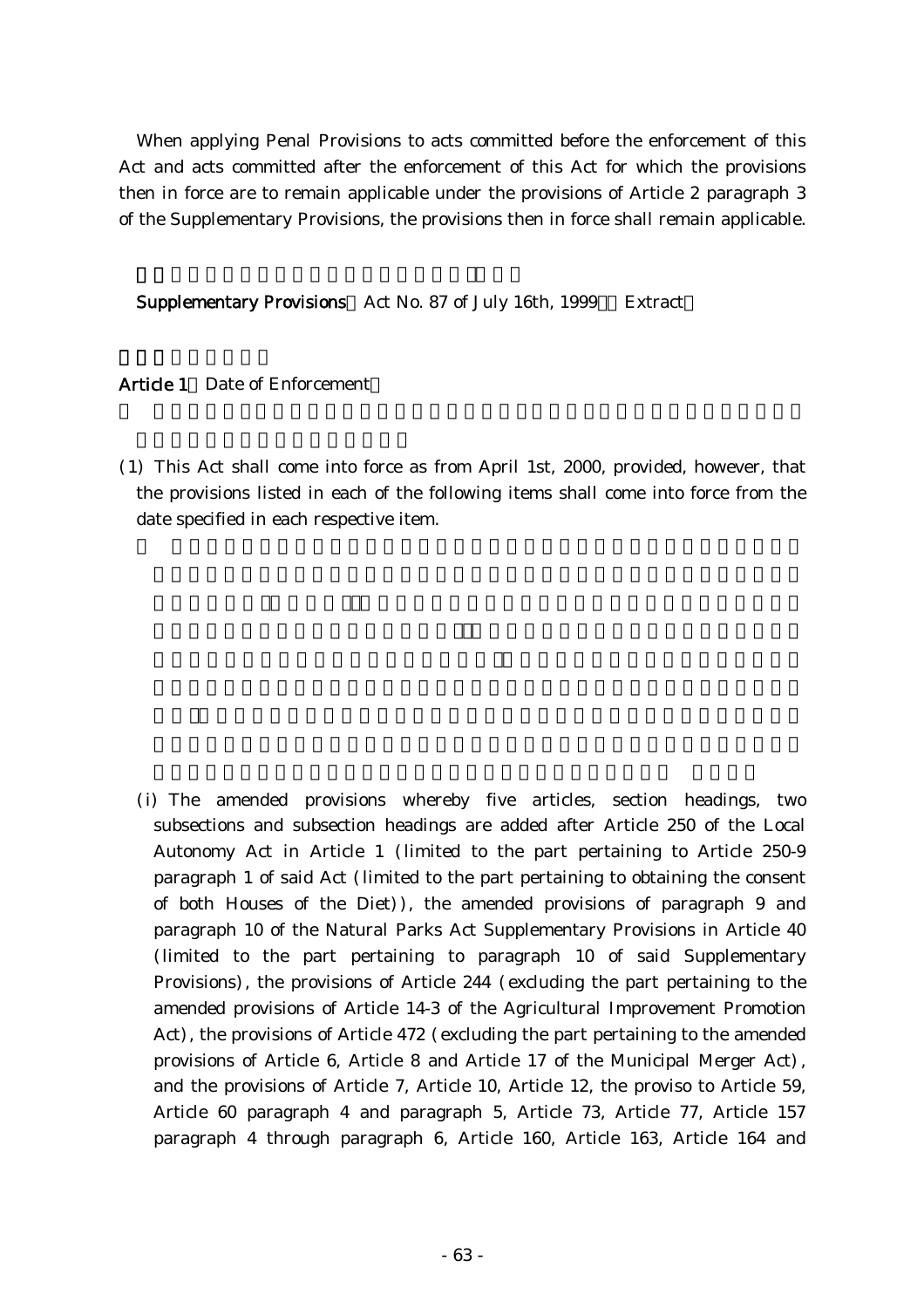When applying Penal Provisions to acts committed before the enforcement of this Act and acts committed after the enforcement of this Act for which the provisions then in force are to remain applicable under the provisions of Article 2 paragraph 3 of the Supplementary Provisions, the provisions then in force shall remain applicable.

**Supplementary Provisions** (Act No. 87 of July 16th, 1999) (Extract)

**Article 1** (Date of Enforcement)

(1) This Act shall come into force as from April 1st, 2000, provided, however, that the provisions listed in each of the following items shall come into force from the date specified in each respective item.

(i) The amended provisions whereby five articles, section headings, two subsections and subsection headings are added after Article 250 of the Local Autonomy Act in Article 1 (limited to the part pertaining to Article 250-9 paragraph 1 of said Act (limited to the part pertaining to obtaining the consent of both Houses of the Diet)), the amended provisions of paragraph 9 and paragraph 10 of the Natural Parks Act Supplementary Provisions in Article 40 (limited to the part pertaining to paragraph 10 of said Supplementary Provisions), the provisions of Article 244 (excluding the part pertaining to the amended provisions of Article 14-3 of the Agricultural Improvement Promotion Act), the provisions of Article 472 (excluding the part pertaining to the amended provisions of Article 6, Article 8 and Article 17 of the Municipal Merger Act), and the provisions of Article 7, Article 10, Article 12, the proviso to Article 59, Article 60 paragraph 4 and paragraph 5, Article 73, Article 77, Article 157 paragraph 4 through paragraph 6, Article 160, Article 163, Article 164 and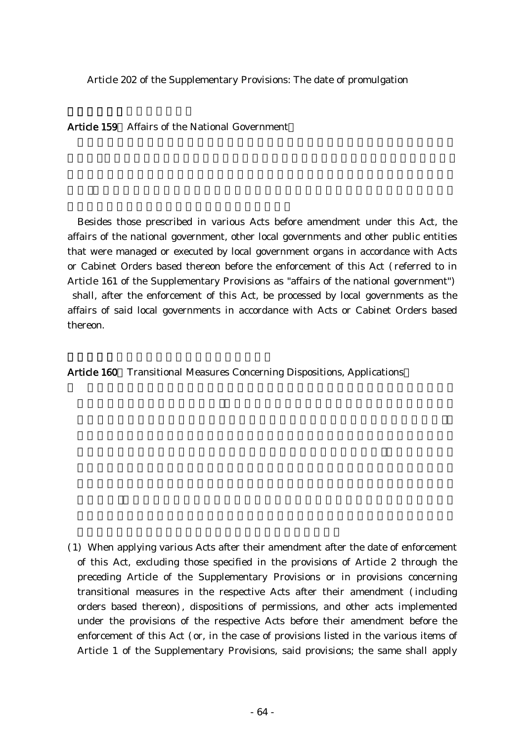Article 202 of the Supplementary Provisions: The date of promulgation

**Article 159** Affairs of the National Government

Besides those prescribed in various Acts before amendment under this Act, the affairs of the national government, other local governments and other public entities that were managed or executed by local government organs in accordance with Acts or Cabinet Orders based thereon before the enforcement of this Act (referred to in Article 161 of the Supplementary Provisions as "affairs of the national government") shall, after the enforcement of this Act, be processed by local governments as the affairs of said local governments in accordance with Acts or Cabinet Orders based thereon.

**Article 160** Transitional Measures Concerning Dispositions, Applications

(1) When applying various Acts after their amendment after the date of enforcement of this Act, excluding those specified in the provisions of Article 2 through the preceding Article of the Supplementary Provisions or in provisions concerning transitional measures in the respective Acts after their amendment (including orders based thereon), dispositions of permissions, and other acts implemented under the provisions of the respective Acts before their amendment before the enforcement of this Act (or, in the case of provisions listed in the various items of Article 1 of the Supplementary Provisions, said provisions; the same shall apply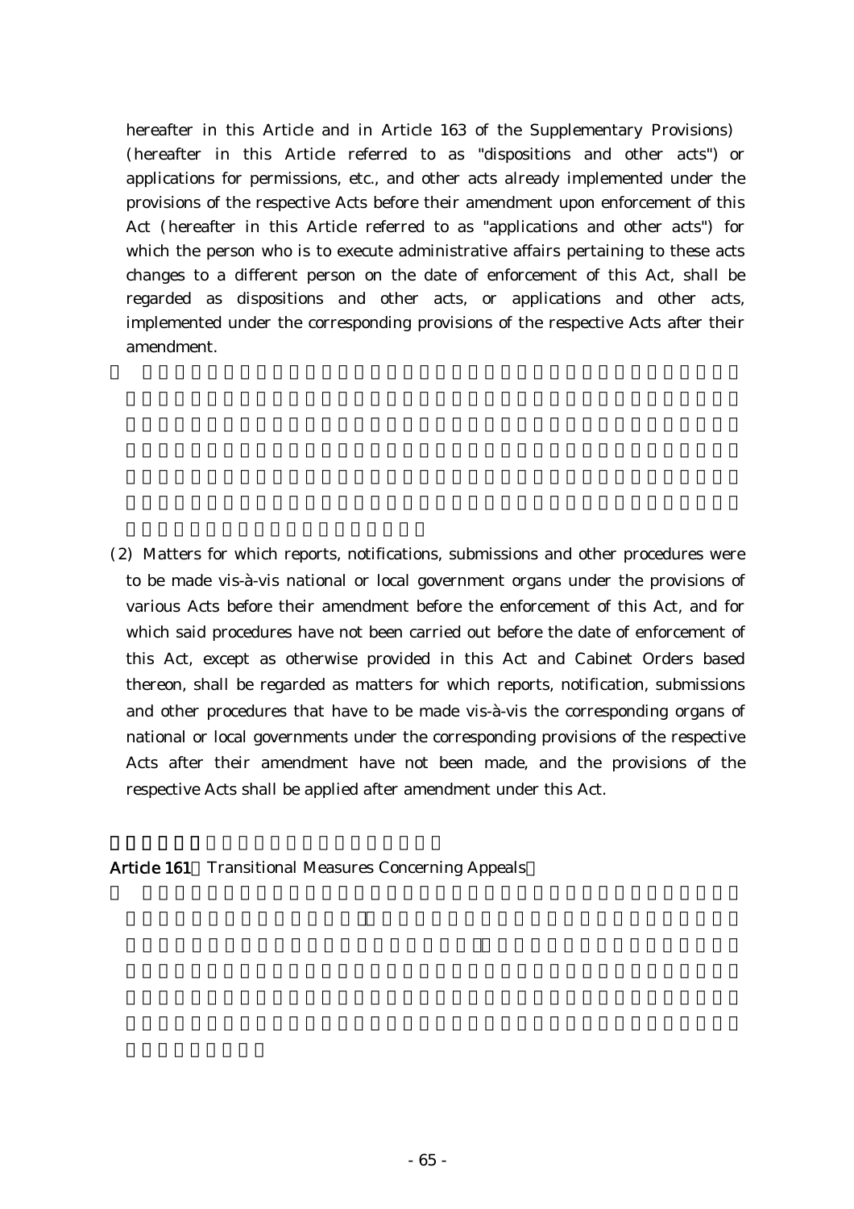hereafter in this Article and in Article 163 of the Supplementary Provisions) (hereafter in this Article referred to as "dispositions and other acts") or applications for permissions, etc., and other acts already implemented under the provisions of the respective Acts before their amendment upon enforcement of this Act (hereafter in this Article referred to as "applications and other acts") for which the person who is to execute administrative affairs pertaining to these acts changes to a different person on the date of enforcement of this Act, shall be regarded as dispositions and other acts, or applications and other acts, implemented under the corresponding provisions of the respective Acts after their amendment.

(2) Matters for which reports, notifications, submissions and other procedures were to be made vis-à-vis national or local government organs under the provisions of various Acts before their amendment before the enforcement of this Act, and for which said procedures have not been carried out before the date of enforcement of this Act, except as otherwise provided in this Act and Cabinet Orders based thereon, shall be regarded as matters for which reports, notification, submissions and other procedures that have to be made vis-à-vis the corresponding organs of national or local governments under the corresponding provisions of the respective Acts after their amendment have not been made, and the provisions of the respective Acts shall be applied after amendment under this Act.

**Article 161** Transitional Measures Concerning Appeals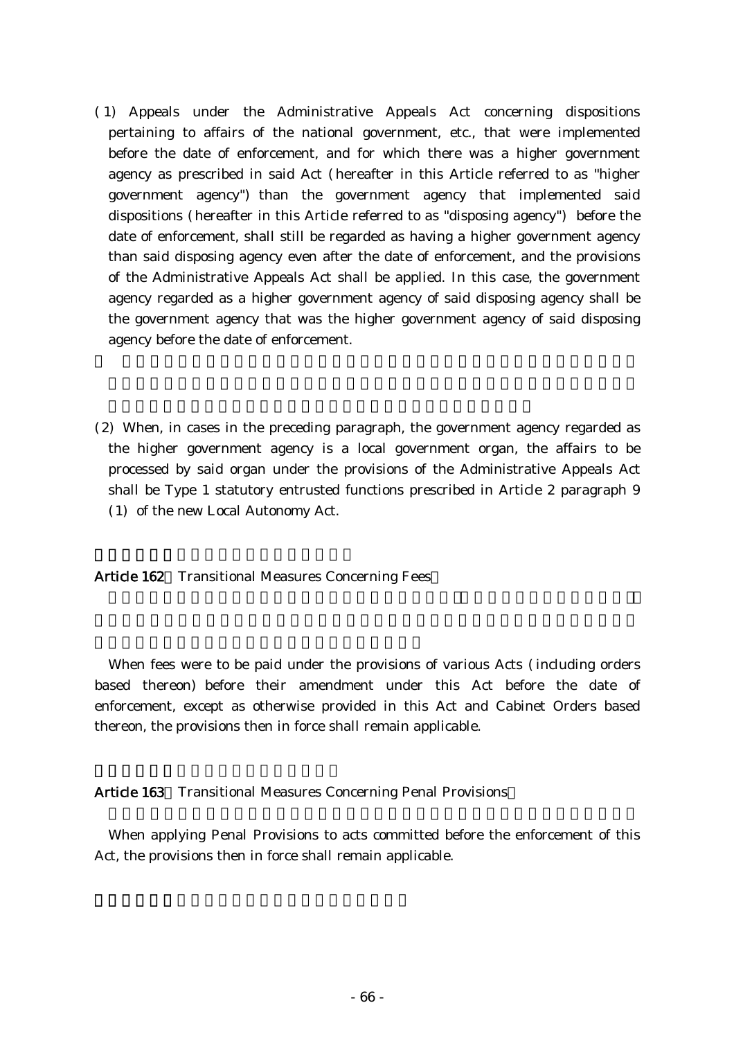(1) Appeals under the Administrative Appeals Act concerning dispositions pertaining to affairs of the national government, etc., that were implemented before the date of enforcement, and for which there was a higher government agency as prescribed in said Act (hereafter in this Article referred to as "higher government agency") than the government agency that implemented said dispositions (hereafter in this Article referred to as "disposing agency") before the date of enforcement, shall still be regarded as having a higher government agency than said disposing agency even after the date of enforcement, and the provisions of the Administrative Appeals Act shall be applied. In this case, the government agency regarded as a higher government agency of said disposing agency shall be the government agency that was the higher government agency of said disposing agency before the date of enforcement.

(2) When, in cases in the preceding paragraph, the government agency regarded as the higher government agency is a local government organ, the affairs to be processed by said organ under the provisions of the Administrative Appeals Act shall be Type 1 statutory entrusted functions prescribed in Article 2 paragraph 9 (1) of the new Local Autonomy Act.

**Article 162** Transitional Measures Concerning Fees

When fees were to be paid under the provisions of various Acts (including orders based thereon) before their amendment under this Act before the date of enforcement, except as otherwise provided in this Act and Cabinet Orders based thereon, the provisions then in force shall remain applicable.

**Article 163** Transitional Measures Concerning Penal Provisions

When applying Penal Provisions to acts committed before the enforcement of this Act, the provisions then in force shall remain applicable.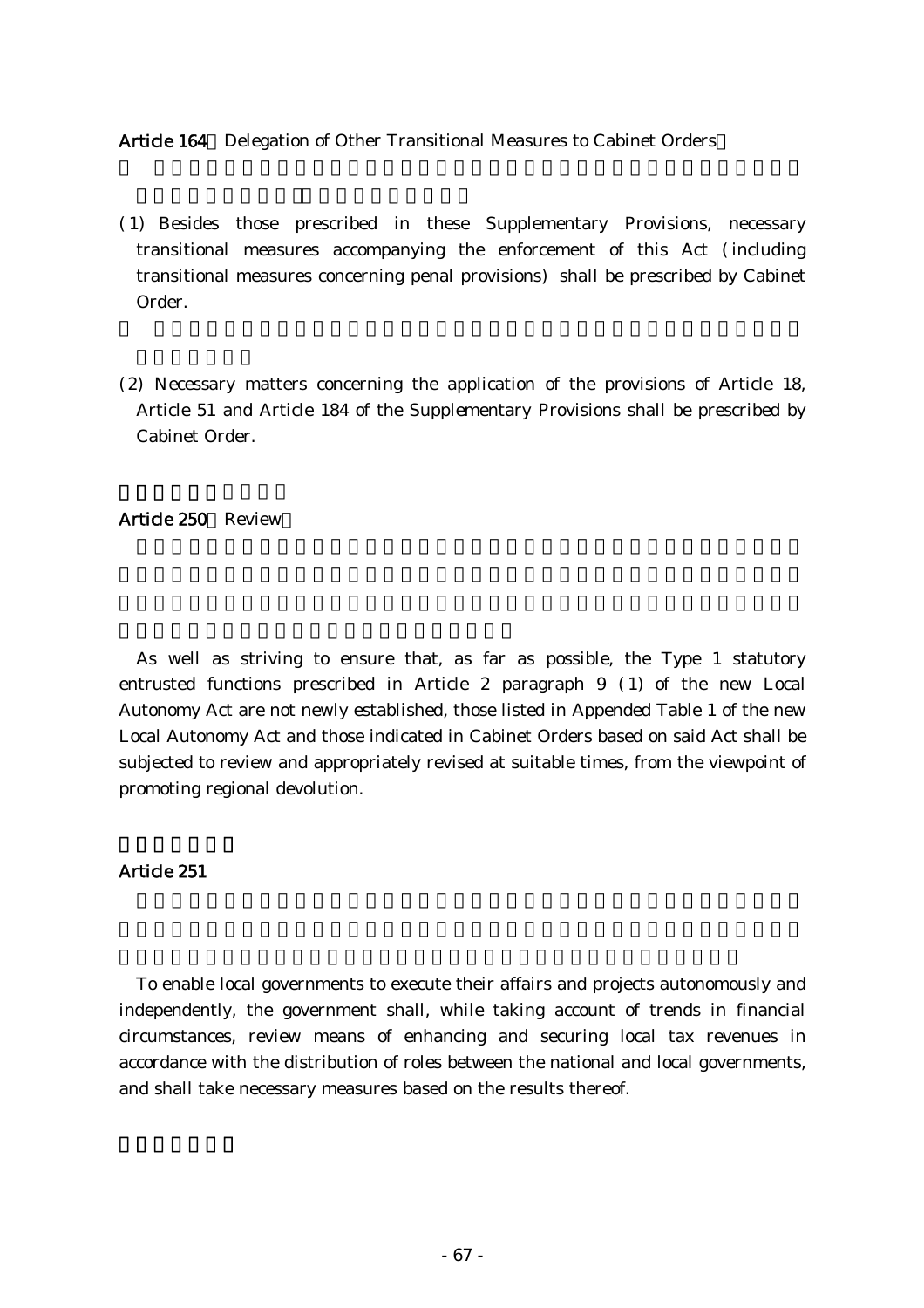**Article 164** Delegation of Other Transitional Measures to Cabinet Orders

(1) Besides those prescribed in these Supplementary Provisions, necessary transitional measures accompanying the enforcement of this Act (including transitional measures concerning penal provisions) shall be prescribed by Cabinet Order.

(2) Necessary matters concerning the application of the provisions of Article 18, Article 51 and Article 184 of the Supplementary Provisions shall be prescribed by Cabinet Order.

**Article 250** Review

As well as striving to ensure that, as far as possible, the Type 1 statutory entrusted functions prescribed in Article 2 paragraph 9 (1) of the new Local Autonomy Act are not newly established, those listed in Appended Table 1 of the new Local Autonomy Act and those indicated in Cabinet Orders based on said Act shall be subjected to review and appropriately revised at suitable times, from the viewpoint of promoting regional devolution.

**Article 251**

To enable local governments to execute their affairs and projects autonomously and independently, the government shall, while taking account of trends in financial circumstances, review means of enhancing and securing local tax revenues in accordance with the distribution of roles between the national and local governments, and shall take necessary measures based on the results thereof.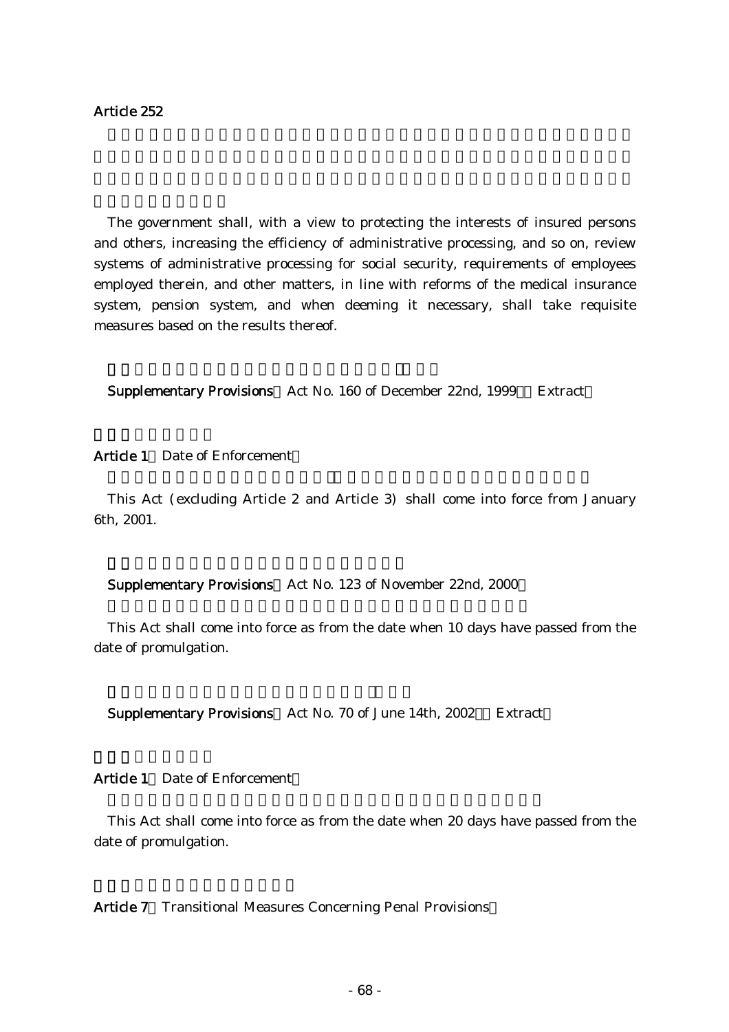**Article 252**

The government shall, with a view to protecting the interests of insured persons and others, increasing the efficiency of administrative processing, and so on, review systems of administrative processing for social security, requirements of employees employed therein, and other matters, in line with reforms of the medical insurance system, pension system, and when deeming it necessary, shall take requisite measures based on the results thereof.

**Supplementary Provisions** Act No. 160 of December 22nd, 1999 Extract

**Article 1** Date of Enforcement

This Act (excluding Article 2 and Article 3) shall come into force from January 6th, 2001.

**Supplementary Provisions** Act No. 123 of November 22nd, 2000

This Act shall come into force as from the date when 10 days have passed from the date of promulgation.

**Supplementary Provisions** Act No. 70 of June 14th, 2002 Extract

**Article 1** Date of Enforcement

This Act shall come into force as from the date when 20 days have passed from the date of promulgation.

**Article 7** Transitional Measures Concerning Penal Provisions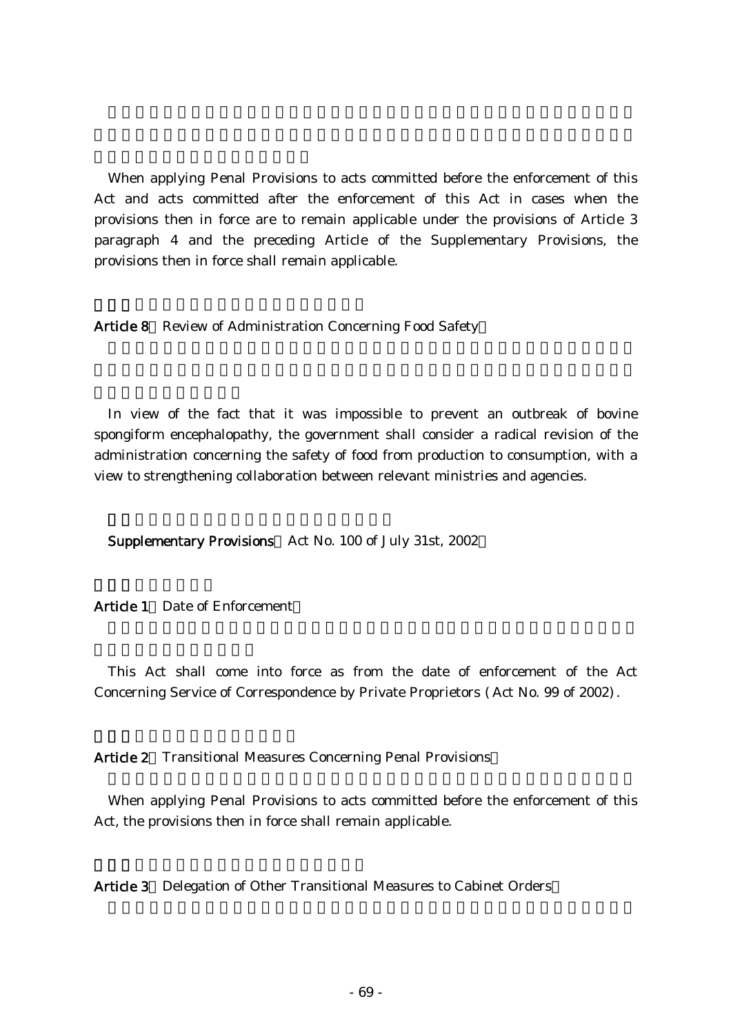When applying Penal Provisions to acts committed before the enforcement of this Act and acts committed after the enforcement of this Act in cases when the provisions then in force are to remain applicable under the provisions of Article 3 paragraph 4 and the preceding Article of the Supplementary Provisions, the provisions then in force shall remain applicable.

**Article 8** Review of Administration Concerning Food Safety

In view of the fact that it was impossible to prevent an outbreak of bovine spongiform encephalopathy, the government shall consider a radical revision of the administration concerning the safety of food from production to consumption, with a view to strengthening collaboration between relevant ministries and agencies.

**Supplementary Provisions** Act No. 100 of July 31st, 2002

**Article 1** Date of Enforcement

This Act shall come into force as from the date of enforcement of the Act Concerning Service of Correspondence by Private Proprietors (Act No. 99 of 2002).

**Article 2** Transitional Measures Concerning Penal Provisions

When applying Penal Provisions to acts committed before the enforcement of this Act, the provisions then in force shall remain applicable.

**Article 3** Delegation of Other Transitional Measures to Cabinet Orders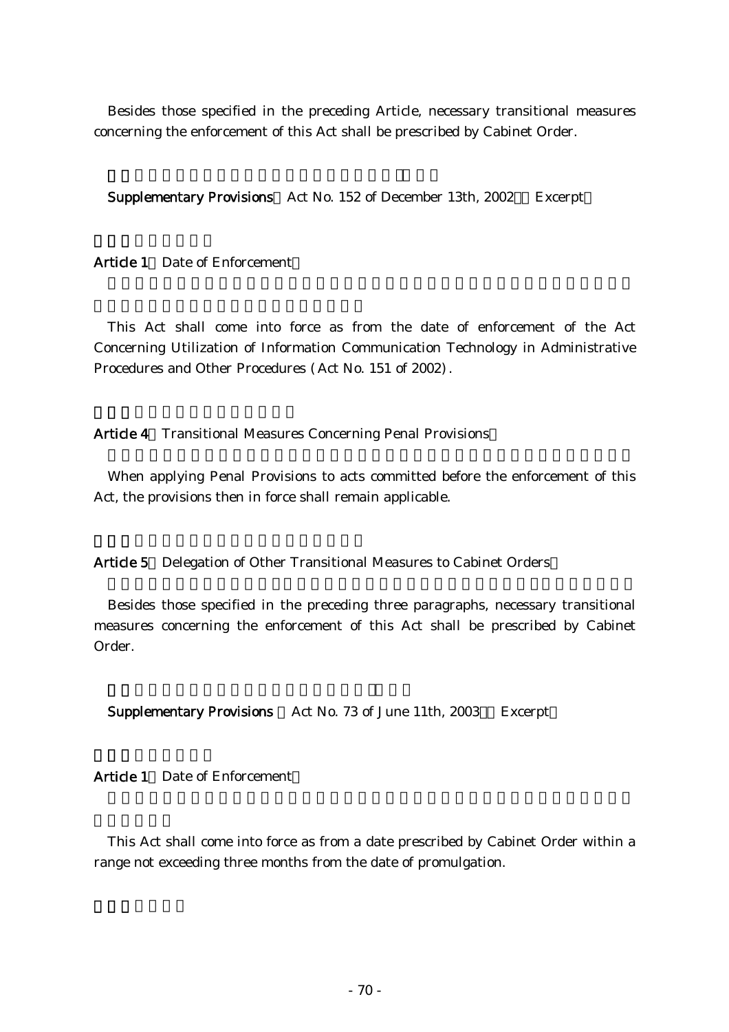Besides those specified in the preceding Article, necessary transitional measures concerning the enforcement of this Act shall be prescribed by Cabinet Order.

**Supplementary Provisions** Act No. 152 of December 13th, 2002 Excerpt

**Article 1** Date of Enforcement

This Act shall come into force as from the date of enforcement of the Act Concerning Utilization of Information Communication Technology in Administrative Procedures and Other Procedures (Act No. 151 of 2002).

**Article 4** Transitional Measures Concerning Penal Provisions

When applying Penal Provisions to acts committed before the enforcement of this Act, the provisions then in force shall remain applicable.

**Article 5** Delegation of Other Transitional Measures to Cabinet Orders

Besides those specified in the preceding three paragraphs, necessary transitional measures concerning the enforcement of this Act shall be prescribed by Cabinet Order.

**Supplementary Provisions** Act No. 73 of June 11th, 2003 Excerpt

**Article 1** Date of Enforcement

This Act shall come into force as from a date prescribed by Cabinet Order within a range not exceeding three months from the date of promulgation.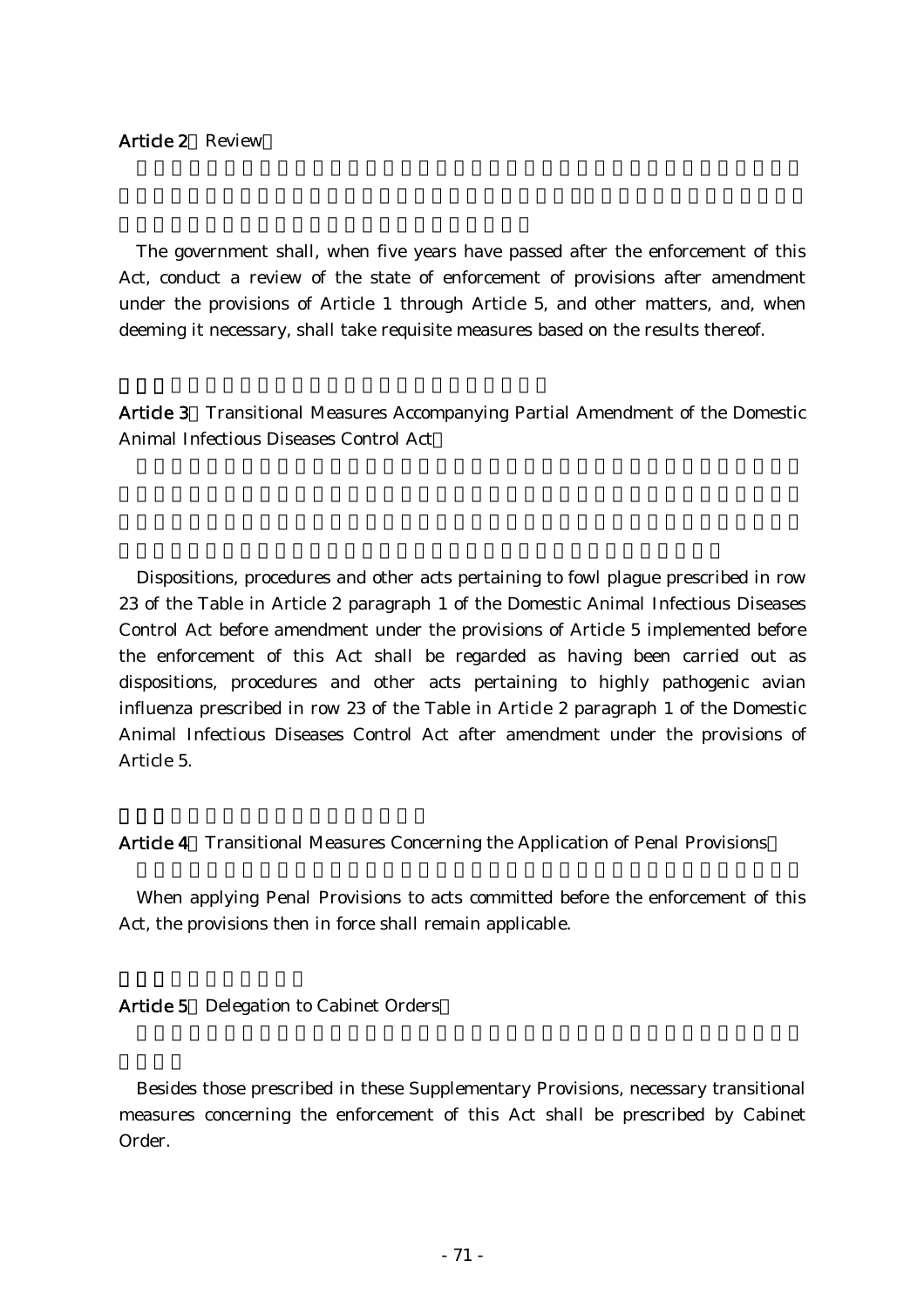**Article 2** Review

The government shall, when five years have passed after the enforcement of this Act, conduct a review of the state of enforcement of provisions after amendment under the provisions of Article 1 through Article 5, and other matters, and, when deeming it necessary, shall take requisite measures based on the results thereof.

**Article 3** Transitional Measures Accompanying Partial Amendment of the Domestic Animal Infectious Diseases Control Act

Dispositions, procedures and other acts pertaining to fowl plague prescribed in row 23 of the Table in Article 2 paragraph 1 of the Domestic Animal Infectious Diseases Control Act before amendment under the provisions of Article 5 implemented before the enforcement of this Act shall be regarded as having been carried out as dispositions, procedures and other acts pertaining to highly pathogenic avian influenza prescribed in row 23 of the Table in Article 2 paragraph 1 of the Domestic Animal Infectious Diseases Control Act after amendment under the provisions of Article 5.

**Article 4** Transitional Measures Concerning the Application of Penal Provisions

When applying Penal Provisions to acts committed before the enforcement of this Act, the provisions then in force shall remain applicable.

**Article 5** Delegation to Cabinet Orders

Besides those prescribed in these Supplementary Provisions, necessary transitional measures concerning the enforcement of this Act shall be prescribed by Cabinet Order.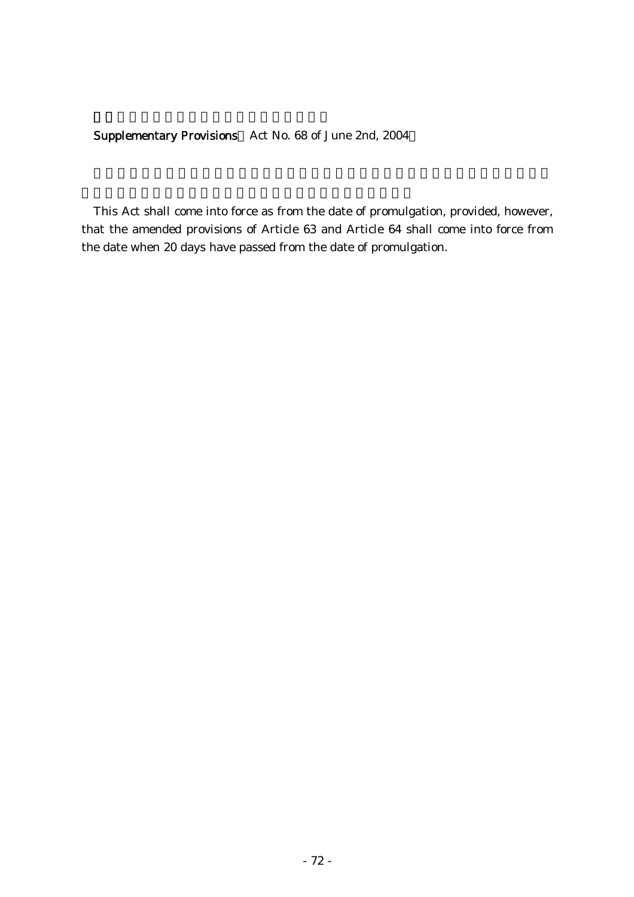Supplementary Provisions（Act No. 68 of June 2nd, 2004）

This Act shall come into force as from the date of promulgation, provided, however, that the amended provisions of Article 63 and Article 64 shall come into force from the date when 20 days have passed from the date of promulgation.